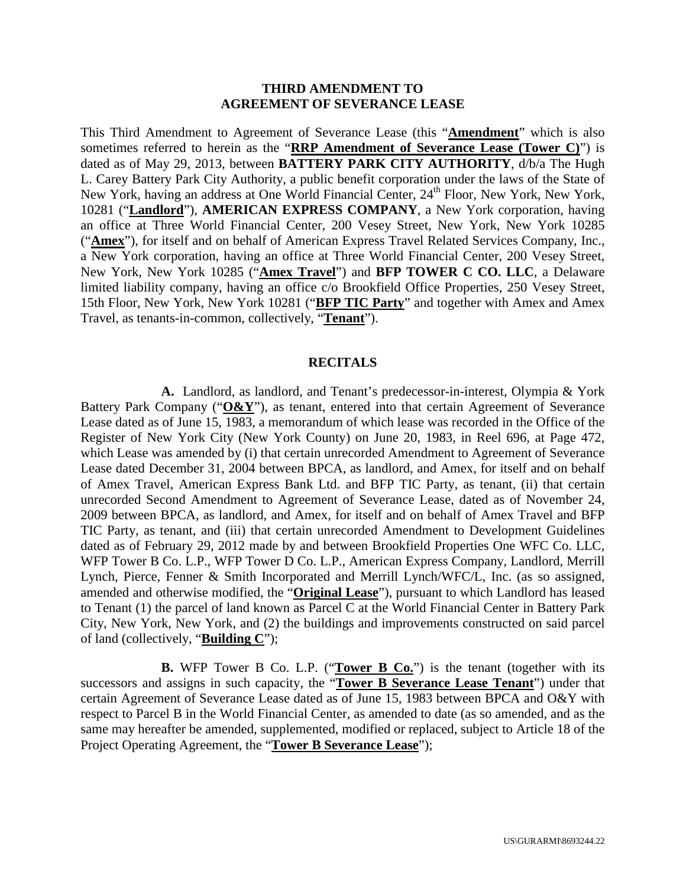**THIRD AMENDMENT TO**
**AGREEMENT OF SEVERANCE LEASE**

This Third Amendment to Agreement of Severance Lease (this "**Amendment**" which is also sometimes referred to herein as the "**RRP Amendment of Severance Lease (Tower C)**") is dated as of May 29, 2013, between **BATTERY PARK CITY AUTHORITY**, d/b/a The Hugh L. Carey Battery Park City Authority, a public benefit corporation under the laws of the State of New York, having an address at One World Financial Center, 24th Floor, New York, New York, 10281 ("**Landlord**"), **AMERICAN EXPRESS COMPANY**, a New York corporation, having an office at Three World Financial Center, 200 Vesey Street, New York, New York 10285 ("**Amex**"), for itself and on behalf of American Express Travel Related Services Company, Inc., a New York corporation, having an office at Three World Financial Center, 200 Vesey Street, New York, New York 10285 ("**Amex Travel**") and **BFP TOWER C CO. LLC**, a Delaware limited liability company, having an office c/o Brookfield Office Properties, 250 Vesey Street, 15th Floor, New York, New York 10281 ("**BFP TIC Party**" and together with Amex and Amex Travel, as tenants-in-common, collectively, "**Tenant**").

## RECITALS

**A.** Landlord, as landlord, and Tenant's predecessor-in-interest, Olympia & York Battery Park Company ("**O&Y**"), as tenant, entered into that certain Agreement of Severance Lease dated as of June 15, 1983, a memorandum of which lease was recorded in the Office of the Register of New York City (New York County) on June 20, 1983, in Reel 696, at Page 472, which Lease was amended by (i) that certain unrecorded Amendment to Agreement of Severance Lease dated December 31, 2004 between BPCA, as landlord, and Amex, for itself and on behalf of Amex Travel, American Express Bank Ltd. and BFP TIC Party, as tenant, (ii) that certain unrecorded Second Amendment to Agreement of Severance Lease, dated as of November 24, 2009 between BPCA, as landlord, and Amex, for itself and on behalf of Amex Travel and BFP TIC Party, as tenant, and (iii) that certain unrecorded Amendment to Development Guidelines dated as of February 29, 2012 made by and between Brookfield Properties One WFC Co. LLC, WFP Tower B Co. L.P., WFP Tower D Co. L.P., American Express Company, Landlord, Merrill Lynch, Pierce, Fenner & Smith Incorporated and Merrill Lynch/WFC/L, Inc. (as so assigned, amended and otherwise modified, the "**Original Lease**"), pursuant to which Landlord has leased to Tenant (1) the parcel of land known as Parcel C at the World Financial Center in Battery Park City, New York, New York, and (2) the buildings and improvements constructed on said parcel of land (collectively, "**Building C**");

**B.** WFP Tower B Co. L.P. ("**Tower B Co.**") is the tenant (together with its successors and assigns in such capacity, the "**Tower B Severance Lease Tenant**") under that certain Agreement of Severance Lease dated as of June 15, 1983 between BPCA and O&Y with respect to Parcel B in the World Financial Center, as amended to date (as so amended, and as the same may hereafter be amended, supplemented, modified or replaced, subject to Article 18 of the Project Operating Agreement, the "**Tower B Severance Lease**");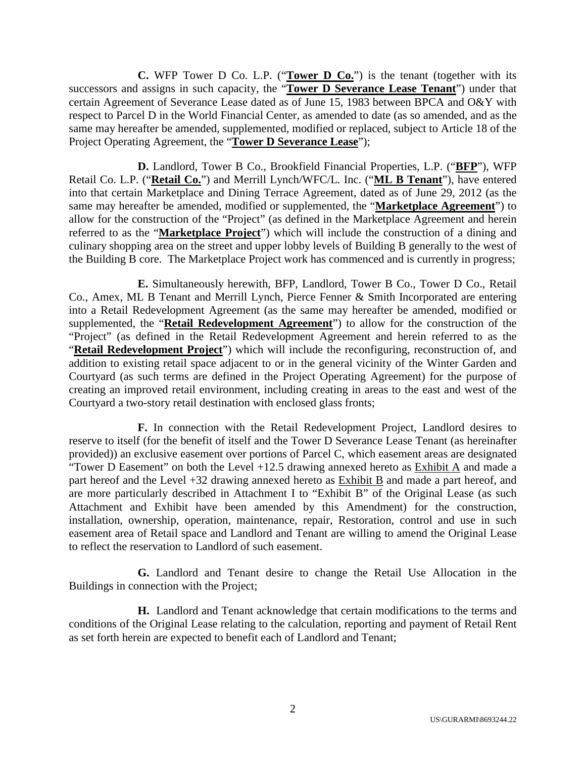**C.** WFP Tower D Co. L.P. ("**Tower D Co.**") is the tenant (together with its successors and assigns in such capacity, the "**Tower D Severance Lease Tenant**") under that certain Agreement of Severance Lease dated as of June 15, 1983 between BPCA and O&Y with respect to Parcel D in the World Financial Center, as amended to date (as so amended, and as the same may hereafter be amended, supplemented, modified or replaced, subject to Article 18 of the Project Operating Agreement, the "**Tower D Severance Lease**");

**D.** Landlord, Tower B Co., Brookfield Financial Properties, L.P. ("**BFP**"), WFP Retail Co. L.P. ("**Retail Co.**") and Merrill Lynch/WFC/L. Inc. ("**ML B Tenant**"), have entered into that certain Marketplace and Dining Terrace Agreement, dated as of June 29, 2012 (as the same may hereafter be amended, modified or supplemented, the "**Marketplace Agreement**") to allow for the construction of the "Project" (as defined in the Marketplace Agreement and herein referred to as the "**Marketplace Project**") which will include the construction of a dining and culinary shopping area on the street and upper lobby levels of Building B generally to the west of the Building B core. The Marketplace Project work has commenced and is currently in progress;

**E.** Simultaneously herewith, BFP, Landlord, Tower B Co., Tower D Co., Retail Co., Amex, ML B Tenant and Merrill Lynch, Pierce Fenner & Smith Incorporated are entering into a Retail Redevelopment Agreement (as the same may hereafter be amended, modified or supplemented, the "**Retail Redevelopment Agreement**") to allow for the construction of the "Project" (as defined in the Retail Redevelopment Agreement and herein referred to as the "**Retail Redevelopment Project**") which will include the reconfiguring, reconstruction of, and addition to existing retail space adjacent to or in the general vicinity of the Winter Garden and Courtyard (as such terms are defined in the Project Operating Agreement) for the purpose of creating an improved retail environment, including creating in areas to the east and west of the Courtyard a two-story retail destination with enclosed glass fronts;

**F.** In connection with the Retail Redevelopment Project, Landlord desires to reserve to itself (for the benefit of itself and the Tower D Severance Lease Tenant (as hereinafter provided)) an exclusive easement over portions of Parcel C, which easement areas are designated "Tower D Easement" on both the Level +12.5 drawing annexed hereto as Exhibit A and made a part hereof and the Level +32 drawing annexed hereto as Exhibit B and made a part hereof, and are more particularly described in Attachment I to "Exhibit B" of the Original Lease (as such Attachment and Exhibit have been amended by this Amendment) for the construction, installation, ownership, operation, maintenance, repair, Restoration, control and use in such easement area of Retail space and Landlord and Tenant are willing to amend the Original Lease to reflect the reservation to Landlord of such easement.

**G.** Landlord and Tenant desire to change the Retail Use Allocation in the Buildings in connection with the Project;

**H.** Landlord and Tenant acknowledge that certain modifications to the terms and conditions of the Original Lease relating to the calculation, reporting and payment of Retail Rent as set forth herein are expected to benefit each of Landlord and Tenant;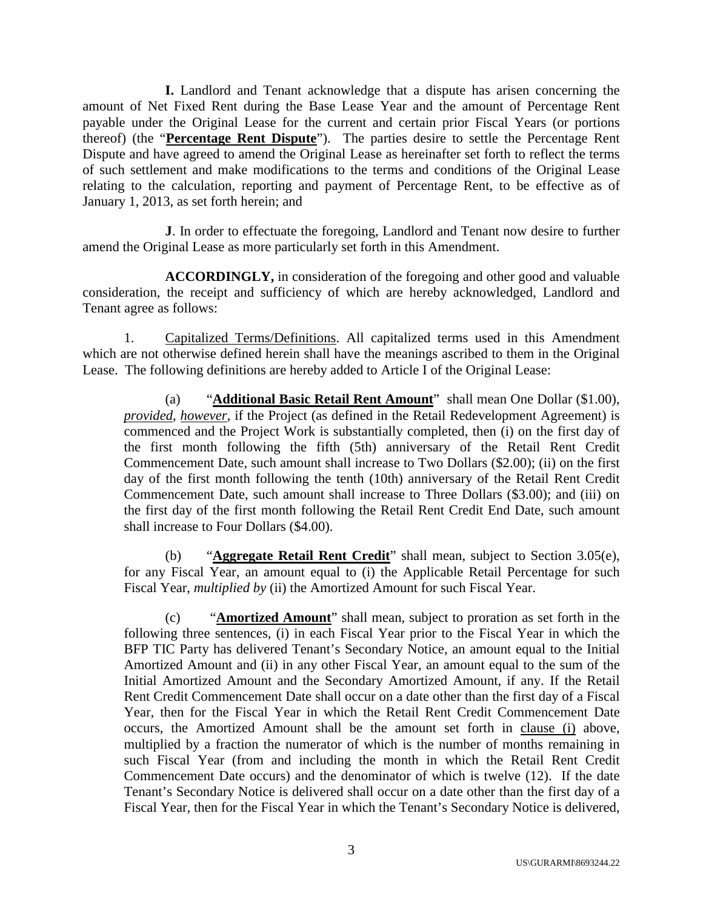**I.** Landlord and Tenant acknowledge that a dispute has arisen concerning the amount of Net Fixed Rent during the Base Lease Year and the amount of Percentage Rent payable under the Original Lease for the current and certain prior Fiscal Years (or portions thereof) (the "**Percentage Rent Dispute**"). The parties desire to settle the Percentage Rent Dispute and have agreed to amend the Original Lease as hereinafter set forth to reflect the terms of such settlement and make modifications to the terms and conditions of the Original Lease relating to the calculation, reporting and payment of Percentage Rent, to be effective as of January 1, 2013, as set forth herein; and

**J**. In order to effectuate the foregoing, Landlord and Tenant now desire to further amend the Original Lease as more particularly set forth in this Amendment.

**ACCORDINGLY,** in consideration of the foregoing and other good and valuable consideration, the receipt and sufficiency of which are hereby acknowledged, Landlord and Tenant agree as follows:

1. Capitalized Terms/Definitions. All capitalized terms used in this Amendment which are not otherwise defined herein shall have the meanings ascribed to them in the Original Lease. The following definitions are hereby added to Article I of the Original Lease:

(a) "**Additional Basic Retail Rent Amount**" shall mean One Dollar ($1.00), *provided*, *however*, if the Project (as defined in the Retail Redevelopment Agreement) is commenced and the Project Work is substantially completed, then (i) on the first day of the first month following the fifth (5th) anniversary of the Retail Rent Credit Commencement Date, such amount shall increase to Two Dollars ($2.00); (ii) on the first day of the first month following the tenth (10th) anniversary of the Retail Rent Credit Commencement Date, such amount shall increase to Three Dollars ($3.00); and (iii) on the first day of the first month following the Retail Rent Credit End Date, such amount shall increase to Four Dollars ($4.00).

(b) "**Aggregate Retail Rent Credit**" shall mean, subject to Section 3.05(e), for any Fiscal Year, an amount equal to (i) the Applicable Retail Percentage for such Fiscal Year, *multiplied by* (ii) the Amortized Amount for such Fiscal Year.

(c) "**Amortized Amount**" shall mean, subject to proration as set forth in the following three sentences, (i) in each Fiscal Year prior to the Fiscal Year in which the BFP TIC Party has delivered Tenant's Secondary Notice, an amount equal to the Initial Amortized Amount and (ii) in any other Fiscal Year, an amount equal to the sum of the Initial Amortized Amount and the Secondary Amortized Amount, if any. If the Retail Rent Credit Commencement Date shall occur on a date other than the first day of a Fiscal Year, then for the Fiscal Year in which the Retail Rent Credit Commencement Date occurs, the Amortized Amount shall be the amount set forth in clause (i) above, multiplied by a fraction the numerator of which is the number of months remaining in such Fiscal Year (from and including the month in which the Retail Rent Credit Commencement Date occurs) and the denominator of which is twelve (12). If the date Tenant's Secondary Notice is delivered shall occur on a date other than the first day of a Fiscal Year, then for the Fiscal Year in which the Tenant's Secondary Notice is delivered,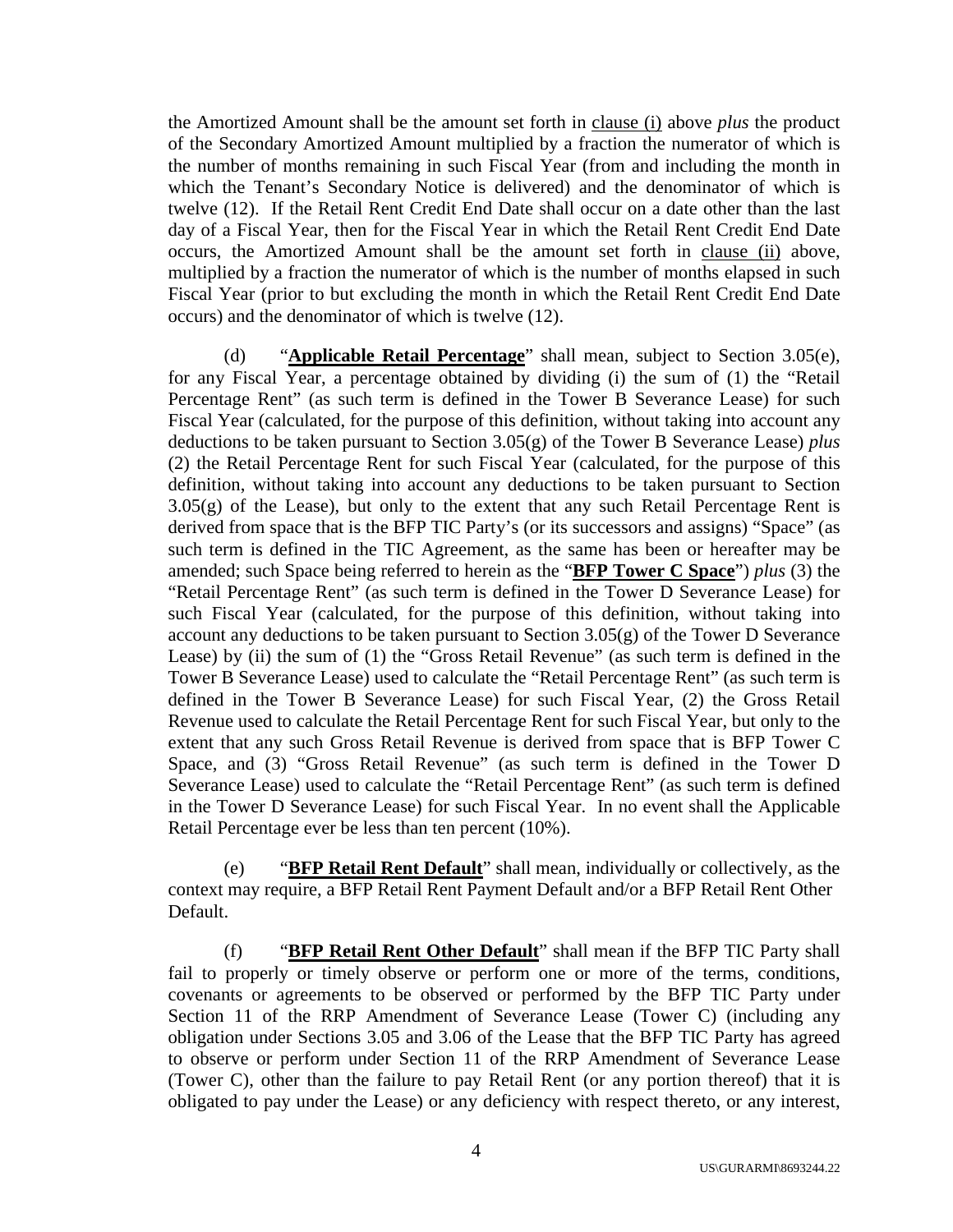the Amortized Amount shall be the amount set forth in clause (i) above *plus* the product of the Secondary Amortized Amount multiplied by a fraction the numerator of which is the number of months remaining in such Fiscal Year (from and including the month in which the Tenant's Secondary Notice is delivered) and the denominator of which is twelve (12). If the Retail Rent Credit End Date shall occur on a date other than the last day of a Fiscal Year, then for the Fiscal Year in which the Retail Rent Credit End Date occurs, the Amortized Amount shall be the amount set forth in clause (ii) above, multiplied by a fraction the numerator of which is the number of months elapsed in such Fiscal Year (prior to but excluding the month in which the Retail Rent Credit End Date occurs) and the denominator of which is twelve (12).

(d) "**Applicable Retail Percentage**" shall mean, subject to Section 3.05(e), for any Fiscal Year, a percentage obtained by dividing (i) the sum of (1) the "Retail Percentage Rent" (as such term is defined in the Tower B Severance Lease) for such Fiscal Year (calculated, for the purpose of this definition, without taking into account any deductions to be taken pursuant to Section 3.05(g) of the Tower B Severance Lease) *plus* (2) the Retail Percentage Rent for such Fiscal Year (calculated, for the purpose of this definition, without taking into account any deductions to be taken pursuant to Section 3.05(g) of the Lease), but only to the extent that any such Retail Percentage Rent is derived from space that is the BFP TIC Party's (or its successors and assigns) "Space" (as such term is defined in the TIC Agreement, as the same has been or hereafter may be amended; such Space being referred to herein as the "**BFP Tower C Space**") *plus* (3) the "Retail Percentage Rent" (as such term is defined in the Tower D Severance Lease) for such Fiscal Year (calculated, for the purpose of this definition, without taking into account any deductions to be taken pursuant to Section 3.05(g) of the Tower D Severance Lease) by (ii) the sum of (1) the "Gross Retail Revenue" (as such term is defined in the Tower B Severance Lease) used to calculate the "Retail Percentage Rent" (as such term is defined in the Tower B Severance Lease) for such Fiscal Year, (2) the Gross Retail Revenue used to calculate the Retail Percentage Rent for such Fiscal Year, but only to the extent that any such Gross Retail Revenue is derived from space that is BFP Tower C Space, and (3) "Gross Retail Revenue" (as such term is defined in the Tower D Severance Lease) used to calculate the "Retail Percentage Rent" (as such term is defined in the Tower D Severance Lease) for such Fiscal Year. In no event shall the Applicable Retail Percentage ever be less than ten percent (10%).

(e) "**BFP Retail Rent Default**" shall mean, individually or collectively, as the context may require, a BFP Retail Rent Payment Default and/or a BFP Retail Rent Other Default.

(f) "**BFP Retail Rent Other Default**" shall mean if the BFP TIC Party shall fail to properly or timely observe or perform one or more of the terms, conditions, covenants or agreements to be observed or performed by the BFP TIC Party under Section 11 of the RRP Amendment of Severance Lease (Tower C) (including any obligation under Sections 3.05 and 3.06 of the Lease that the BFP TIC Party has agreed to observe or perform under Section 11 of the RRP Amendment of Severance Lease (Tower C), other than the failure to pay Retail Rent (or any portion thereof) that it is obligated to pay under the Lease) or any deficiency with respect thereto, or any interest,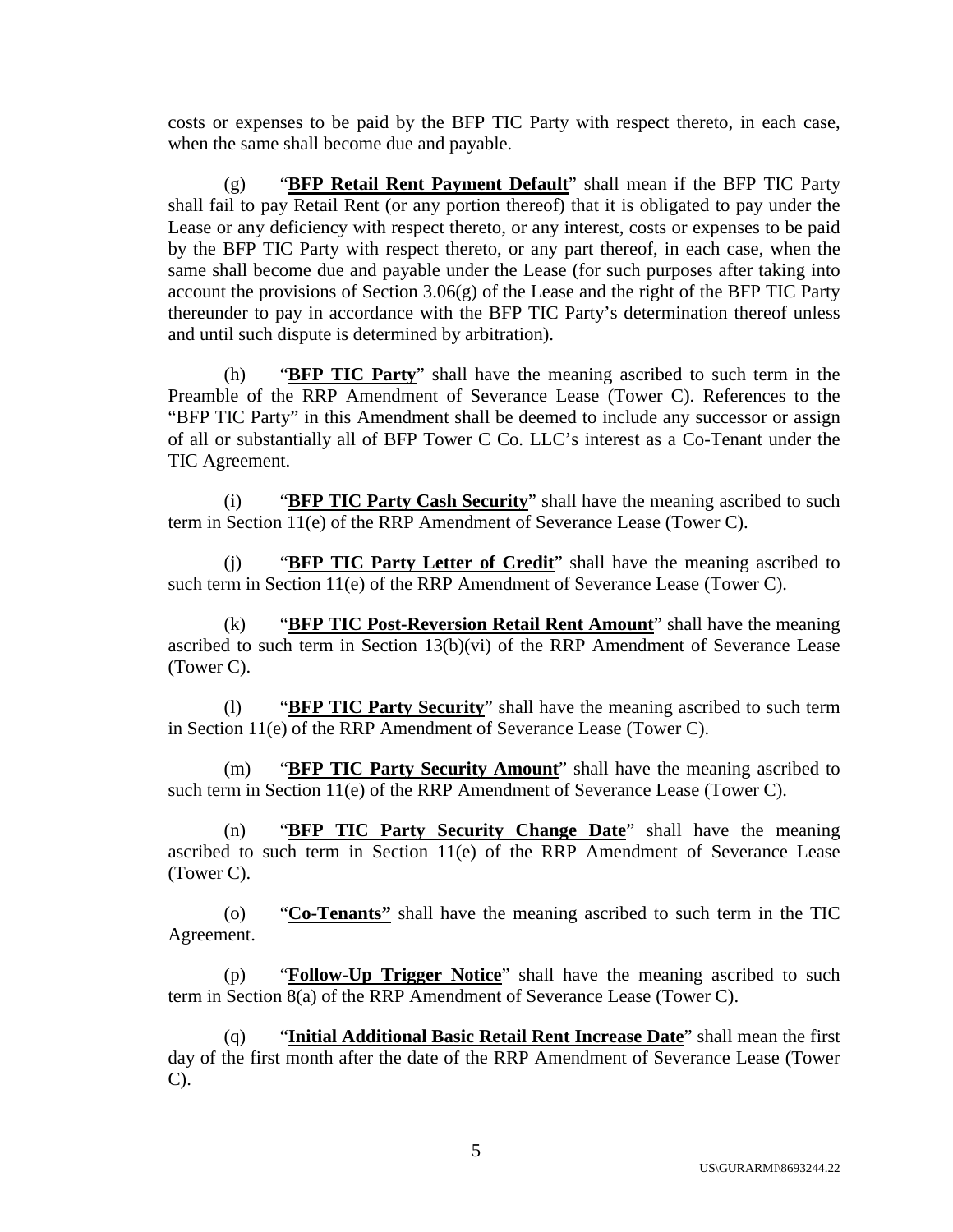costs or expenses to be paid by the BFP TIC Party with respect thereto, in each case, when the same shall become due and payable.

(g) "**BFP Retail Rent Payment Default**" shall mean if the BFP TIC Party shall fail to pay Retail Rent (or any portion thereof) that it is obligated to pay under the Lease or any deficiency with respect thereto, or any interest, costs or expenses to be paid by the BFP TIC Party with respect thereto, or any part thereof, in each case, when the same shall become due and payable under the Lease (for such purposes after taking into account the provisions of Section 3.06(g) of the Lease and the right of the BFP TIC Party thereunder to pay in accordance with the BFP TIC Party's determination thereof unless and until such dispute is determined by arbitration).

(h) "**BFP TIC Party**" shall have the meaning ascribed to such term in the Preamble of the RRP Amendment of Severance Lease (Tower C). References to the "BFP TIC Party" in this Amendment shall be deemed to include any successor or assign of all or substantially all of BFP Tower C Co. LLC's interest as a Co-Tenant under the TIC Agreement.

(i) "**BFP TIC Party Cash Security**" shall have the meaning ascribed to such term in Section 11(e) of the RRP Amendment of Severance Lease (Tower C).

(j) "**BFP TIC Party Letter of Credit**" shall have the meaning ascribed to such term in Section 11(e) of the RRP Amendment of Severance Lease (Tower C).

(k) "**BFP TIC Post-Reversion Retail Rent Amount**" shall have the meaning ascribed to such term in Section 13(b)(vi) of the RRP Amendment of Severance Lease (Tower C).

(l) "**BFP TIC Party Security**" shall have the meaning ascribed to such term in Section 11(e) of the RRP Amendment of Severance Lease (Tower C).

(m) "**BFP TIC Party Security Amount**" shall have the meaning ascribed to such term in Section 11(e) of the RRP Amendment of Severance Lease (Tower C).

(n) "**BFP TIC Party Security Change Date**" shall have the meaning ascribed to such term in Section 11(e) of the RRP Amendment of Severance Lease (Tower C).

(o) "**Co-Tenants**" shall have the meaning ascribed to such term in the TIC Agreement.

(p) "**Follow-Up Trigger Notice**" shall have the meaning ascribed to such term in Section 8(a) of the RRP Amendment of Severance Lease (Tower C).

(q) "**Initial Additional Basic Retail Rent Increase Date**" shall mean the first day of the first month after the date of the RRP Amendment of Severance Lease (Tower C).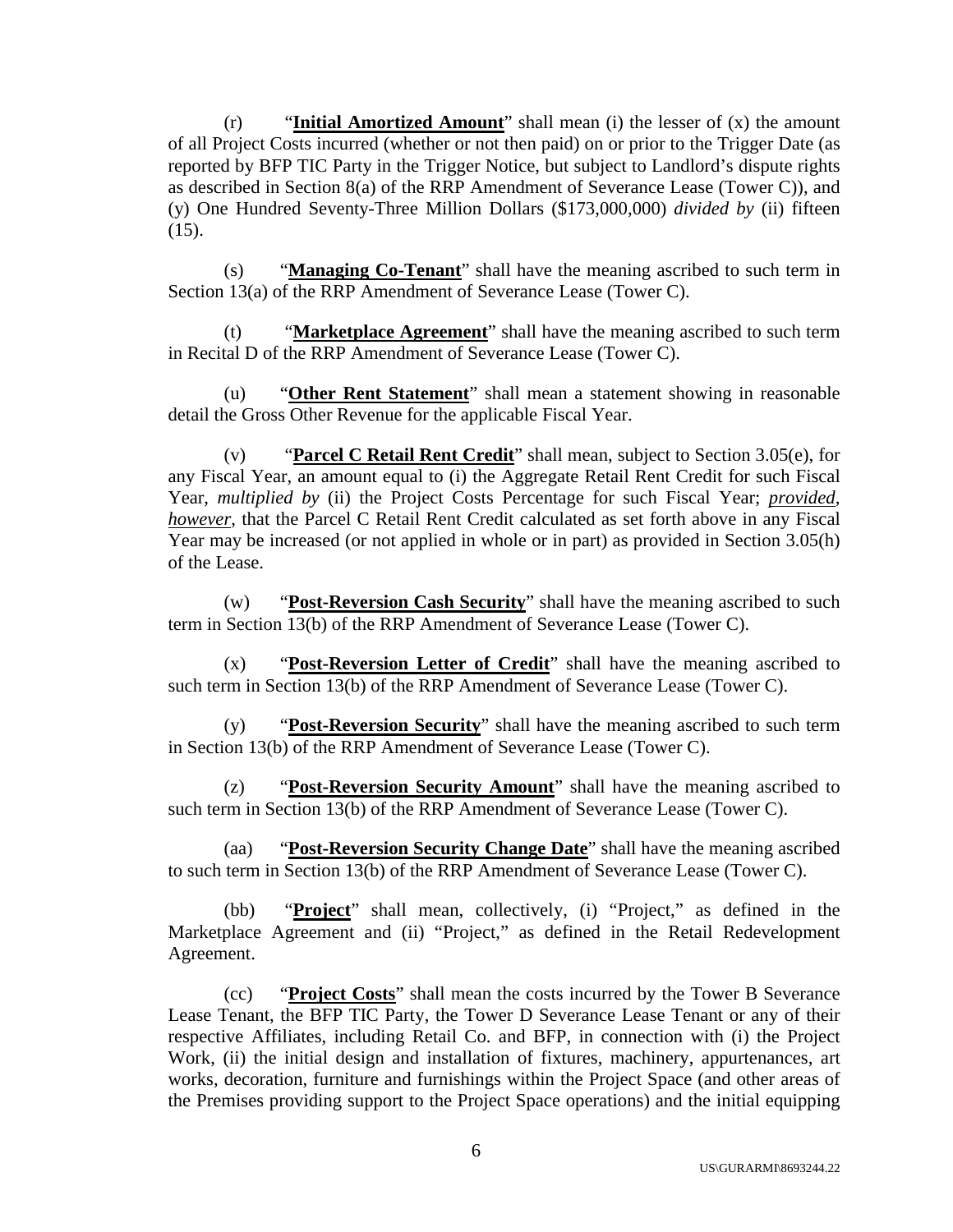(r) "**Initial Amortized Amount**" shall mean (i) the lesser of (x) the amount of all Project Costs incurred (whether or not then paid) on or prior to the Trigger Date (as reported by BFP TIC Party in the Trigger Notice, but subject to Landlord's dispute rights as described in Section 8(a) of the RRP Amendment of Severance Lease (Tower C)), and (y) One Hundred Seventy-Three Million Dollars ($173,000,000) *divided by* (ii) fifteen (15).

(s) "**Managing Co-Tenant**" shall have the meaning ascribed to such term in Section 13(a) of the RRP Amendment of Severance Lease (Tower C).

(t) "**Marketplace Agreement**" shall have the meaning ascribed to such term in Recital D of the RRP Amendment of Severance Lease (Tower C).

(u) "**Other Rent Statement**" shall mean a statement showing in reasonable detail the Gross Other Revenue for the applicable Fiscal Year.

(v) "**Parcel C Retail Rent Credit**" shall mean, subject to Section 3.05(e), for any Fiscal Year, an amount equal to (i) the Aggregate Retail Rent Credit for such Fiscal Year, *multiplied by* (ii) the Project Costs Percentage for such Fiscal Year; *provided, however*, that the Parcel C Retail Rent Credit calculated as set forth above in any Fiscal Year may be increased (or not applied in whole or in part) as provided in Section 3.05(h) of the Lease.

(w) "**Post-Reversion Cash Security**" shall have the meaning ascribed to such term in Section 13(b) of the RRP Amendment of Severance Lease (Tower C).

(x) "**Post-Reversion Letter of Credit**" shall have the meaning ascribed to such term in Section 13(b) of the RRP Amendment of Severance Lease (Tower C).

(y) "**Post-Reversion Security**" shall have the meaning ascribed to such term in Section 13(b) of the RRP Amendment of Severance Lease (Tower C).

(z) "**Post-Reversion Security Amount**" shall have the meaning ascribed to such term in Section 13(b) of the RRP Amendment of Severance Lease (Tower C).

(aa) "**Post-Reversion Security Change Date**" shall have the meaning ascribed to such term in Section 13(b) of the RRP Amendment of Severance Lease (Tower C).

(bb) "**Project**" shall mean, collectively, (i) "Project," as defined in the Marketplace Agreement and (ii) "Project," as defined in the Retail Redevelopment Agreement.

(cc) "**Project Costs**" shall mean the costs incurred by the Tower B Severance Lease Tenant, the BFP TIC Party, the Tower D Severance Lease Tenant or any of their respective Affiliates, including Retail Co. and BFP, in connection with (i) the Project Work, (ii) the initial design and installation of fixtures, machinery, appurtenances, art works, decoration, furniture and furnishings within the Project Space (and other areas of the Premises providing support to the Project Space operations) and the initial equipping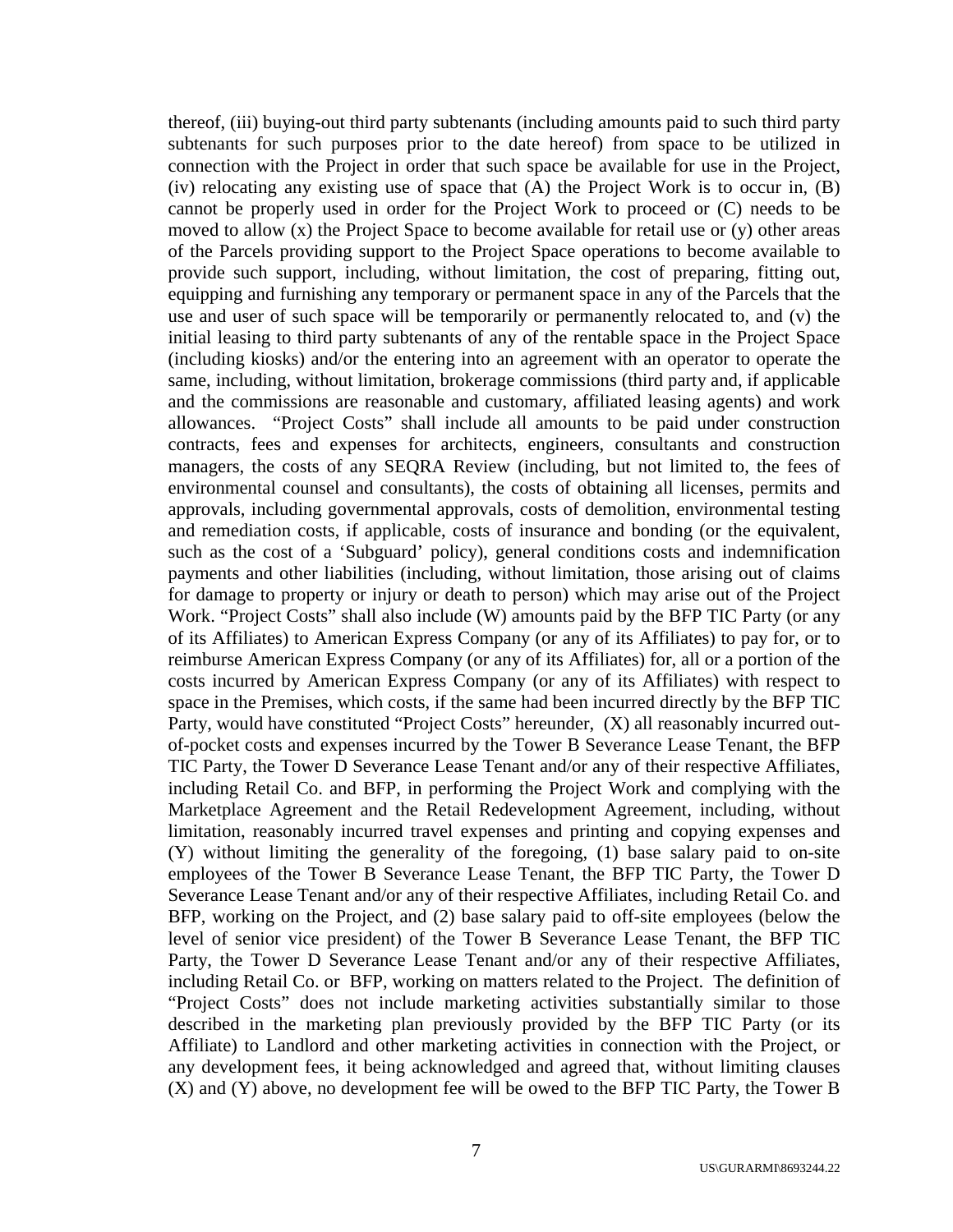thereof, (iii) buying-out third party subtenants (including amounts paid to such third party subtenants for such purposes prior to the date hereof) from space to be utilized in connection with the Project in order that such space be available for use in the Project, (iv) relocating any existing use of space that (A) the Project Work is to occur in, (B) cannot be properly used in order for the Project Work to proceed or (C) needs to be moved to allow (x) the Project Space to become available for retail use or (y) other areas of the Parcels providing support to the Project Space operations to become available to provide such support, including, without limitation, the cost of preparing, fitting out, equipping and furnishing any temporary or permanent space in any of the Parcels that the use and user of such space will be temporarily or permanently relocated to, and (v) the initial leasing to third party subtenants of any of the rentable space in the Project Space (including kiosks) and/or the entering into an agreement with an operator to operate the same, including, without limitation, brokerage commissions (third party and, if applicable and the commissions are reasonable and customary, affiliated leasing agents) and work allowances. "Project Costs" shall include all amounts to be paid under construction contracts, fees and expenses for architects, engineers, consultants and construction managers, the costs of any SEQRA Review (including, but not limited to, the fees of environmental counsel and consultants), the costs of obtaining all licenses, permits and approvals, including governmental approvals, costs of demolition, environmental testing and remediation costs, if applicable, costs of insurance and bonding (or the equivalent, such as the cost of a 'Subguard' policy), general conditions costs and indemnification payments and other liabilities (including, without limitation, those arising out of claims for damage to property or injury or death to person) which may arise out of the Project Work. "Project Costs" shall also include (W) amounts paid by the BFP TIC Party (or any of its Affiliates) to American Express Company (or any of its Affiliates) to pay for, or to reimburse American Express Company (or any of its Affiliates) for, all or a portion of the costs incurred by American Express Company (or any of its Affiliates) with respect to space in the Premises, which costs, if the same had been incurred directly by the BFP TIC Party, would have constituted "Project Costs" hereunder, (X) all reasonably incurred out-of-pocket costs and expenses incurred by the Tower B Severance Lease Tenant, the BFP TIC Party, the Tower D Severance Lease Tenant and/or any of their respective Affiliates, including Retail Co. and BFP, in performing the Project Work and complying with the Marketplace Agreement and the Retail Redevelopment Agreement, including, without limitation, reasonably incurred travel expenses and printing and copying expenses and (Y) without limiting the generality of the foregoing, (1) base salary paid to on-site employees of the Tower B Severance Lease Tenant, the BFP TIC Party, the Tower D Severance Lease Tenant and/or any of their respective Affiliates, including Retail Co. and BFP, working on the Project, and (2) base salary paid to off-site employees (below the level of senior vice president) of the Tower B Severance Lease Tenant, the BFP TIC Party, the Tower D Severance Lease Tenant and/or any of their respective Affiliates, including Retail Co. or BFP, working on matters related to the Project. The definition of "Project Costs" does not include marketing activities substantially similar to those described in the marketing plan previously provided by the BFP TIC Party (or its Affiliate) to Landlord and other marketing activities in connection with the Project, or any development fees, it being acknowledged and agreed that, without limiting clauses (X) and (Y) above, no development fee will be owed to the BFP TIC Party, the Tower B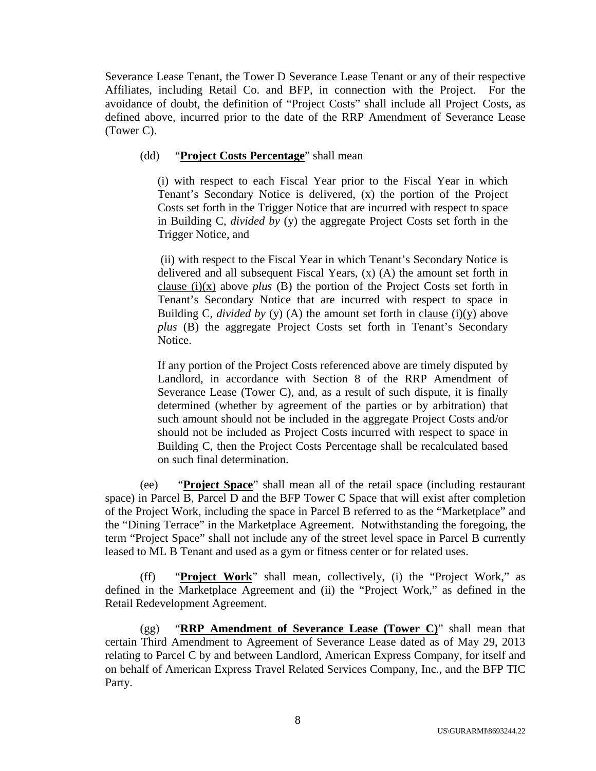Severance Lease Tenant, the Tower D Severance Lease Tenant or any of their respective Affiliates, including Retail Co. and BFP, in connection with the Project. For the avoidance of doubt, the definition of "Project Costs" shall include all Project Costs, as defined above, incurred prior to the date of the RRP Amendment of Severance Lease (Tower C).

(dd) "**Project Costs Percentage**" shall mean

(i) with respect to each Fiscal Year prior to the Fiscal Year in which Tenant's Secondary Notice is delivered, (x) the portion of the Project Costs set forth in the Trigger Notice that are incurred with respect to space in Building C, *divided by* (y) the aggregate Project Costs set forth in the Trigger Notice, and

(ii) with respect to the Fiscal Year in which Tenant's Secondary Notice is delivered and all subsequent Fiscal Years, (x) (A) the amount set forth in clause (i)(x) above *plus* (B) the portion of the Project Costs set forth in Tenant's Secondary Notice that are incurred with respect to space in Building C, *divided by* (y) (A) the amount set forth in clause (i)(y) above *plus* (B) the aggregate Project Costs set forth in Tenant's Secondary Notice.

If any portion of the Project Costs referenced above are timely disputed by Landlord, in accordance with Section 8 of the RRP Amendment of Severance Lease (Tower C), and, as a result of such dispute, it is finally determined (whether by agreement of the parties or by arbitration) that such amount should not be included in the aggregate Project Costs and/or should not be included as Project Costs incurred with respect to space in Building C, then the Project Costs Percentage shall be recalculated based on such final determination.

(ee) "**Project Space**" shall mean all of the retail space (including restaurant space) in Parcel B, Parcel D and the BFP Tower C Space that will exist after completion of the Project Work, including the space in Parcel B referred to as the "Marketplace" and the "Dining Terrace" in the Marketplace Agreement. Notwithstanding the foregoing, the term "Project Space" shall not include any of the street level space in Parcel B currently leased to ML B Tenant and used as a gym or fitness center or for related uses.

(ff) "**Project Work**" shall mean, collectively, (i) the "Project Work," as defined in the Marketplace Agreement and (ii) the "Project Work," as defined in the Retail Redevelopment Agreement.

(gg) "**RRP Amendment of Severance Lease (Tower C)**" shall mean that certain Third Amendment to Agreement of Severance Lease dated as of May 29, 2013 relating to Parcel C by and between Landlord, American Express Company, for itself and on behalf of American Express Travel Related Services Company, Inc., and the BFP TIC Party.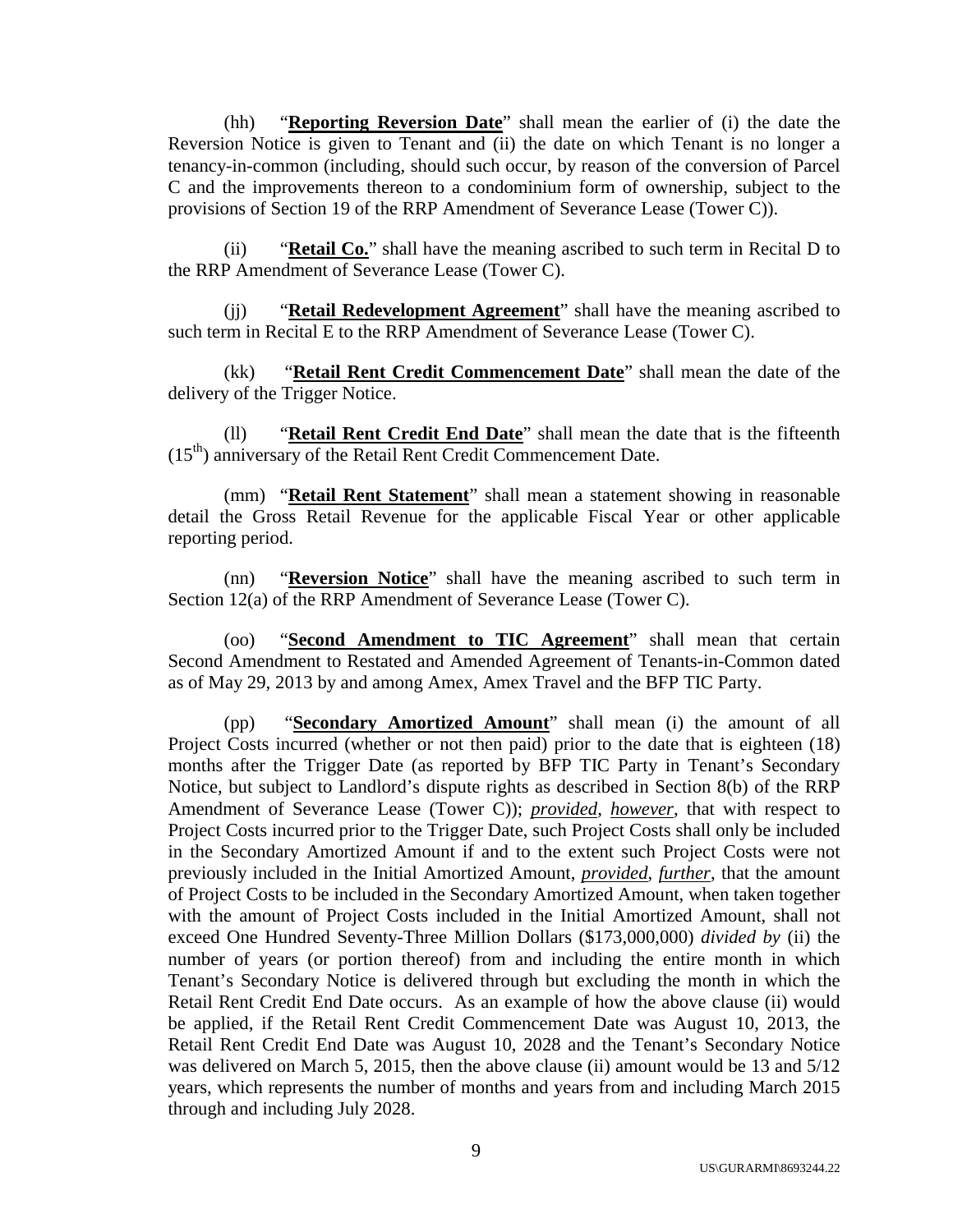(hh) "**Reporting Reversion Date**" shall mean the earlier of (i) the date the Reversion Notice is given to Tenant and (ii) the date on which Tenant is no longer a tenancy-in-common (including, should such occur, by reason of the conversion of Parcel C and the improvements thereon to a condominium form of ownership, subject to the provisions of Section 19 of the RRP Amendment of Severance Lease (Tower C)).

(ii) "**Retail Co.**" shall have the meaning ascribed to such term in Recital D to the RRP Amendment of Severance Lease (Tower C).

(jj) "**Retail Redevelopment Agreement**" shall have the meaning ascribed to such term in Recital E to the RRP Amendment of Severance Lease (Tower C).

(kk) "**Retail Rent Credit Commencement Date**" shall mean the date of the delivery of the Trigger Notice.

(ll) "**Retail Rent Credit End Date**" shall mean the date that is the fifteenth ($15^{th}$) anniversary of the Retail Rent Credit Commencement Date.

(mm) "**Retail Rent Statement**" shall mean a statement showing in reasonable detail the Gross Retail Revenue for the applicable Fiscal Year or other applicable reporting period.

(nn) "**Reversion Notice**" shall have the meaning ascribed to such term in Section 12(a) of the RRP Amendment of Severance Lease (Tower C).

(oo) "**Second Amendment to TIC Agreement**" shall mean that certain Second Amendment to Restated and Amended Agreement of Tenants-in-Common dated as of May 29, 2013 by and among Amex, Amex Travel and the BFP TIC Party.

(pp) "**Secondary Amortized Amount**" shall mean (i) the amount of all Project Costs incurred (whether or not then paid) prior to the date that is eighteen (18) months after the Trigger Date (as reported by BFP TIC Party in Tenant's Secondary Notice, but subject to Landlord's dispute rights as described in Section 8(b) of the RRP Amendment of Severance Lease (Tower C)); ***provided***, ***however***, that with respect to Project Costs incurred prior to the Trigger Date, such Project Costs shall only be included in the Secondary Amortized Amount if and to the extent such Project Costs were not previously included in the Initial Amortized Amount, ***provided***, ***further***, that the amount of Project Costs to be included in the Secondary Amortized Amount, when taken together with the amount of Project Costs included in the Initial Amortized Amount, shall not exceed One Hundred Seventy-Three Million Dollars ($173,000,000) *divided by* (ii) the number of years (or portion thereof) from and including the entire month in which Tenant's Secondary Notice is delivered through but excluding the month in which the Retail Rent Credit End Date occurs. As an example of how the above clause (ii) would be applied, if the Retail Rent Credit Commencement Date was August 10, 2013, the Retail Rent Credit End Date was August 10, 2028 and the Tenant's Secondary Notice was delivered on March 5, 2015, then the above clause (ii) amount would be 13 and 5/12 years, which represents the number of months and years from and including March 2015 through and including July 2028.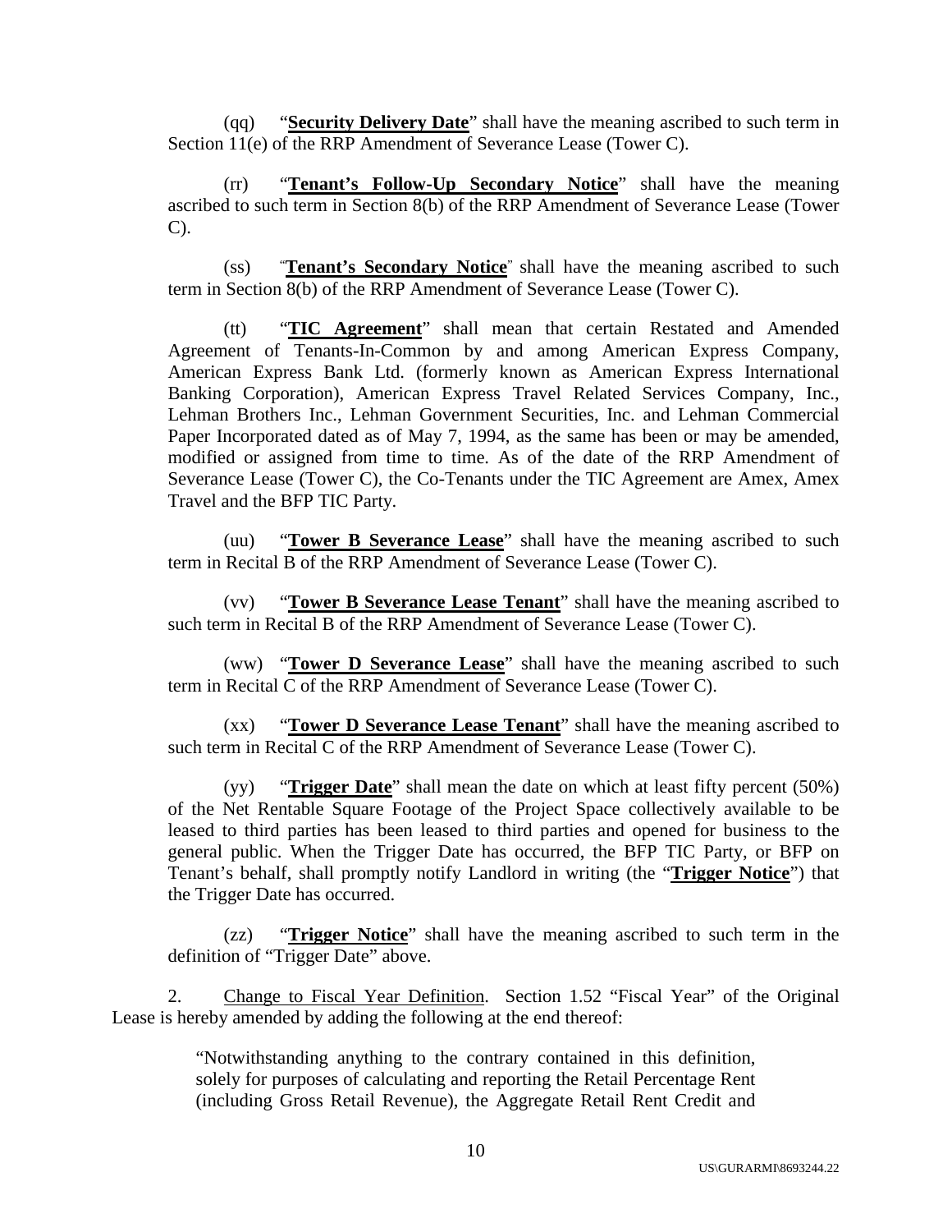(qq) "**Security Delivery Date**" shall have the meaning ascribed to such term in Section 11(e) of the RRP Amendment of Severance Lease (Tower C).

(rr) "**Tenant's Follow-Up Secondary Notice**" shall have the meaning ascribed to such term in Section 8(b) of the RRP Amendment of Severance Lease (Tower C).

(ss) "**Tenant's Secondary Notice**" shall have the meaning ascribed to such term in Section 8(b) of the RRP Amendment of Severance Lease (Tower C).

(tt) "**TIC Agreement**" shall mean that certain Restated and Amended Agreement of Tenants-In-Common by and among American Express Company, American Express Bank Ltd. (formerly known as American Express International Banking Corporation), American Express Travel Related Services Company, Inc., Lehman Brothers Inc., Lehman Government Securities, Inc. and Lehman Commercial Paper Incorporated dated as of May 7, 1994, as the same has been or may be amended, modified or assigned from time to time. As of the date of the RRP Amendment of Severance Lease (Tower C), the Co-Tenants under the TIC Agreement are Amex, Amex Travel and the BFP TIC Party.

(uu) "**Tower B Severance Lease**" shall have the meaning ascribed to such term in Recital B of the RRP Amendment of Severance Lease (Tower C).

(vv) "**Tower B Severance Lease Tenant**" shall have the meaning ascribed to such term in Recital B of the RRP Amendment of Severance Lease (Tower C).

(ww) "**Tower D Severance Lease**" shall have the meaning ascribed to such term in Recital C of the RRP Amendment of Severance Lease (Tower C).

(xx) "**Tower D Severance Lease Tenant**" shall have the meaning ascribed to such term in Recital C of the RRP Amendment of Severance Lease (Tower C).

(yy) "**Trigger Date**" shall mean the date on which at least fifty percent (50%) of the Net Rentable Square Footage of the Project Space collectively available to be leased to third parties has been leased to third parties and opened for business to the general public. When the Trigger Date has occurred, the BFP TIC Party, or BFP on Tenant's behalf, shall promptly notify Landlord in writing (the "**Trigger Notice**") that the Trigger Date has occurred.

(zz) "**Trigger Notice**" shall have the meaning ascribed to such term in the definition of "Trigger Date" above.

2. Change to Fiscal Year Definition. Section 1.52 "Fiscal Year" of the Original Lease is hereby amended by adding the following at the end thereof:

> "Notwithstanding anything to the contrary contained in this definition, solely for purposes of calculating and reporting the Retail Percentage Rent (including Gross Retail Revenue), the Aggregate Retail Rent Credit and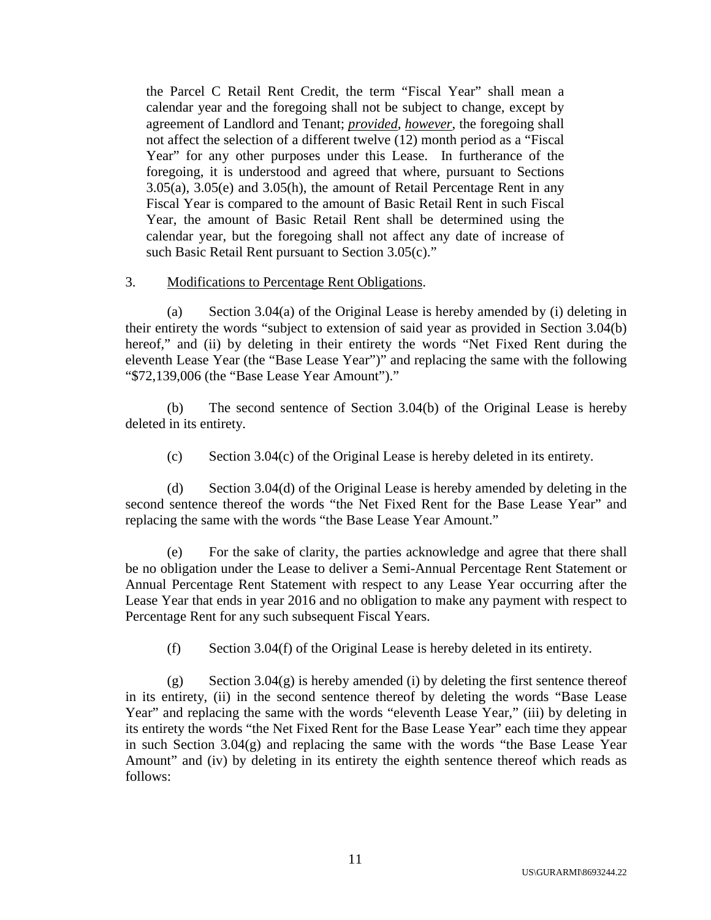the Parcel C Retail Rent Credit, the term "Fiscal Year" shall mean a calendar year and the foregoing shall not be subject to change, except by agreement of Landlord and Tenant; ***provided, however***, the foregoing shall not affect the selection of a different twelve (12) month period as a "Fiscal Year" for any other purposes under this Lease. In furtherance of the foregoing, it is understood and agreed that where, pursuant to Sections 3.05(a), 3.05(e) and 3.05(h), the amount of Retail Percentage Rent in any Fiscal Year is compared to the amount of Basic Retail Rent in such Fiscal Year, the amount of Basic Retail Rent shall be determined using the calendar year, but the foregoing shall not affect any date of increase of such Basic Retail Rent pursuant to Section 3.05(c)."

3. Modifications to Percentage Rent Obligations.

(a) Section 3.04(a) of the Original Lease is hereby amended by (i) deleting in their entirety the words "subject to extension of said year as provided in Section 3.04(b) hereof," and (ii) by deleting in their entirety the words "Net Fixed Rent during the eleventh Lease Year (the "Base Lease Year")" and replacing the same with the following "$72,139,006 (the "Base Lease Year Amount")."

(b) The second sentence of Section 3.04(b) of the Original Lease is hereby deleted in its entirety.

(c) Section 3.04(c) of the Original Lease is hereby deleted in its entirety.

(d) Section 3.04(d) of the Original Lease is hereby amended by deleting in the second sentence thereof the words "the Net Fixed Rent for the Base Lease Year" and replacing the same with the words "the Base Lease Year Amount."

(e) For the sake of clarity, the parties acknowledge and agree that there shall be no obligation under the Lease to deliver a Semi-Annual Percentage Rent Statement or Annual Percentage Rent Statement with respect to any Lease Year occurring after the Lease Year that ends in year 2016 and no obligation to make any payment with respect to Percentage Rent for any such subsequent Fiscal Years.

(f) Section 3.04(f) of the Original Lease is hereby deleted in its entirety.

(g) Section 3.04(g) is hereby amended (i) by deleting the first sentence thereof in its entirety, (ii) in the second sentence thereof by deleting the words "Base Lease Year" and replacing the same with the words "eleventh Lease Year," (iii) by deleting in its entirety the words "the Net Fixed Rent for the Base Lease Year" each time they appear in such Section 3.04(g) and replacing the same with the words "the Base Lease Year Amount" and (iv) by deleting in its entirety the eighth sentence thereof which reads as follows: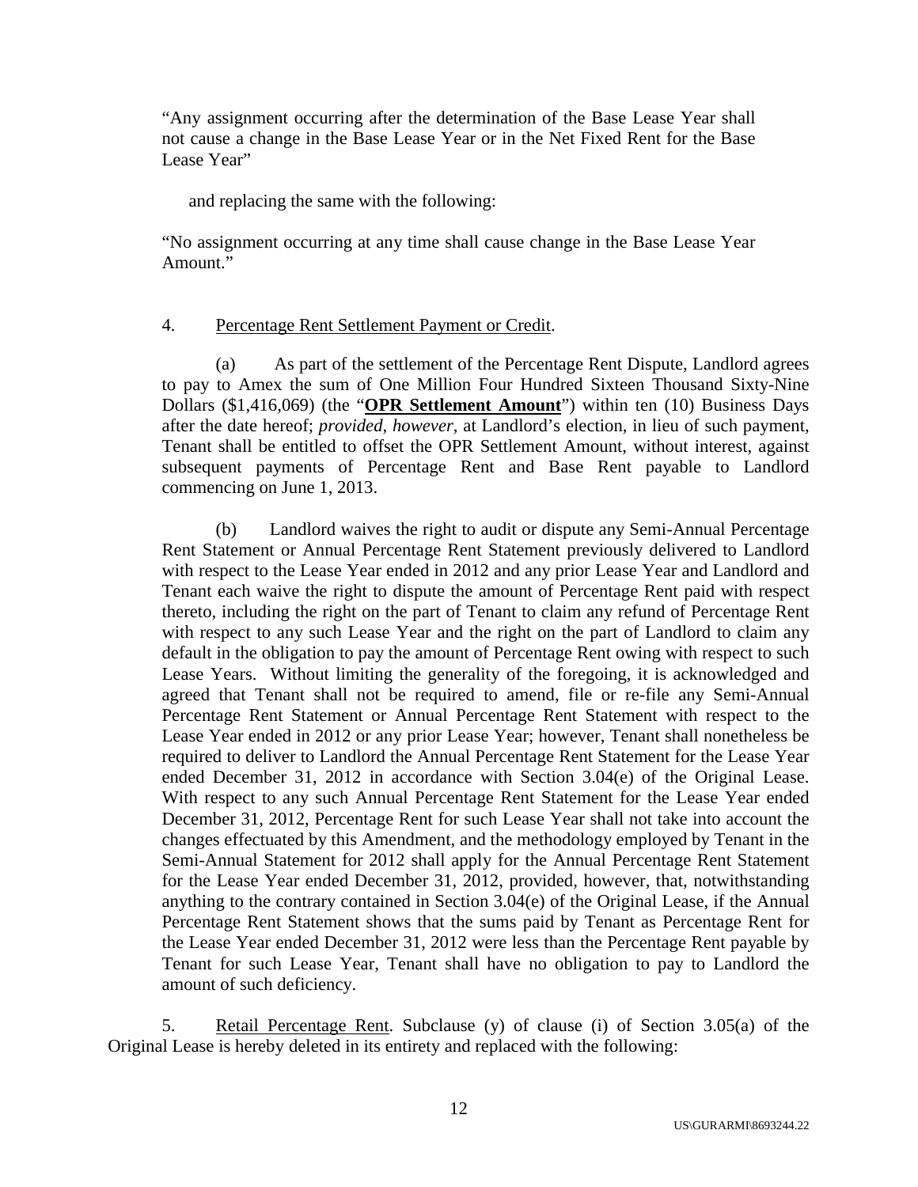"Any assignment occurring after the determination of the Base Lease Year shall not cause a change in the Base Lease Year or in the Net Fixed Rent for the Base Lease Year"

and replacing the same with the following:

"No assignment occurring at any time shall cause change in the Base Lease Year Amount."

4. Percentage Rent Settlement Payment or Credit.

(a) As part of the settlement of the Percentage Rent Dispute, Landlord agrees to pay to Amex the sum of One Million Four Hundred Sixteen Thousand Sixty-Nine Dollars ($1,416,069) (the "**OPR Settlement Amount**") within ten (10) Business Days after the date hereof; *provided*, *however*, at Landlord's election, in lieu of such payment, Tenant shall be entitled to offset the OPR Settlement Amount, without interest, against subsequent payments of Percentage Rent and Base Rent payable to Landlord commencing on June 1, 2013.

(b) Landlord waives the right to audit or dispute any Semi-Annual Percentage Rent Statement or Annual Percentage Rent Statement previously delivered to Landlord with respect to the Lease Year ended in 2012 and any prior Lease Year and Landlord and Tenant each waive the right to dispute the amount of Percentage Rent paid with respect thereto, including the right on the part of Tenant to claim any refund of Percentage Rent with respect to any such Lease Year and the right on the part of Landlord to claim any default in the obligation to pay the amount of Percentage Rent owing with respect to such Lease Years. Without limiting the generality of the foregoing, it is acknowledged and agreed that Tenant shall not be required to amend, file or re-file any Semi-Annual Percentage Rent Statement or Annual Percentage Rent Statement with respect to the Lease Year ended in 2012 or any prior Lease Year; however, Tenant shall nonetheless be required to deliver to Landlord the Annual Percentage Rent Statement for the Lease Year ended December 31, 2012 in accordance with Section 3.04(e) of the Original Lease. With respect to any such Annual Percentage Rent Statement for the Lease Year ended December 31, 2012, Percentage Rent for such Lease Year shall not take into account the changes effectuated by this Amendment, and the methodology employed by Tenant in the Semi-Annual Statement for 2012 shall apply for the Annual Percentage Rent Statement for the Lease Year ended December 31, 2012, provided, however, that, notwithstanding anything to the contrary contained in Section 3.04(e) of the Original Lease, if the Annual Percentage Rent Statement shows that the sums paid by Tenant as Percentage Rent for the Lease Year ended December 31, 2012 were less than the Percentage Rent payable by Tenant for such Lease Year, Tenant shall have no obligation to pay to Landlord the amount of such deficiency.

5. Retail Percentage Rent. Subclause (y) of clause (i) of Section 3.05(a) of the Original Lease is hereby deleted in its entirety and replaced with the following: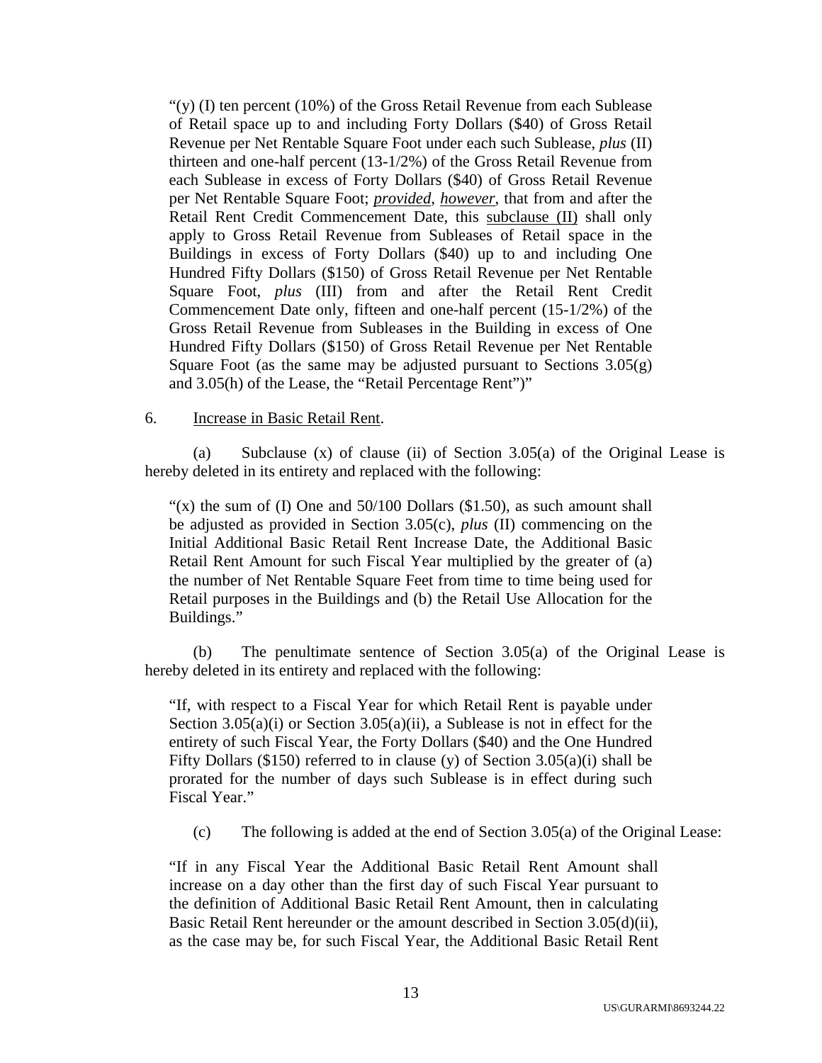"(y) (I) ten percent (10%) of the Gross Retail Revenue from each Sublease of Retail space up to and including Forty Dollars ($40) of Gross Retail Revenue per Net Rentable Square Foot under each such Sublease, *plus* (II) thirteen and one-half percent (13-1/2%) of the Gross Retail Revenue from each Sublease in excess of Forty Dollars ($40) of Gross Retail Revenue per Net Rentable Square Foot; ***provided***, ***however***, that from and after the Retail Rent Credit Commencement Date, this subclause (II) shall only apply to Gross Retail Revenue from Subleases of Retail space in the Buildings in excess of Forty Dollars ($40) up to and including One Hundred Fifty Dollars ($150) of Gross Retail Revenue per Net Rentable Square Foot, *plus* (III) from and after the Retail Rent Credit Commencement Date only, fifteen and one-half percent (15-1/2%) of the Gross Retail Revenue from Subleases in the Building in excess of One Hundred Fifty Dollars ($150) of Gross Retail Revenue per Net Rentable Square Foot (as the same may be adjusted pursuant to Sections 3.05(g) and 3.05(h) of the Lease, the "Retail Percentage Rent")"

6. Increase in Basic Retail Rent.

(a) Subclause (x) of clause (ii) of Section 3.05(a) of the Original Lease is hereby deleted in its entirety and replaced with the following:

"(x) the sum of (I) One and 50/100 Dollars ($1.50), as such amount shall be adjusted as provided in Section 3.05(c), *plus* (II) commencing on the Initial Additional Basic Retail Rent Increase Date, the Additional Basic Retail Rent Amount for such Fiscal Year multiplied by the greater of (a) the number of Net Rentable Square Feet from time to time being used for Retail purposes in the Buildings and (b) the Retail Use Allocation for the Buildings."

(b) The penultimate sentence of Section 3.05(a) of the Original Lease is hereby deleted in its entirety and replaced with the following:

"If, with respect to a Fiscal Year for which Retail Rent is payable under Section 3.05(a)(i) or Section 3.05(a)(ii), a Sublease is not in effect for the entirety of such Fiscal Year, the Forty Dollars ($40) and the One Hundred Fifty Dollars ($150) referred to in clause (y) of Section 3.05(a)(i) shall be prorated for the number of days such Sublease is in effect during such Fiscal Year."

(c) The following is added at the end of Section 3.05(a) of the Original Lease:

"If in any Fiscal Year the Additional Basic Retail Rent Amount shall increase on a day other than the first day of such Fiscal Year pursuant to the definition of Additional Basic Retail Rent Amount, then in calculating Basic Retail Rent hereunder or the amount described in Section 3.05(d)(ii), as the case may be, for such Fiscal Year, the Additional Basic Retail Rent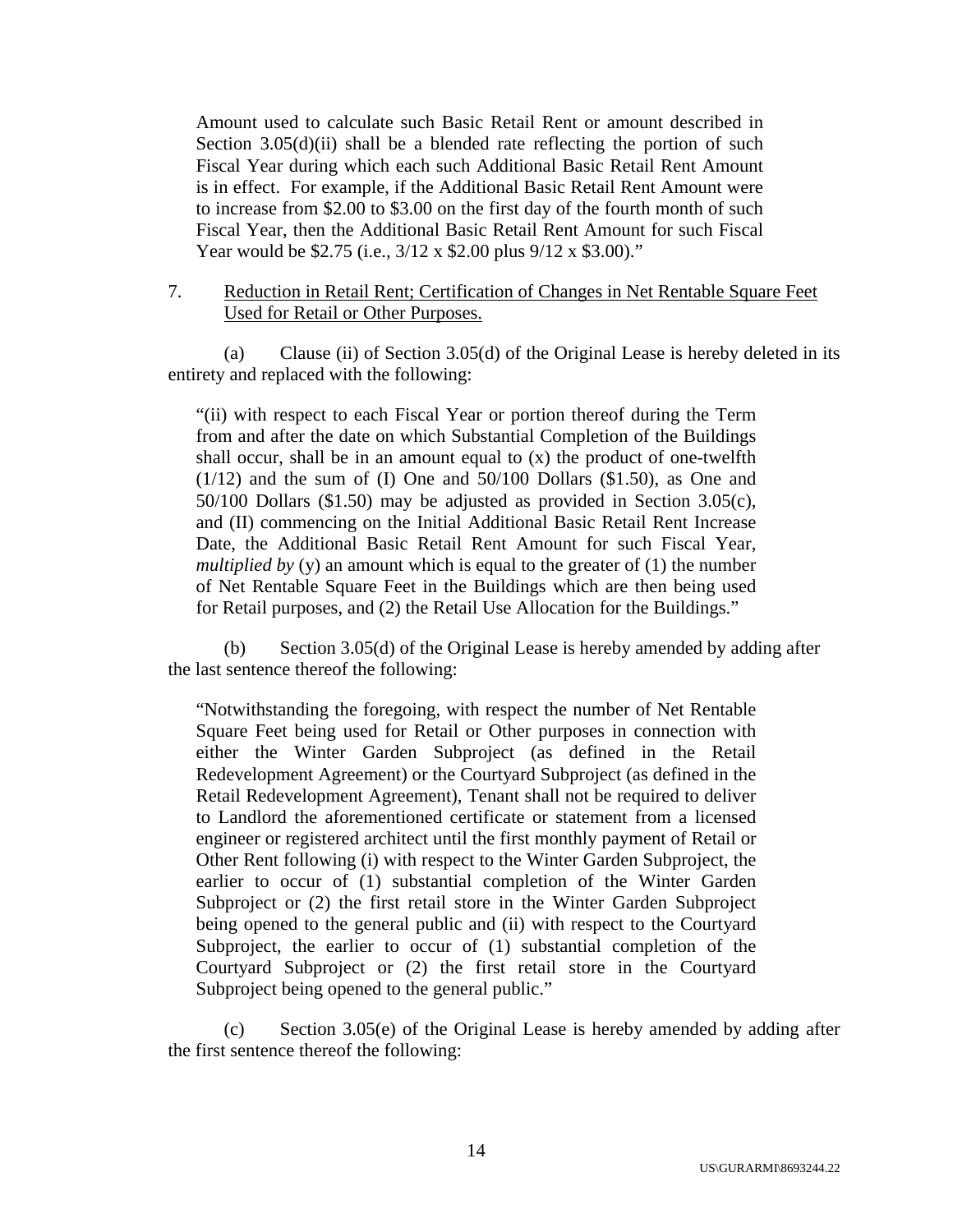Amount used to calculate such Basic Retail Rent or amount described in Section 3.05(d)(ii) shall be a blended rate reflecting the portion of such Fiscal Year during which each such Additional Basic Retail Rent Amount is in effect. For example, if the Additional Basic Retail Rent Amount were to increase from $2.00 to $3.00 on the first day of the fourth month of such Fiscal Year, then the Additional Basic Retail Rent Amount for such Fiscal Year would be $2.75 (i.e., 3/12 x $2.00 plus 9/12 x $3.00)."

7. Reduction in Retail Rent; Certification of Changes in Net Rentable Square Feet Used for Retail or Other Purposes.

(a) Clause (ii) of Section 3.05(d) of the Original Lease is hereby deleted in its entirety and replaced with the following:

"(ii) with respect to each Fiscal Year or portion thereof during the Term from and after the date on which Substantial Completion of the Buildings shall occur, shall be in an amount equal to (x) the product of one-twelfth (1/12) and the sum of (I) One and 50/100 Dollars ($1.50), as One and 50/100 Dollars ($1.50) may be adjusted as provided in Section 3.05(c), and (II) commencing on the Initial Additional Basic Retail Rent Increase Date, the Additional Basic Retail Rent Amount for such Fiscal Year, *multiplied by* (y) an amount which is equal to the greater of (1) the number of Net Rentable Square Feet in the Buildings which are then being used for Retail purposes, and (2) the Retail Use Allocation for the Buildings."

(b) Section 3.05(d) of the Original Lease is hereby amended by adding after the last sentence thereof the following:

"Notwithstanding the foregoing, with respect the number of Net Rentable Square Feet being used for Retail or Other purposes in connection with either the Winter Garden Subproject (as defined in the Retail Redevelopment Agreement) or the Courtyard Subproject (as defined in the Retail Redevelopment Agreement), Tenant shall not be required to deliver to Landlord the aforementioned certificate or statement from a licensed engineer or registered architect until the first monthly payment of Retail or Other Rent following (i) with respect to the Winter Garden Subproject, the earlier to occur of (1) substantial completion of the Winter Garden Subproject or (2) the first retail store in the Winter Garden Subproject being opened to the general public and (ii) with respect to the Courtyard Subproject, the earlier to occur of (1) substantial completion of the Courtyard Subproject or (2) the first retail store in the Courtyard Subproject being opened to the general public."

(c) Section 3.05(e) of the Original Lease is hereby amended by adding after the first sentence thereof the following: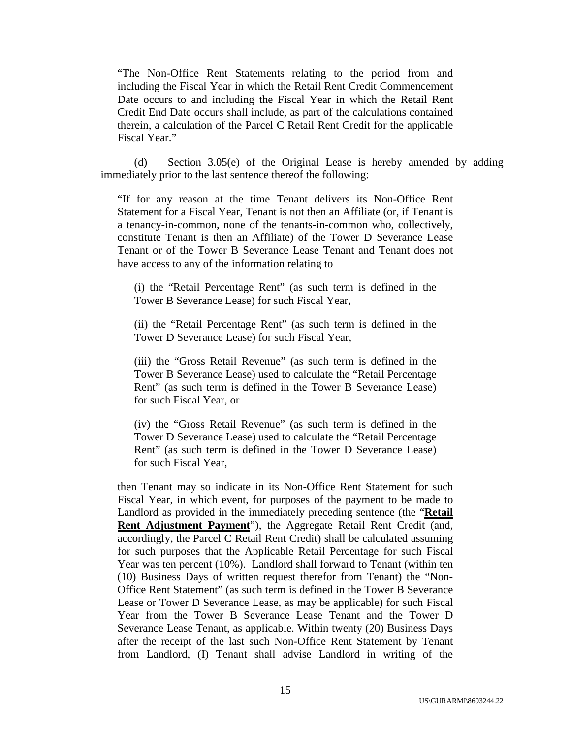"The Non-Office Rent Statements relating to the period from and including the Fiscal Year in which the Retail Rent Credit Commencement Date occurs to and including the Fiscal Year in which the Retail Rent Credit End Date occurs shall include, as part of the calculations contained therein, a calculation of the Parcel C Retail Rent Credit for the applicable Fiscal Year."

(d) Section 3.05(e) of the Original Lease is hereby amended by adding immediately prior to the last sentence thereof the following:

"If for any reason at the time Tenant delivers its Non-Office Rent Statement for a Fiscal Year, Tenant is not then an Affiliate (or, if Tenant is a tenancy-in-common, none of the tenants-in-common who, collectively, constitute Tenant is then an Affiliate) of the Tower D Severance Lease Tenant or of the Tower B Severance Lease Tenant and Tenant does not have access to any of the information relating to

(i) the "Retail Percentage Rent" (as such term is defined in the Tower B Severance Lease) for such Fiscal Year,

(ii) the "Retail Percentage Rent" (as such term is defined in the Tower D Severance Lease) for such Fiscal Year,

(iii) the "Gross Retail Revenue" (as such term is defined in the Tower B Severance Lease) used to calculate the "Retail Percentage Rent" (as such term is defined in the Tower B Severance Lease) for such Fiscal Year, or

(iv) the "Gross Retail Revenue" (as such term is defined in the Tower D Severance Lease) used to calculate the "Retail Percentage Rent" (as such term is defined in the Tower D Severance Lease) for such Fiscal Year,

then Tenant may so indicate in its Non-Office Rent Statement for such Fiscal Year, in which event, for purposes of the payment to be made to Landlord as provided in the immediately preceding sentence (the "**Retail Rent Adjustment Payment**"), the Aggregate Retail Rent Credit (and, accordingly, the Parcel C Retail Rent Credit) shall be calculated assuming for such purposes that the Applicable Retail Percentage for such Fiscal Year was ten percent (10%). Landlord shall forward to Tenant (within ten (10) Business Days of written request therefor from Tenant) the "Non-Office Rent Statement" (as such term is defined in the Tower B Severance Lease or Tower D Severance Lease, as may be applicable) for such Fiscal Year from the Tower B Severance Lease Tenant and the Tower D Severance Lease Tenant, as applicable. Within twenty (20) Business Days after the receipt of the last such Non-Office Rent Statement by Tenant from Landlord, (I) Tenant shall advise Landlord in writing of the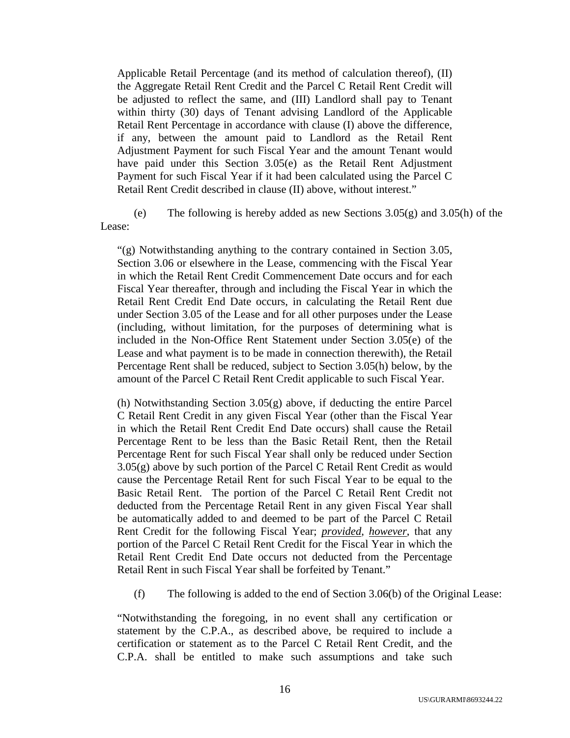Applicable Retail Percentage (and its method of calculation thereof), (II) the Aggregate Retail Rent Credit and the Parcel C Retail Rent Credit will be adjusted to reflect the same, and (III) Landlord shall pay to Tenant within thirty (30) days of Tenant advising Landlord of the Applicable Retail Rent Percentage in accordance with clause (I) above the difference, if any, between the amount paid to Landlord as the Retail Rent Adjustment Payment for such Fiscal Year and the amount Tenant would have paid under this Section 3.05(e) as the Retail Rent Adjustment Payment for such Fiscal Year if it had been calculated using the Parcel C Retail Rent Credit described in clause (II) above, without interest."

(e) The following is hereby added as new Sections 3.05(g) and 3.05(h) of the Lease:

"(g) Notwithstanding anything to the contrary contained in Section 3.05, Section 3.06 or elsewhere in the Lease, commencing with the Fiscal Year in which the Retail Rent Credit Commencement Date occurs and for each Fiscal Year thereafter, through and including the Fiscal Year in which the Retail Rent Credit End Date occurs, in calculating the Retail Rent due under Section 3.05 of the Lease and for all other purposes under the Lease (including, without limitation, for the purposes of determining what is included in the Non-Office Rent Statement under Section 3.05(e) of the Lease and what payment is to be made in connection therewith), the Retail Percentage Rent shall be reduced, subject to Section 3.05(h) below, by the amount of the Parcel C Retail Rent Credit applicable to such Fiscal Year.

(h) Notwithstanding Section 3.05(g) above, if deducting the entire Parcel C Retail Rent Credit in any given Fiscal Year (other than the Fiscal Year in which the Retail Rent Credit End Date occurs) shall cause the Retail Percentage Rent to be less than the Basic Retail Rent, then the Retail Percentage Rent for such Fiscal Year shall only be reduced under Section 3.05(g) above by such portion of the Parcel C Retail Rent Credit as would cause the Percentage Retail Rent for such Fiscal Year to be equal to the Basic Retail Rent. The portion of the Parcel C Retail Rent Credit not deducted from the Percentage Retail Rent in any given Fiscal Year shall be automatically added to and deemed to be part of the Parcel C Retail Rent Credit for the following Fiscal Year; ***provided***, ***however***, that any portion of the Parcel C Retail Rent Credit for the Fiscal Year in which the Retail Rent Credit End Date occurs not deducted from the Percentage Retail Rent in such Fiscal Year shall be forfeited by Tenant."

(f) The following is added to the end of Section 3.06(b) of the Original Lease:

"Notwithstanding the foregoing, in no event shall any certification or statement by the C.P.A., as described above, be required to include a certification or statement as to the Parcel C Retail Rent Credit, and the C.P.A. shall be entitled to make such assumptions and take such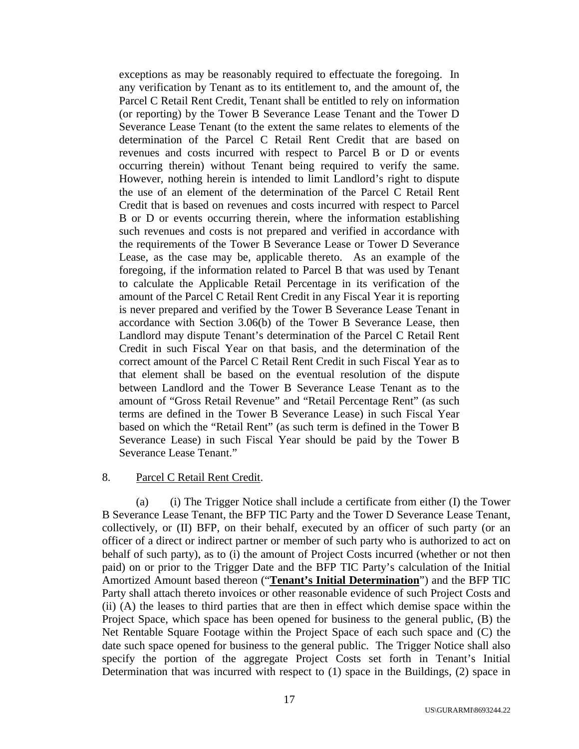exceptions as may be reasonably required to effectuate the foregoing. In any verification by Tenant as to its entitlement to, and the amount of, the Parcel C Retail Rent Credit, Tenant shall be entitled to rely on information (or reporting) by the Tower B Severance Lease Tenant and the Tower D Severance Lease Tenant (to the extent the same relates to elements of the determination of the Parcel C Retail Rent Credit that are based on revenues and costs incurred with respect to Parcel B or D or events occurring therein) without Tenant being required to verify the same. However, nothing herein is intended to limit Landlord's right to dispute the use of an element of the determination of the Parcel C Retail Rent Credit that is based on revenues and costs incurred with respect to Parcel B or D or events occurring therein, where the information establishing such revenues and costs is not prepared and verified in accordance with the requirements of the Tower B Severance Lease or Tower D Severance Lease, as the case may be, applicable thereto. As an example of the foregoing, if the information related to Parcel B that was used by Tenant to calculate the Applicable Retail Percentage in its verification of the amount of the Parcel C Retail Rent Credit in any Fiscal Year it is reporting is never prepared and verified by the Tower B Severance Lease Tenant in accordance with Section 3.06(b) of the Tower B Severance Lease, then Landlord may dispute Tenant's determination of the Parcel C Retail Rent Credit in such Fiscal Year on that basis, and the determination of the correct amount of the Parcel C Retail Rent Credit in such Fiscal Year as to that element shall be based on the eventual resolution of the dispute between Landlord and the Tower B Severance Lease Tenant as to the amount of "Gross Retail Revenue" and "Retail Percentage Rent" (as such terms are defined in the Tower B Severance Lease) in such Fiscal Year based on which the "Retail Rent" (as such term is defined in the Tower B Severance Lease) in such Fiscal Year should be paid by the Tower B Severance Lease Tenant."

8. Parcel C Retail Rent Credit.

(a) (i) The Trigger Notice shall include a certificate from either (I) the Tower B Severance Lease Tenant, the BFP TIC Party and the Tower D Severance Lease Tenant, collectively, or (II) BFP, on their behalf, executed by an officer of such party (or an officer of a direct or indirect partner or member of such party who is authorized to act on behalf of such party), as to (i) the amount of Project Costs incurred (whether or not then paid) on or prior to the Trigger Date and the BFP TIC Party's calculation of the Initial Amortized Amount based thereon ("**Tenant's Initial Determination**") and the BFP TIC Party shall attach thereto invoices or other reasonable evidence of such Project Costs and (ii) (A) the leases to third parties that are then in effect which demise space within the Project Space, which space has been opened for business to the general public, (B) the Net Rentable Square Footage within the Project Space of each such space and (C) the date such space opened for business to the general public. The Trigger Notice shall also specify the portion of the aggregate Project Costs set forth in Tenant's Initial Determination that was incurred with respect to (1) space in the Buildings, (2) space in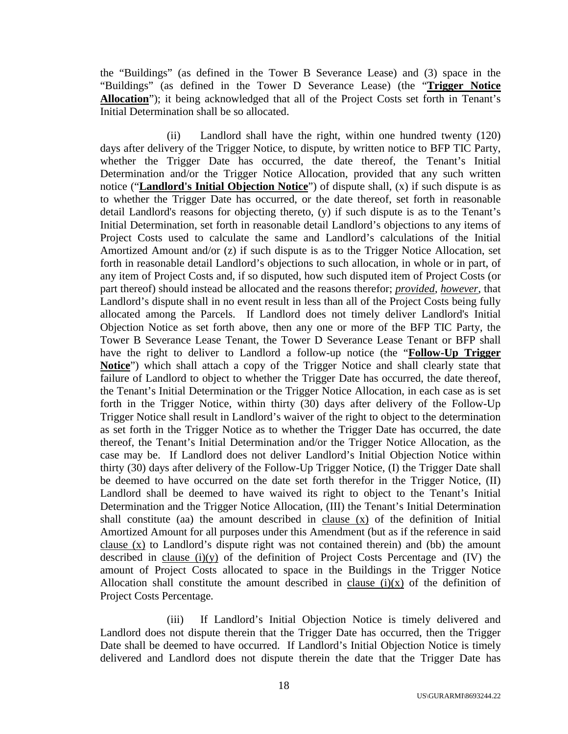the "Buildings" (as defined in the Tower B Severance Lease) and (3) space in the "Buildings" (as defined in the Tower D Severance Lease) (the "**Trigger Notice Allocation**"); it being acknowledged that all of the Project Costs set forth in Tenant's Initial Determination shall be so allocated.

(ii) Landlord shall have the right, within one hundred twenty (120) days after delivery of the Trigger Notice, to dispute, by written notice to BFP TIC Party, whether the Trigger Date has occurred, the date thereof, the Tenant's Initial Determination and/or the Trigger Notice Allocation, provided that any such written notice ("**Landlord's Initial Objection Notice**") of dispute shall, (x) if such dispute is as to whether the Trigger Date has occurred, or the date thereof, set forth in reasonable detail Landlord's reasons for objecting thereto, (y) if such dispute is as to the Tenant's Initial Determination, set forth in reasonable detail Landlord's objections to any items of Project Costs used to calculate the same and Landlord's calculations of the Initial Amortized Amount and/or (z) if such dispute is as to the Trigger Notice Allocation, set forth in reasonable detail Landlord's objections to such allocation, in whole or in part, of any item of Project Costs and, if so disputed, how such disputed item of Project Costs (or part thereof) should instead be allocated and the reasons therefor; *provided*, *however*, that Landlord's dispute shall in no event result in less than all of the Project Costs being fully allocated among the Parcels. If Landlord does not timely deliver Landlord's Initial Objection Notice as set forth above, then any one or more of the BFP TIC Party, the Tower B Severance Lease Tenant, the Tower D Severance Lease Tenant or BFP shall have the right to deliver to Landlord a follow-up notice (the "**Follow-Up Trigger Notice**") which shall attach a copy of the Trigger Notice and shall clearly state that failure of Landlord to object to whether the Trigger Date has occurred, the date thereof, the Tenant's Initial Determination or the Trigger Notice Allocation, in each case as is set forth in the Trigger Notice, within thirty (30) days after delivery of the Follow-Up Trigger Notice shall result in Landlord's waiver of the right to object to the determination as set forth in the Trigger Notice as to whether the Trigger Date has occurred, the date thereof, the Tenant's Initial Determination and/or the Trigger Notice Allocation, as the case may be. If Landlord does not deliver Landlord's Initial Objection Notice within thirty (30) days after delivery of the Follow-Up Trigger Notice, (I) the Trigger Date shall be deemed to have occurred on the date set forth therefor in the Trigger Notice, (II) Landlord shall be deemed to have waived its right to object to the Tenant's Initial Determination and the Trigger Notice Allocation, (III) the Tenant's Initial Determination shall constitute (aa) the amount described in clause (x) of the definition of Initial Amortized Amount for all purposes under this Amendment (but as if the reference in said clause (x) to Landlord's dispute right was not contained therein) and (bb) the amount described in clause (i)(y) of the definition of Project Costs Percentage and (IV) the amount of Project Costs allocated to space in the Buildings in the Trigger Notice Allocation shall constitute the amount described in clause (i)(x) of the definition of Project Costs Percentage.

(iii) If Landlord's Initial Objection Notice is timely delivered and Landlord does not dispute therein that the Trigger Date has occurred, then the Trigger Date shall be deemed to have occurred. If Landlord's Initial Objection Notice is timely delivered and Landlord does not dispute therein the date that the Trigger Date has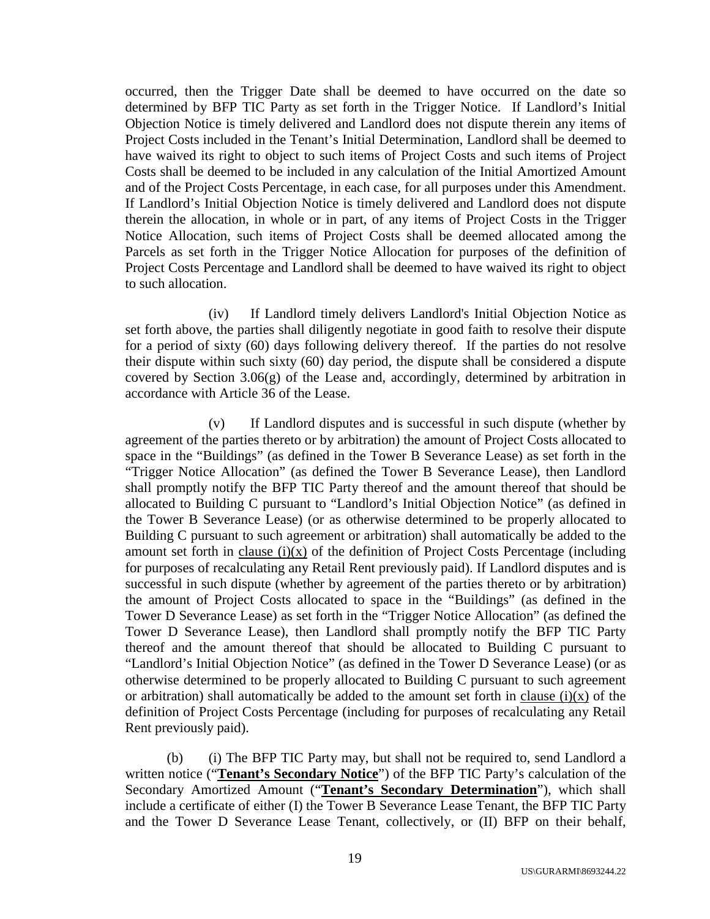occurred, then the Trigger Date shall be deemed to have occurred on the date so determined by BFP TIC Party as set forth in the Trigger Notice. If Landlord's Initial Objection Notice is timely delivered and Landlord does not dispute therein any items of Project Costs included in the Tenant's Initial Determination, Landlord shall be deemed to have waived its right to object to such items of Project Costs and such items of Project Costs shall be deemed to be included in any calculation of the Initial Amortized Amount and of the Project Costs Percentage, in each case, for all purposes under this Amendment. If Landlord's Initial Objection Notice is timely delivered and Landlord does not dispute therein the allocation, in whole or in part, of any items of Project Costs in the Trigger Notice Allocation, such items of Project Costs shall be deemed allocated among the Parcels as set forth in the Trigger Notice Allocation for purposes of the definition of Project Costs Percentage and Landlord shall be deemed to have waived its right to object to such allocation.

(iv) If Landlord timely delivers Landlord's Initial Objection Notice as set forth above, the parties shall diligently negotiate in good faith to resolve their dispute for a period of sixty (60) days following delivery thereof. If the parties do not resolve their dispute within such sixty (60) day period, the dispute shall be considered a dispute covered by Section 3.06(g) of the Lease and, accordingly, determined by arbitration in accordance with Article 36 of the Lease.

(v) If Landlord disputes and is successful in such dispute (whether by agreement of the parties thereto or by arbitration) the amount of Project Costs allocated to space in the "Buildings" (as defined in the Tower B Severance Lease) as set forth in the "Trigger Notice Allocation" (as defined the Tower B Severance Lease), then Landlord shall promptly notify the BFP TIC Party thereof and the amount thereof that should be allocated to Building C pursuant to "Landlord's Initial Objection Notice" (as defined in the Tower B Severance Lease) (or as otherwise determined to be properly allocated to Building C pursuant to such agreement or arbitration) shall automatically be added to the amount set forth in clause (i)(x) of the definition of Project Costs Percentage (including for purposes of recalculating any Retail Rent previously paid). If Landlord disputes and is successful in such dispute (whether by agreement of the parties thereto or by arbitration) the amount of Project Costs allocated to space in the "Buildings" (as defined in the Tower D Severance Lease) as set forth in the "Trigger Notice Allocation" (as defined the Tower D Severance Lease), then Landlord shall promptly notify the BFP TIC Party thereof and the amount thereof that should be allocated to Building C pursuant to "Landlord's Initial Objection Notice" (as defined in the Tower D Severance Lease) (or as otherwise determined to be properly allocated to Building C pursuant to such agreement or arbitration) shall automatically be added to the amount set forth in clause (i)(x) of the definition of Project Costs Percentage (including for purposes of recalculating any Retail Rent previously paid).

(b) (i) The BFP TIC Party may, but shall not be required to, send Landlord a written notice ("**Tenant's Secondary Notice**") of the BFP TIC Party's calculation of the Secondary Amortized Amount ("**Tenant's Secondary Determination**"), which shall include a certificate of either (I) the Tower B Severance Lease Tenant, the BFP TIC Party and the Tower D Severance Lease Tenant, collectively, or (II) BFP on their behalf,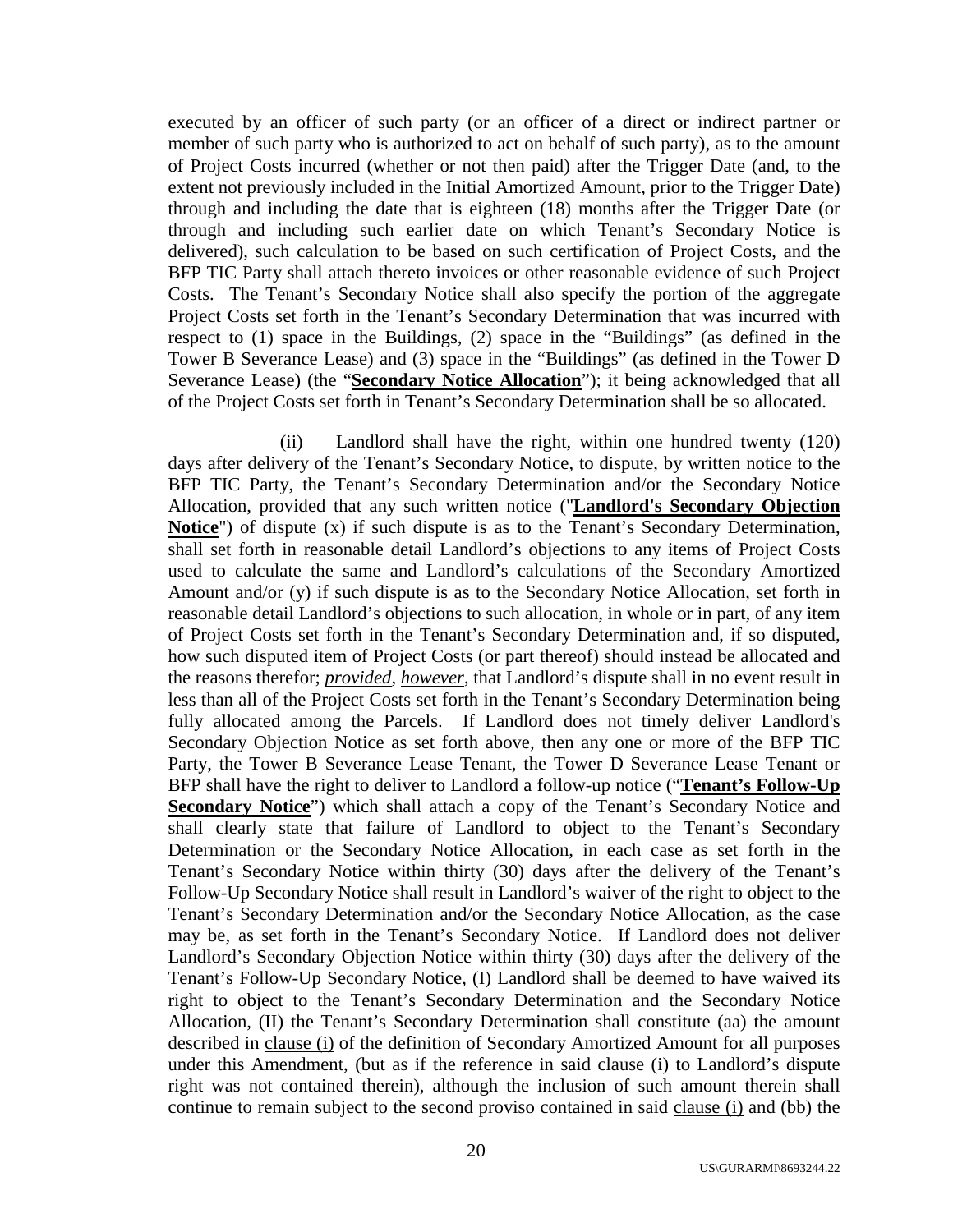executed by an officer of such party (or an officer of a direct or indirect partner or member of such party who is authorized to act on behalf of such party), as to the amount of Project Costs incurred (whether or not then paid) after the Trigger Date (and, to the extent not previously included in the Initial Amortized Amount, prior to the Trigger Date) through and including the date that is eighteen (18) months after the Trigger Date (or through and including such earlier date on which Tenant's Secondary Notice is delivered), such calculation to be based on such certification of Project Costs, and the BFP TIC Party shall attach thereto invoices or other reasonable evidence of such Project Costs. The Tenant's Secondary Notice shall also specify the portion of the aggregate Project Costs set forth in the Tenant's Secondary Determination that was incurred with respect to (1) space in the Buildings, (2) space in the "Buildings" (as defined in the Tower B Severance Lease) and (3) space in the "Buildings" (as defined in the Tower D Severance Lease) (the "**Secondary Notice Allocation**"); it being acknowledged that all of the Project Costs set forth in Tenant's Secondary Determination shall be so allocated.

(ii) Landlord shall have the right, within one hundred twenty (120) days after delivery of the Tenant's Secondary Notice, to dispute, by written notice to the BFP TIC Party, the Tenant's Secondary Determination and/or the Secondary Notice Allocation, provided that any such written notice ("**Landlord's Secondary Objection Notice**") of dispute (x) if such dispute is as to the Tenant's Secondary Determination, shall set forth in reasonable detail Landlord's objections to any items of Project Costs used to calculate the same and Landlord's calculations of the Secondary Amortized Amount and/or (y) if such dispute is as to the Secondary Notice Allocation, set forth in reasonable detail Landlord's objections to such allocation, in whole or in part, of any item of Project Costs set forth in the Tenant's Secondary Determination and, if so disputed, how such disputed item of Project Costs (or part thereof) should instead be allocated and the reasons therefor; *provided*, *however*, that Landlord's dispute shall in no event result in less than all of the Project Costs set forth in the Tenant's Secondary Determination being fully allocated among the Parcels. If Landlord does not timely deliver Landlord's Secondary Objection Notice as set forth above, then any one or more of the BFP TIC Party, the Tower B Severance Lease Tenant, the Tower D Severance Lease Tenant or BFP shall have the right to deliver to Landlord a follow-up notice ("**Tenant's Follow-Up Secondary Notice**") which shall attach a copy of the Tenant's Secondary Notice and shall clearly state that failure of Landlord to object to the Tenant's Secondary Determination or the Secondary Notice Allocation, in each case as set forth in the Tenant's Secondary Notice within thirty (30) days after the delivery of the Tenant's Follow-Up Secondary Notice shall result in Landlord's waiver of the right to object to the Tenant's Secondary Determination and/or the Secondary Notice Allocation, as the case may be, as set forth in the Tenant's Secondary Notice. If Landlord does not deliver Landlord's Secondary Objection Notice within thirty (30) days after the delivery of the Tenant's Follow-Up Secondary Notice, (I) Landlord shall be deemed to have waived its right to object to the Tenant's Secondary Determination and the Secondary Notice Allocation, (II) the Tenant's Secondary Determination shall constitute (aa) the amount described in clause (i) of the definition of Secondary Amortized Amount for all purposes under this Amendment, (but as if the reference in said clause (i) to Landlord's dispute right was not contained therein), although the inclusion of such amount therein shall continue to remain subject to the second proviso contained in said clause (i) and (bb) the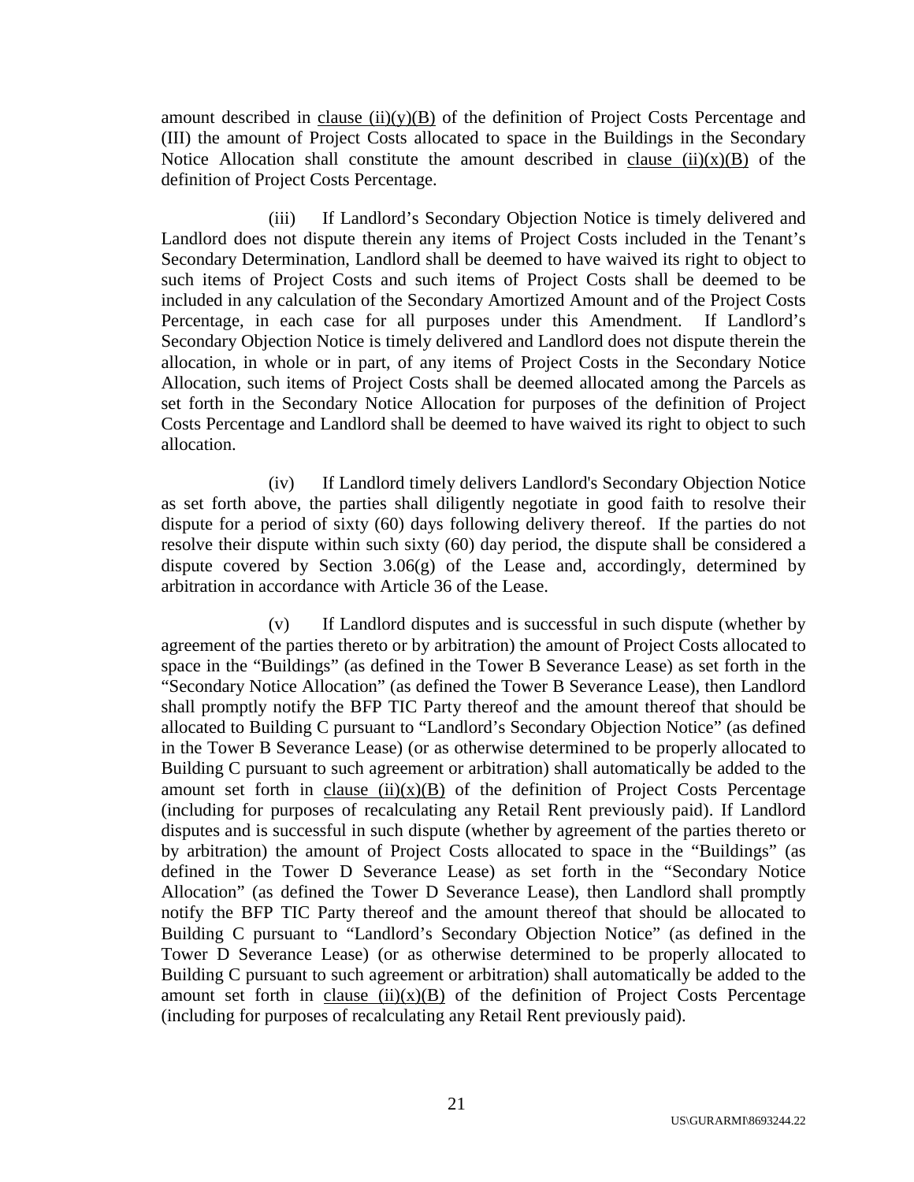amount described in clause (ii)(y)(B) of the definition of Project Costs Percentage and (III) the amount of Project Costs allocated to space in the Buildings in the Secondary Notice Allocation shall constitute the amount described in clause (ii)(x)(B) of the definition of Project Costs Percentage.

(iii) If Landlord's Secondary Objection Notice is timely delivered and Landlord does not dispute therein any items of Project Costs included in the Tenant's Secondary Determination, Landlord shall be deemed to have waived its right to object to such items of Project Costs and such items of Project Costs shall be deemed to be included in any calculation of the Secondary Amortized Amount and of the Project Costs Percentage, in each case for all purposes under this Amendment. If Landlord's Secondary Objection Notice is timely delivered and Landlord does not dispute therein the allocation, in whole or in part, of any items of Project Costs in the Secondary Notice Allocation, such items of Project Costs shall be deemed allocated among the Parcels as set forth in the Secondary Notice Allocation for purposes of the definition of Project Costs Percentage and Landlord shall be deemed to have waived its right to object to such allocation.

(iv) If Landlord timely delivers Landlord's Secondary Objection Notice as set forth above, the parties shall diligently negotiate in good faith to resolve their dispute for a period of sixty (60) days following delivery thereof. If the parties do not resolve their dispute within such sixty (60) day period, the dispute shall be considered a dispute covered by Section 3.06(g) of the Lease and, accordingly, determined by arbitration in accordance with Article 36 of the Lease.

(v) If Landlord disputes and is successful in such dispute (whether by agreement of the parties thereto or by arbitration) the amount of Project Costs allocated to space in the "Buildings" (as defined in the Tower B Severance Lease) as set forth in the "Secondary Notice Allocation" (as defined the Tower B Severance Lease), then Landlord shall promptly notify the BFP TIC Party thereof and the amount thereof that should be allocated to Building C pursuant to "Landlord's Secondary Objection Notice" (as defined in the Tower B Severance Lease) (or as otherwise determined to be properly allocated to Building C pursuant to such agreement or arbitration) shall automatically be added to the amount set forth in clause (ii)(x)(B) of the definition of Project Costs Percentage (including for purposes of recalculating any Retail Rent previously paid). If Landlord disputes and is successful in such dispute (whether by agreement of the parties thereto or by arbitration) the amount of Project Costs allocated to space in the "Buildings" (as defined in the Tower D Severance Lease) as set forth in the "Secondary Notice Allocation" (as defined the Tower D Severance Lease), then Landlord shall promptly notify the BFP TIC Party thereof and the amount thereof that should be allocated to Building C pursuant to "Landlord's Secondary Objection Notice" (as defined in the Tower D Severance Lease) (or as otherwise determined to be properly allocated to Building C pursuant to such agreement or arbitration) shall automatically be added to the amount set forth in clause (ii)(x)(B) of the definition of Project Costs Percentage (including for purposes of recalculating any Retail Rent previously paid).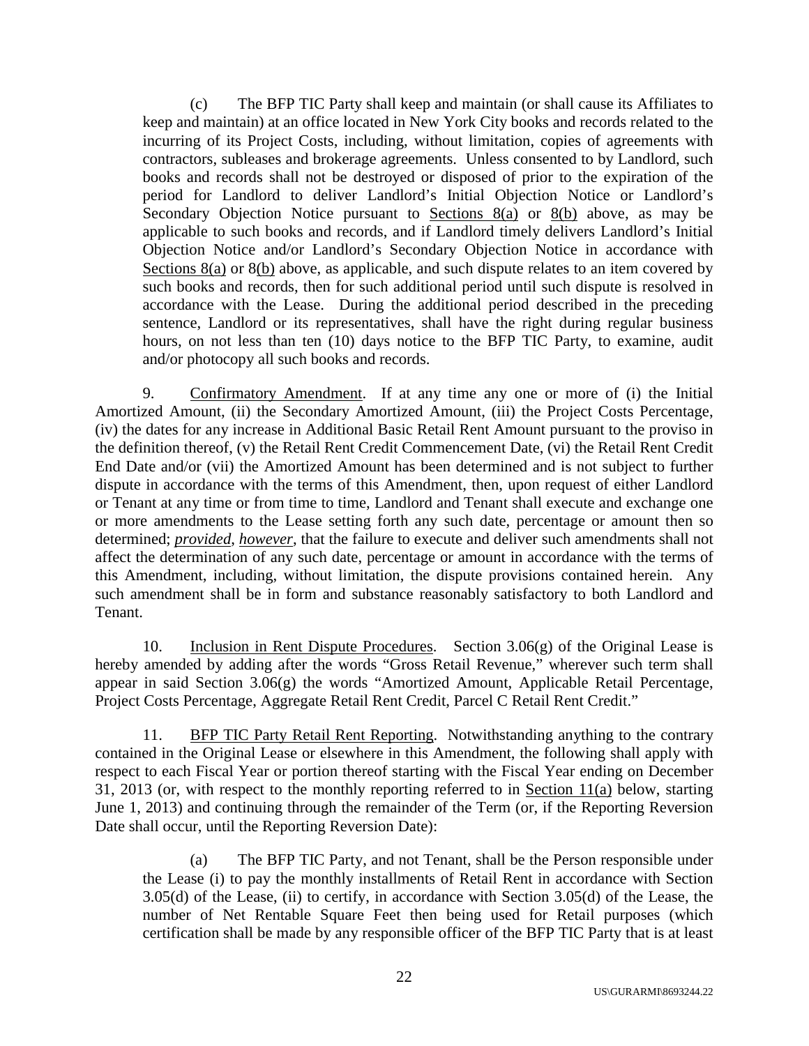(c) The BFP TIC Party shall keep and maintain (or shall cause its Affiliates to keep and maintain) at an office located in New York City books and records related to the incurring of its Project Costs, including, without limitation, copies of agreements with contractors, subleases and brokerage agreements. Unless consented to by Landlord, such books and records shall not be destroyed or disposed of prior to the expiration of the period for Landlord to deliver Landlord's Initial Objection Notice or Landlord's Secondary Objection Notice pursuant to Sections 8(a) or 8(b) above, as may be applicable to such books and records, and if Landlord timely delivers Landlord's Initial Objection Notice and/or Landlord's Secondary Objection Notice in accordance with Sections 8(a) or 8(b) above, as applicable, and such dispute relates to an item covered by such books and records, then for such additional period until such dispute is resolved in accordance with the Lease. During the additional period described in the preceding sentence, Landlord or its representatives, shall have the right during regular business hours, on not less than ten (10) days notice to the BFP TIC Party, to examine, audit and/or photocopy all such books and records.

9. Confirmatory Amendment. If at any time any one or more of (i) the Initial Amortized Amount, (ii) the Secondary Amortized Amount, (iii) the Project Costs Percentage, (iv) the dates for any increase in Additional Basic Retail Rent Amount pursuant to the proviso in the definition thereof, (v) the Retail Rent Credit Commencement Date, (vi) the Retail Rent Credit End Date and/or (vii) the Amortized Amount has been determined and is not subject to further dispute in accordance with the terms of this Amendment, then, upon request of either Landlord or Tenant at any time or from time to time, Landlord and Tenant shall execute and exchange one or more amendments to the Lease setting forth any such date, percentage or amount then so determined; ***provided***, ***however***, that the failure to execute and deliver such amendments shall not affect the determination of any such date, percentage or amount in accordance with the terms of this Amendment, including, without limitation, the dispute provisions contained herein. Any such amendment shall be in form and substance reasonably satisfactory to both Landlord and Tenant.

10. Inclusion in Rent Dispute Procedures. Section 3.06(g) of the Original Lease is hereby amended by adding after the words "Gross Retail Revenue," wherever such term shall appear in said Section 3.06(g) the words "Amortized Amount, Applicable Retail Percentage, Project Costs Percentage, Aggregate Retail Rent Credit, Parcel C Retail Rent Credit."

11. BFP TIC Party Retail Rent Reporting. Notwithstanding anything to the contrary contained in the Original Lease or elsewhere in this Amendment, the following shall apply with respect to each Fiscal Year or portion thereof starting with the Fiscal Year ending on December 31, 2013 (or, with respect to the monthly reporting referred to in Section 11(a) below, starting June 1, 2013) and continuing through the remainder of the Term (or, if the Reporting Reversion Date shall occur, until the Reporting Reversion Date):

(a) The BFP TIC Party, and not Tenant, shall be the Person responsible under the Lease (i) to pay the monthly installments of Retail Rent in accordance with Section 3.05(d) of the Lease, (ii) to certify, in accordance with Section 3.05(d) of the Lease, the number of Net Rentable Square Feet then being used for Retail purposes (which certification shall be made by any responsible officer of the BFP TIC Party that is at least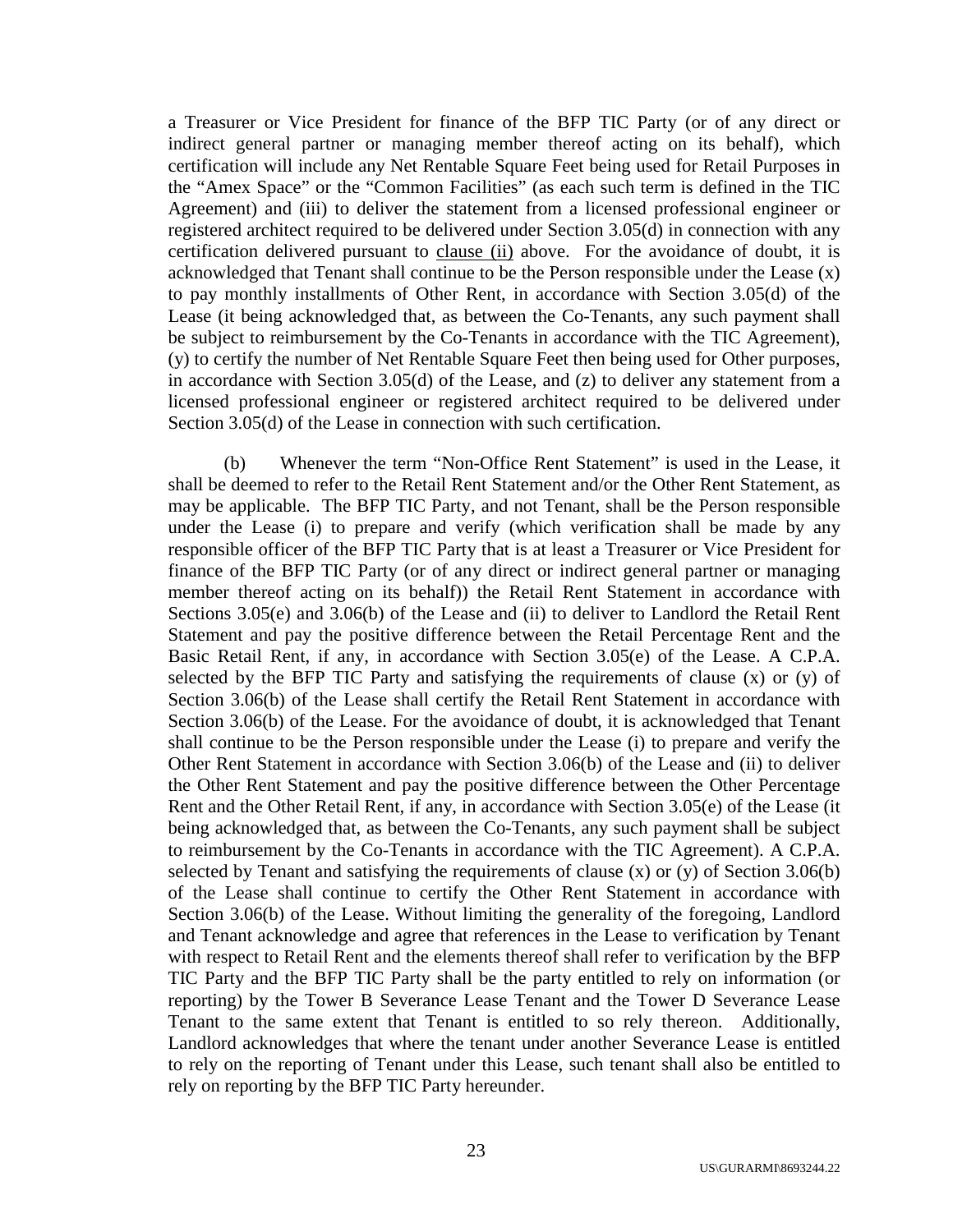a Treasurer or Vice President for finance of the BFP TIC Party (or of any direct or indirect general partner or managing member thereof acting on its behalf), which certification will include any Net Rentable Square Feet being used for Retail Purposes in the "Amex Space" or the "Common Facilities" (as each such term is defined in the TIC Agreement) and (iii) to deliver the statement from a licensed professional engineer or registered architect required to be delivered under Section 3.05(d) in connection with any certification delivered pursuant to clause (ii) above. For the avoidance of doubt, it is acknowledged that Tenant shall continue to be the Person responsible under the Lease (x) to pay monthly installments of Other Rent, in accordance with Section 3.05(d) of the Lease (it being acknowledged that, as between the Co-Tenants, any such payment shall be subject to reimbursement by the Co-Tenants in accordance with the TIC Agreement), (y) to certify the number of Net Rentable Square Feet then being used for Other purposes, in accordance with Section 3.05(d) of the Lease, and (z) to deliver any statement from a licensed professional engineer or registered architect required to be delivered under Section 3.05(d) of the Lease in connection with such certification.

(b) Whenever the term "Non-Office Rent Statement" is used in the Lease, it shall be deemed to refer to the Retail Rent Statement and/or the Other Rent Statement, as may be applicable. The BFP TIC Party, and not Tenant, shall be the Person responsible under the Lease (i) to prepare and verify (which verification shall be made by any responsible officer of the BFP TIC Party that is at least a Treasurer or Vice President for finance of the BFP TIC Party (or of any direct or indirect general partner or managing member thereof acting on its behalf)) the Retail Rent Statement in accordance with Sections 3.05(e) and 3.06(b) of the Lease and (ii) to deliver to Landlord the Retail Rent Statement and pay the positive difference between the Retail Percentage Rent and the Basic Retail Rent, if any, in accordance with Section 3.05(e) of the Lease. A C.P.A. selected by the BFP TIC Party and satisfying the requirements of clause (x) or (y) of Section 3.06(b) of the Lease shall certify the Retail Rent Statement in accordance with Section 3.06(b) of the Lease. For the avoidance of doubt, it is acknowledged that Tenant shall continue to be the Person responsible under the Lease (i) to prepare and verify the Other Rent Statement in accordance with Section 3.06(b) of the Lease and (ii) to deliver the Other Rent Statement and pay the positive difference between the Other Percentage Rent and the Other Retail Rent, if any, in accordance with Section 3.05(e) of the Lease (it being acknowledged that, as between the Co-Tenants, any such payment shall be subject to reimbursement by the Co-Tenants in accordance with the TIC Agreement). A C.P.A. selected by Tenant and satisfying the requirements of clause (x) or (y) of Section 3.06(b) of the Lease shall continue to certify the Other Rent Statement in accordance with Section 3.06(b) of the Lease. Without limiting the generality of the foregoing, Landlord and Tenant acknowledge and agree that references in the Lease to verification by Tenant with respect to Retail Rent and the elements thereof shall refer to verification by the BFP TIC Party and the BFP TIC Party shall be the party entitled to rely on information (or reporting) by the Tower B Severance Lease Tenant and the Tower D Severance Lease Tenant to the same extent that Tenant is entitled to so rely thereon. Additionally, Landlord acknowledges that where the tenant under another Severance Lease is entitled to rely on the reporting of Tenant under this Lease, such tenant shall also be entitled to rely on reporting by the BFP TIC Party hereunder.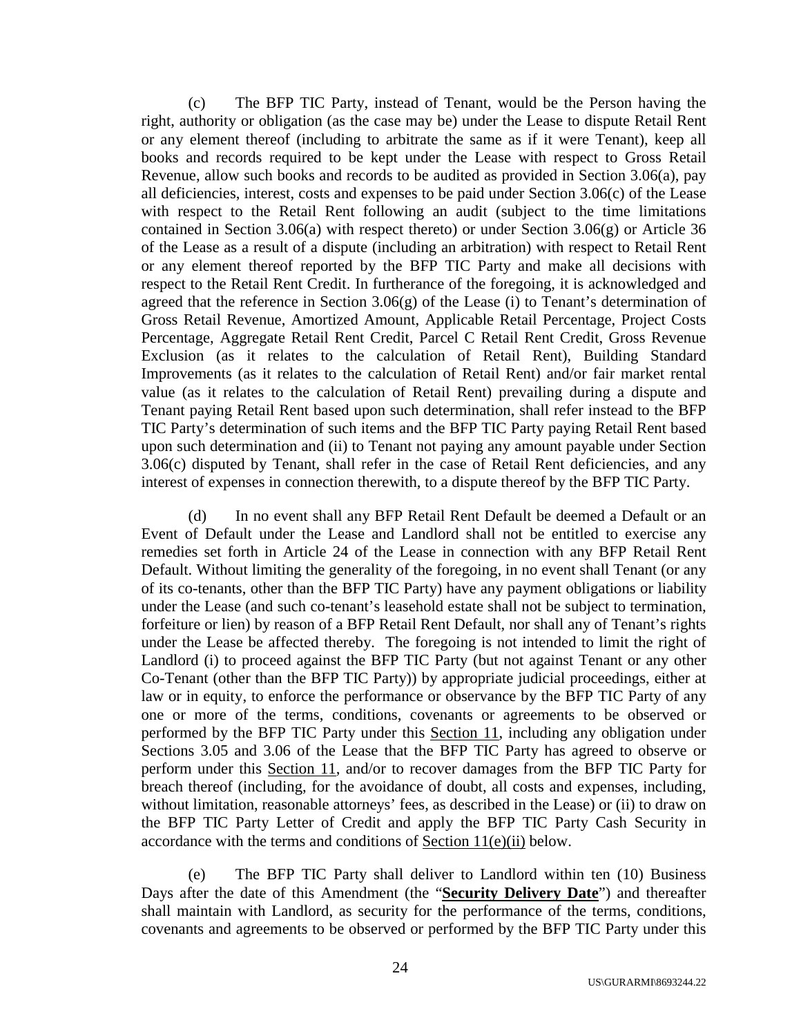(c) The BFP TIC Party, instead of Tenant, would be the Person having the right, authority or obligation (as the case may be) under the Lease to dispute Retail Rent or any element thereof (including to arbitrate the same as if it were Tenant), keep all books and records required to be kept under the Lease with respect to Gross Retail Revenue, allow such books and records to be audited as provided in Section 3.06(a), pay all deficiencies, interest, costs and expenses to be paid under Section 3.06(c) of the Lease with respect to the Retail Rent following an audit (subject to the time limitations contained in Section 3.06(a) with respect thereto) or under Section 3.06(g) or Article 36 of the Lease as a result of a dispute (including an arbitration) with respect to Retail Rent or any element thereof reported by the BFP TIC Party and make all decisions with respect to the Retail Rent Credit. In furtherance of the foregoing, it is acknowledged and agreed that the reference in Section 3.06(g) of the Lease (i) to Tenant's determination of Gross Retail Revenue, Amortized Amount, Applicable Retail Percentage, Project Costs Percentage, Aggregate Retail Rent Credit, Parcel C Retail Rent Credit, Gross Revenue Exclusion (as it relates to the calculation of Retail Rent), Building Standard Improvements (as it relates to the calculation of Retail Rent) and/or fair market rental value (as it relates to the calculation of Retail Rent) prevailing during a dispute and Tenant paying Retail Rent based upon such determination, shall refer instead to the BFP TIC Party's determination of such items and the BFP TIC Party paying Retail Rent based upon such determination and (ii) to Tenant not paying any amount payable under Section 3.06(c) disputed by Tenant, shall refer in the case of Retail Rent deficiencies, and any interest of expenses in connection therewith, to a dispute thereof by the BFP TIC Party.

(d) In no event shall any BFP Retail Rent Default be deemed a Default or an Event of Default under the Lease and Landlord shall not be entitled to exercise any remedies set forth in Article 24 of the Lease in connection with any BFP Retail Rent Default. Without limiting the generality of the foregoing, in no event shall Tenant (or any of its co-tenants, other than the BFP TIC Party) have any payment obligations or liability under the Lease (and such co-tenant's leasehold estate shall not be subject to termination, forfeiture or lien) by reason of a BFP Retail Rent Default, nor shall any of Tenant's rights under the Lease be affected thereby. The foregoing is not intended to limit the right of Landlord (i) to proceed against the BFP TIC Party (but not against Tenant or any other Co-Tenant (other than the BFP TIC Party)) by appropriate judicial proceedings, either at law or in equity, to enforce the performance or observance by the BFP TIC Party of any one or more of the terms, conditions, covenants or agreements to be observed or performed by the BFP TIC Party under this Section 11, including any obligation under Sections 3.05 and 3.06 of the Lease that the BFP TIC Party has agreed to observe or perform under this Section 11, and/or to recover damages from the BFP TIC Party for breach thereof (including, for the avoidance of doubt, all costs and expenses, including, without limitation, reasonable attorneys' fees, as described in the Lease) or (ii) to draw on the BFP TIC Party Letter of Credit and apply the BFP TIC Party Cash Security in accordance with the terms and conditions of Section 11(e)(ii) below.

(e) The BFP TIC Party shall deliver to Landlord within ten (10) Business Days after the date of this Amendment (the "**Security Delivery Date**") and thereafter shall maintain with Landlord, as security for the performance of the terms, conditions, covenants and agreements to be observed or performed by the BFP TIC Party under this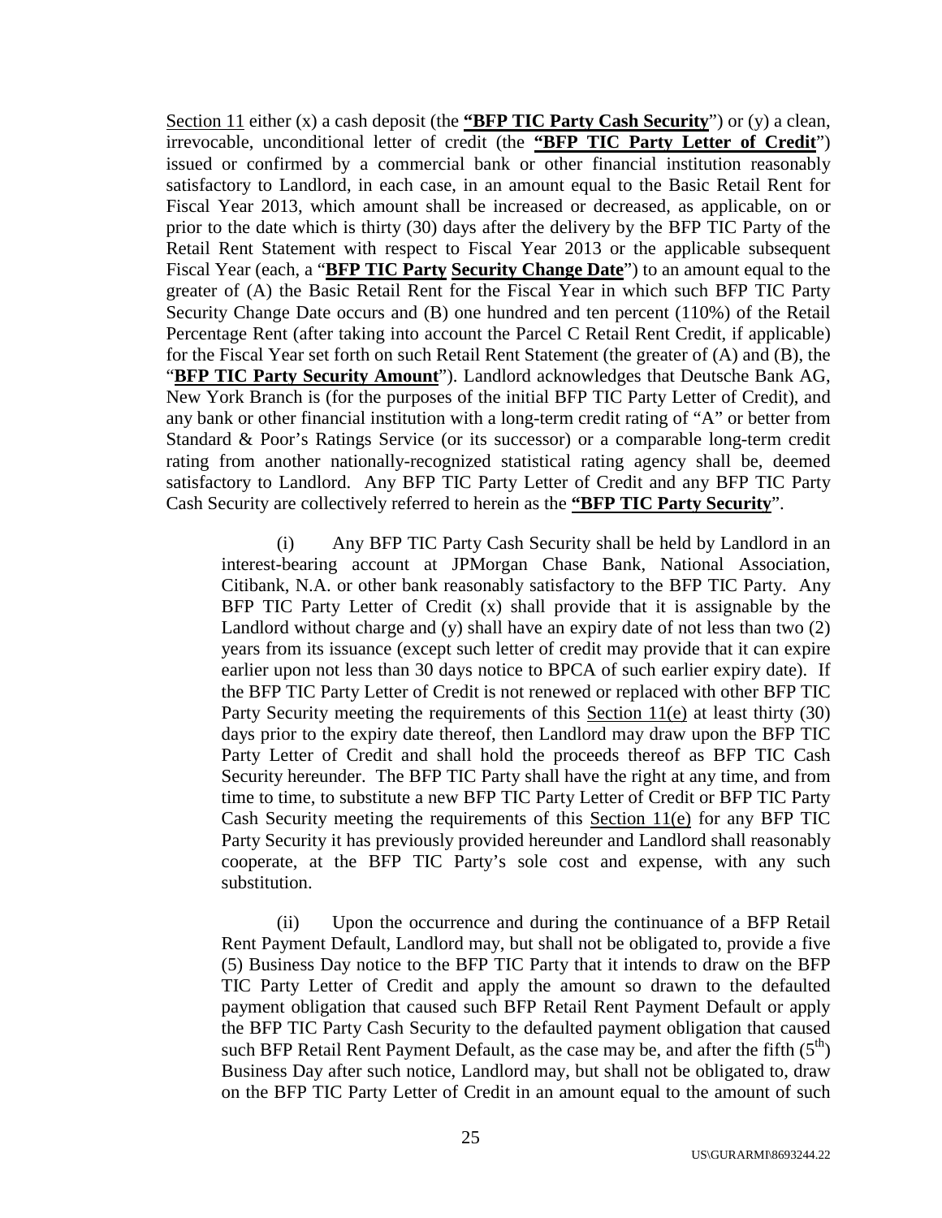Section 11 either (x) a cash deposit (the **"BFP TIC Party Cash Security"**) or (y) a clean, irrevocable, unconditional letter of credit (the **"BFP TIC Party Letter of Credit"**) issued or confirmed by a commercial bank or other financial institution reasonably satisfactory to Landlord, in each case, in an amount equal to the Basic Retail Rent for Fiscal Year 2013, which amount shall be increased or decreased, as applicable, on or prior to the date which is thirty (30) days after the delivery by the BFP TIC Party of the Retail Rent Statement with respect to Fiscal Year 2013 or the applicable subsequent Fiscal Year (each, a "**BFP TIC Party Security Change Date**") to an amount equal to the greater of (A) the Basic Retail Rent for the Fiscal Year in which such BFP TIC Party Security Change Date occurs and (B) one hundred and ten percent (110%) of the Retail Percentage Rent (after taking into account the Parcel C Retail Rent Credit, if applicable) for the Fiscal Year set forth on such Retail Rent Statement (the greater of (A) and (B), the "**BFP TIC Party Security Amount**"). Landlord acknowledges that Deutsche Bank AG, New York Branch is (for the purposes of the initial BFP TIC Party Letter of Credit), and any bank or other financial institution with a long-term credit rating of "A" or better from Standard & Poor's Ratings Service (or its successor) or a comparable long-term credit rating from another nationally-recognized statistical rating agency shall be, deemed satisfactory to Landlord. Any BFP TIC Party Letter of Credit and any BFP TIC Party Cash Security are collectively referred to herein as the **"BFP TIC Party Security"**.

(i) Any BFP TIC Party Cash Security shall be held by Landlord in an interest-bearing account at JPMorgan Chase Bank, National Association, Citibank, N.A. or other bank reasonably satisfactory to the BFP TIC Party. Any BFP TIC Party Letter of Credit (x) shall provide that it is assignable by the Landlord without charge and (y) shall have an expiry date of not less than two (2) years from its issuance (except such letter of credit may provide that it can expire earlier upon not less than 30 days notice to BPCA of such earlier expiry date). If the BFP TIC Party Letter of Credit is not renewed or replaced with other BFP TIC Party Security meeting the requirements of this Section 11(e) at least thirty (30) days prior to the expiry date thereof, then Landlord may draw upon the BFP TIC Party Letter of Credit and shall hold the proceeds thereof as BFP TIC Cash Security hereunder. The BFP TIC Party shall have the right at any time, and from time to time, to substitute a new BFP TIC Party Letter of Credit or BFP TIC Party Cash Security meeting the requirements of this Section 11(e) for any BFP TIC Party Security it has previously provided hereunder and Landlord shall reasonably cooperate, at the BFP TIC Party's sole cost and expense, with any such substitution.

(ii) Upon the occurrence and during the continuance of a BFP Retail Rent Payment Default, Landlord may, but shall not be obligated to, provide a five (5) Business Day notice to the BFP TIC Party that it intends to draw on the BFP TIC Party Letter of Credit and apply the amount so drawn to the defaulted payment obligation that caused such BFP Retail Rent Payment Default or apply the BFP TIC Party Cash Security to the defaulted payment obligation that caused such BFP Retail Rent Payment Default, as the case may be, and after the fifth (5th) Business Day after such notice, Landlord may, but shall not be obligated to, draw on the BFP TIC Party Letter of Credit in an amount equal to the amount of such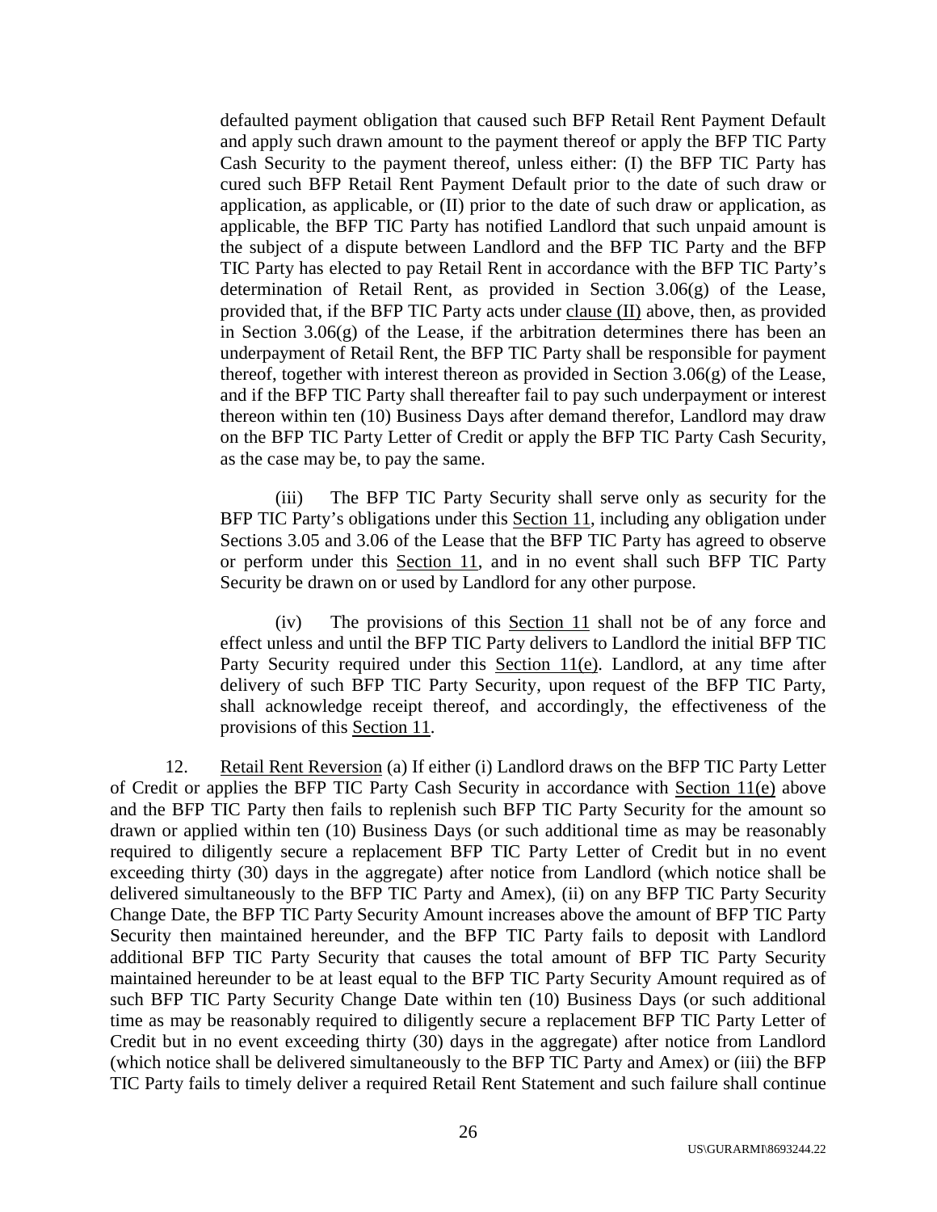defaulted payment obligation that caused such BFP Retail Rent Payment Default and apply such drawn amount to the payment thereof or apply the BFP TIC Party Cash Security to the payment thereof, unless either: (I) the BFP TIC Party has cured such BFP Retail Rent Payment Default prior to the date of such draw or application, as applicable, or (II) prior to the date of such draw or application, as applicable, the BFP TIC Party has notified Landlord that such unpaid amount is the subject of a dispute between Landlord and the BFP TIC Party and the BFP TIC Party has elected to pay Retail Rent in accordance with the BFP TIC Party's determination of Retail Rent, as provided in Section 3.06(g) of the Lease, provided that, if the BFP TIC Party acts under clause (II) above, then, as provided in Section 3.06(g) of the Lease, if the arbitration determines there has been an underpayment of Retail Rent, the BFP TIC Party shall be responsible for payment thereof, together with interest thereon as provided in Section 3.06(g) of the Lease, and if the BFP TIC Party shall thereafter fail to pay such underpayment or interest thereon within ten (10) Business Days after demand therefor, Landlord may draw on the BFP TIC Party Letter of Credit or apply the BFP TIC Party Cash Security, as the case may be, to pay the same.

(iii) The BFP TIC Party Security shall serve only as security for the BFP TIC Party's obligations under this Section 11, including any obligation under Sections 3.05 and 3.06 of the Lease that the BFP TIC Party has agreed to observe or perform under this Section 11, and in no event shall such BFP TIC Party Security be drawn on or used by Landlord for any other purpose.

(iv) The provisions of this Section 11 shall not be of any force and effect unless and until the BFP TIC Party delivers to Landlord the initial BFP TIC Party Security required under this Section 11(e). Landlord, at any time after delivery of such BFP TIC Party Security, upon request of the BFP TIC Party, shall acknowledge receipt thereof, and accordingly, the effectiveness of the provisions of this Section 11.

12. Retail Rent Reversion (a) If either (i) Landlord draws on the BFP TIC Party Letter of Credit or applies the BFP TIC Party Cash Security in accordance with Section 11(e) above and the BFP TIC Party then fails to replenish such BFP TIC Party Security for the amount so drawn or applied within ten (10) Business Days (or such additional time as may be reasonably required to diligently secure a replacement BFP TIC Party Letter of Credit but in no event exceeding thirty (30) days in the aggregate) after notice from Landlord (which notice shall be delivered simultaneously to the BFP TIC Party and Amex), (ii) on any BFP TIC Party Security Change Date, the BFP TIC Party Security Amount increases above the amount of BFP TIC Party Security then maintained hereunder, and the BFP TIC Party fails to deposit with Landlord additional BFP TIC Party Security that causes the total amount of BFP TIC Party Security maintained hereunder to be at least equal to the BFP TIC Party Security Amount required as of such BFP TIC Party Security Change Date within ten (10) Business Days (or such additional time as may be reasonably required to diligently secure a replacement BFP TIC Party Letter of Credit but in no event exceeding thirty (30) days in the aggregate) after notice from Landlord (which notice shall be delivered simultaneously to the BFP TIC Party and Amex) or (iii) the BFP TIC Party fails to timely deliver a required Retail Rent Statement and such failure shall continue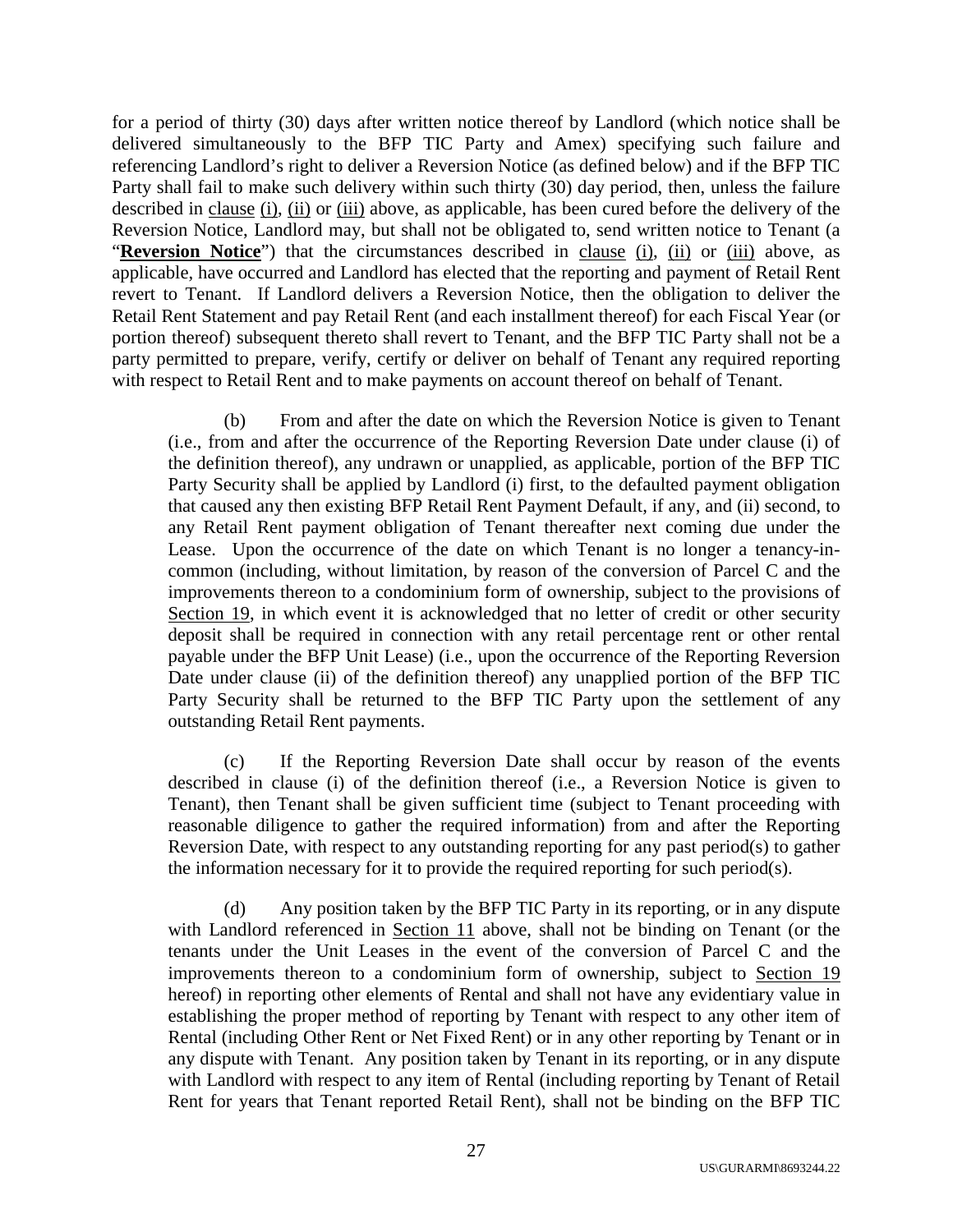for a period of thirty (30) days after written notice thereof by Landlord (which notice shall be delivered simultaneously to the BFP TIC Party and Amex) specifying such failure and referencing Landlord's right to deliver a Reversion Notice (as defined below) and if the BFP TIC Party shall fail to make such delivery within such thirty (30) day period, then, unless the failure described in clause (i), (ii) or (iii) above, as applicable, has been cured before the delivery of the Reversion Notice, Landlord may, but shall not be obligated to, send written notice to Tenant (a "**Reversion Notice**") that the circumstances described in clause (i), (ii) or (iii) above, as applicable, have occurred and Landlord has elected that the reporting and payment of Retail Rent revert to Tenant. If Landlord delivers a Reversion Notice, then the obligation to deliver the Retail Rent Statement and pay Retail Rent (and each installment thereof) for each Fiscal Year (or portion thereof) subsequent thereto shall revert to Tenant, and the BFP TIC Party shall not be a party permitted to prepare, verify, certify or deliver on behalf of Tenant any required reporting with respect to Retail Rent and to make payments on account thereof on behalf of Tenant.

(b) From and after the date on which the Reversion Notice is given to Tenant (i.e., from and after the occurrence of the Reporting Reversion Date under clause (i) of the definition thereof), any undrawn or unapplied, as applicable, portion of the BFP TIC Party Security shall be applied by Landlord (i) first, to the defaulted payment obligation that caused any then existing BFP Retail Rent Payment Default, if any, and (ii) second, to any Retail Rent payment obligation of Tenant thereafter next coming due under the Lease. Upon the occurrence of the date on which Tenant is no longer a tenancy-in-common (including, without limitation, by reason of the conversion of Parcel C and the improvements thereon to a condominium form of ownership, subject to the provisions of Section 19, in which event it is acknowledged that no letter of credit or other security deposit shall be required in connection with any retail percentage rent or other rental payable under the BFP Unit Lease) (i.e., upon the occurrence of the Reporting Reversion Date under clause (ii) of the definition thereof) any unapplied portion of the BFP TIC Party Security shall be returned to the BFP TIC Party upon the settlement of any outstanding Retail Rent payments.

(c) If the Reporting Reversion Date shall occur by reason of the events described in clause (i) of the definition thereof (i.e., a Reversion Notice is given to Tenant), then Tenant shall be given sufficient time (subject to Tenant proceeding with reasonable diligence to gather the required information) from and after the Reporting Reversion Date, with respect to any outstanding reporting for any past period(s) to gather the information necessary for it to provide the required reporting for such period(s).

(d) Any position taken by the BFP TIC Party in its reporting, or in any dispute with Landlord referenced in Section 11 above, shall not be binding on Tenant (or the tenants under the Unit Leases in the event of the conversion of Parcel C and the improvements thereon to a condominium form of ownership, subject to Section 19 hereof) in reporting other elements of Rental and shall not have any evidentiary value in establishing the proper method of reporting by Tenant with respect to any other item of Rental (including Other Rent or Net Fixed Rent) or in any other reporting by Tenant or in any dispute with Tenant. Any position taken by Tenant in its reporting, or in any dispute with Landlord with respect to any item of Rental (including reporting by Tenant of Retail Rent for years that Tenant reported Retail Rent), shall not be binding on the BFP TIC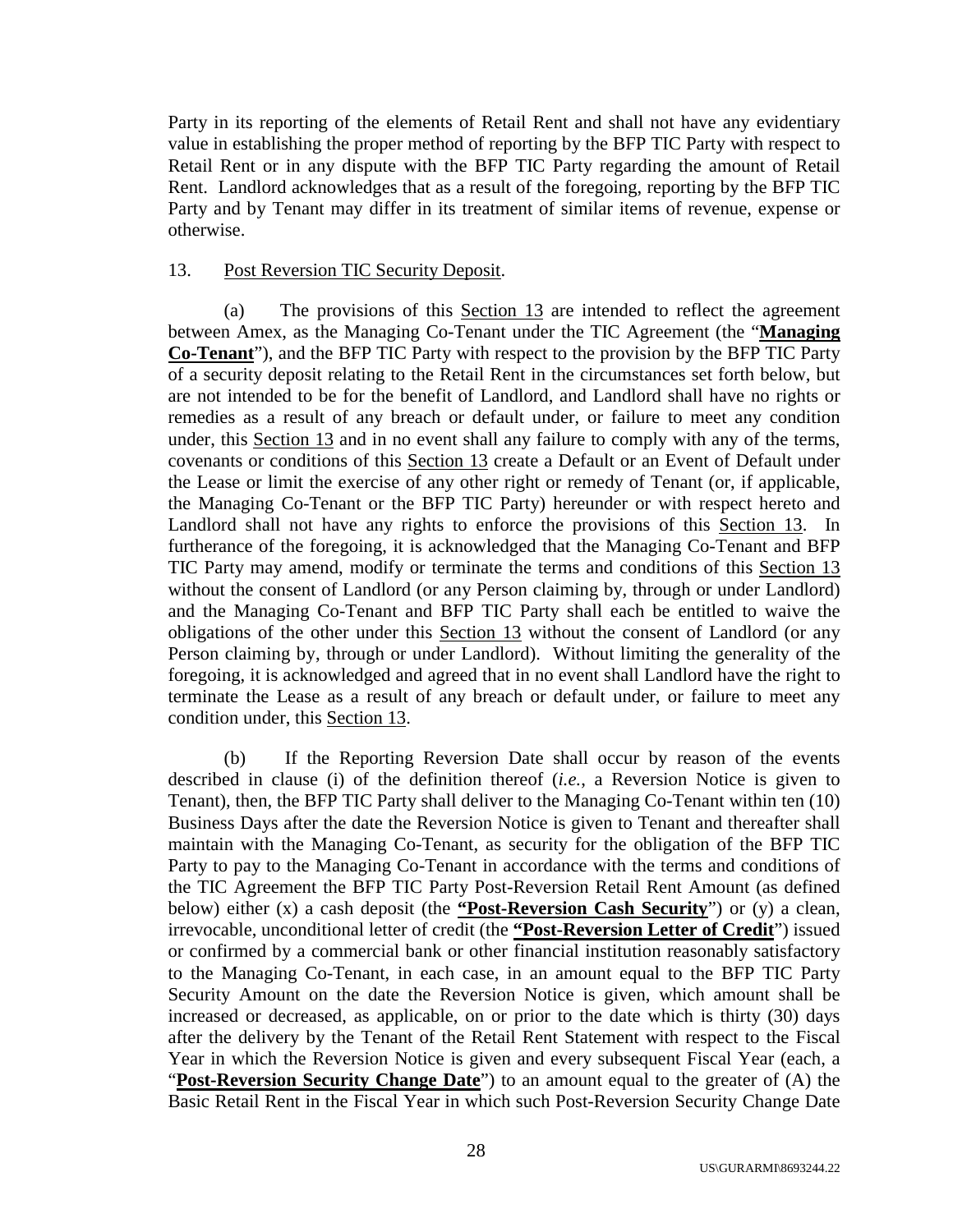Party in its reporting of the elements of Retail Rent and shall not have any evidentiary value in establishing the proper method of reporting by the BFP TIC Party with respect to Retail Rent or in any dispute with the BFP TIC Party regarding the amount of Retail Rent. Landlord acknowledges that as a result of the foregoing, reporting by the BFP TIC Party and by Tenant may differ in its treatment of similar items of revenue, expense or otherwise.

13. Post Reversion TIC Security Deposit.

(a) The provisions of this Section 13 are intended to reflect the agreement between Amex, as the Managing Co-Tenant under the TIC Agreement (the "**Managing Co-Tenant**"), and the BFP TIC Party with respect to the provision by the BFP TIC Party of a security deposit relating to the Retail Rent in the circumstances set forth below, but are not intended to be for the benefit of Landlord, and Landlord shall have no rights or remedies as a result of any breach or default under, or failure to meet any condition under, this Section 13 and in no event shall any failure to comply with any of the terms, covenants or conditions of this Section 13 create a Default or an Event of Default under the Lease or limit the exercise of any other right or remedy of Tenant (or, if applicable, the Managing Co-Tenant or the BFP TIC Party) hereunder or with respect hereto and Landlord shall not have any rights to enforce the provisions of this Section 13. In furtherance of the foregoing, it is acknowledged that the Managing Co-Tenant and BFP TIC Party may amend, modify or terminate the terms and conditions of this Section 13 without the consent of Landlord (or any Person claiming by, through or under Landlord) and the Managing Co-Tenant and BFP TIC Party shall each be entitled to waive the obligations of the other under this Section 13 without the consent of Landlord (or any Person claiming by, through or under Landlord). Without limiting the generality of the foregoing, it is acknowledged and agreed that in no event shall Landlord have the right to terminate the Lease as a result of any breach or default under, or failure to meet any condition under, this Section 13.

(b) If the Reporting Reversion Date shall occur by reason of the events described in clause (i) of the definition thereof (*i.e.*, a Reversion Notice is given to Tenant), then, the BFP TIC Party shall deliver to the Managing Co-Tenant within ten (10) Business Days after the date the Reversion Notice is given to Tenant and thereafter shall maintain with the Managing Co-Tenant, as security for the obligation of the BFP TIC Party to pay to the Managing Co-Tenant in accordance with the terms and conditions of the TIC Agreement the BFP TIC Party Post-Reversion Retail Rent Amount (as defined below) either (x) a cash deposit (the **"Post-Reversion Cash Security"**) or (y) a clean, irrevocable, unconditional letter of credit (the **"Post-Reversion Letter of Credit"**) issued or confirmed by a commercial bank or other financial institution reasonably satisfactory to the Managing Co-Tenant, in each case, in an amount equal to the BFP TIC Party Security Amount on the date the Reversion Notice is given, which amount shall be increased or decreased, as applicable, on or prior to the date which is thirty (30) days after the delivery by the Tenant of the Retail Rent Statement with respect to the Fiscal Year in which the Reversion Notice is given and every subsequent Fiscal Year (each, a "**Post-Reversion Security Change Date**") to an amount equal to the greater of (A) the Basic Retail Rent in the Fiscal Year in which such Post-Reversion Security Change Date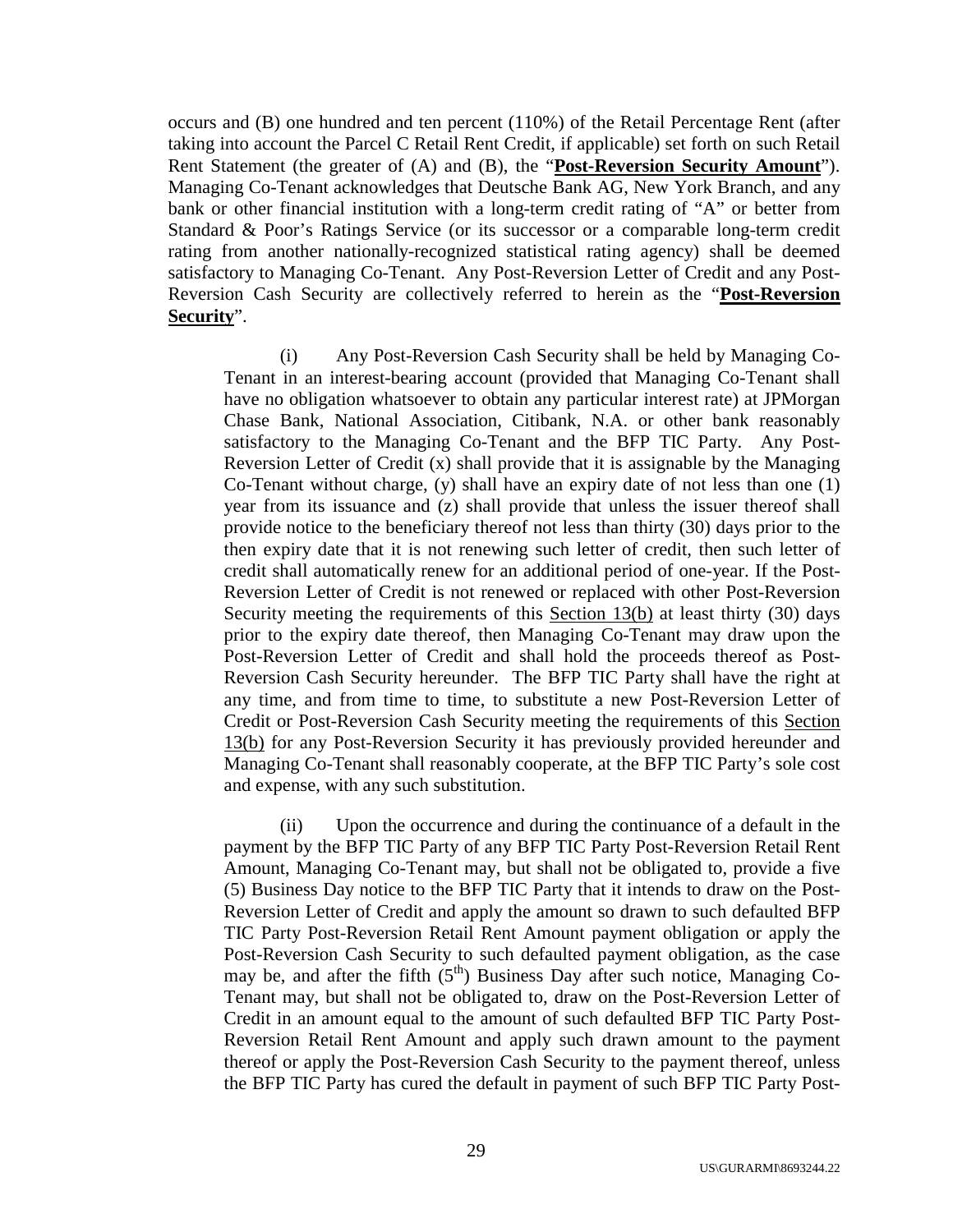occurs and (B) one hundred and ten percent (110%) of the Retail Percentage Rent (after taking into account the Parcel C Retail Rent Credit, if applicable) set forth on such Retail Rent Statement (the greater of (A) and (B), the "**Post-Reversion Security Amount**"). Managing Co-Tenant acknowledges that Deutsche Bank AG, New York Branch, and any bank or other financial institution with a long-term credit rating of "A" or better from Standard & Poor's Ratings Service (or its successor or a comparable long-term credit rating from another nationally-recognized statistical rating agency) shall be deemed satisfactory to Managing Co-Tenant. Any Post-Reversion Letter of Credit and any Post-Reversion Cash Security are collectively referred to herein as the "**Post-Reversion Security**".

(i) Any Post-Reversion Cash Security shall be held by Managing Co-Tenant in an interest-bearing account (provided that Managing Co-Tenant shall have no obligation whatsoever to obtain any particular interest rate) at JPMorgan Chase Bank, National Association, Citibank, N.A. or other bank reasonably satisfactory to the Managing Co-Tenant and the BFP TIC Party. Any Post-Reversion Letter of Credit (x) shall provide that it is assignable by the Managing Co-Tenant without charge, (y) shall have an expiry date of not less than one (1) year from its issuance and (z) shall provide that unless the issuer thereof shall provide notice to the beneficiary thereof not less than thirty (30) days prior to the then expiry date that it is not renewing such letter of credit, then such letter of credit shall automatically renew for an additional period of one-year. If the Post-Reversion Letter of Credit is not renewed or replaced with other Post-Reversion Security meeting the requirements of this Section 13(b) at least thirty (30) days prior to the expiry date thereof, then Managing Co-Tenant may draw upon the Post-Reversion Letter of Credit and shall hold the proceeds thereof as Post-Reversion Cash Security hereunder. The BFP TIC Party shall have the right at any time, and from time to time, to substitute a new Post-Reversion Letter of Credit or Post-Reversion Cash Security meeting the requirements of this Section 13(b) for any Post-Reversion Security it has previously provided hereunder and Managing Co-Tenant shall reasonably cooperate, at the BFP TIC Party's sole cost and expense, with any such substitution.

(ii) Upon the occurrence and during the continuance of a default in the payment by the BFP TIC Party of any BFP TIC Party Post-Reversion Retail Rent Amount, Managing Co-Tenant may, but shall not be obligated to, provide a five (5) Business Day notice to the BFP TIC Party that it intends to draw on the Post-Reversion Letter of Credit and apply the amount so drawn to such defaulted BFP TIC Party Post-Reversion Retail Rent Amount payment obligation or apply the Post-Reversion Cash Security to such defaulted payment obligation, as the case may be, and after the fifth (5th) Business Day after such notice, Managing Co-Tenant may, but shall not be obligated to, draw on the Post-Reversion Letter of Credit in an amount equal to the amount of such defaulted BFP TIC Party Post-Reversion Retail Rent Amount and apply such drawn amount to the payment thereof or apply the Post-Reversion Cash Security to the payment thereof, unless the BFP TIC Party has cured the default in payment of such BFP TIC Party Post-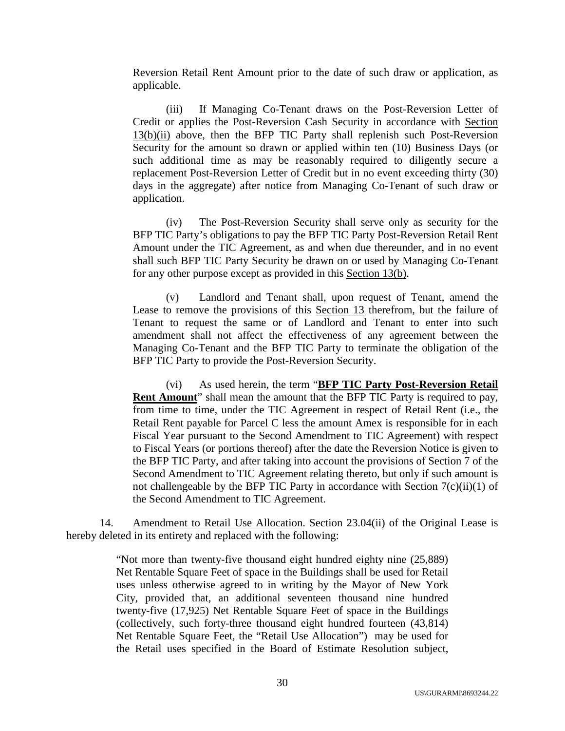Reversion Retail Rent Amount prior to the date of such draw or application, as applicable.

(iii) If Managing Co-Tenant draws on the Post-Reversion Letter of Credit or applies the Post-Reversion Cash Security in accordance with Section 13(b)(ii) above, then the BFP TIC Party shall replenish such Post-Reversion Security for the amount so drawn or applied within ten (10) Business Days (or such additional time as may be reasonably required to diligently secure a replacement Post-Reversion Letter of Credit but in no event exceeding thirty (30) days in the aggregate) after notice from Managing Co-Tenant of such draw or application.

(iv) The Post-Reversion Security shall serve only as security for the BFP TIC Party's obligations to pay the BFP TIC Party Post-Reversion Retail Rent Amount under the TIC Agreement, as and when due thereunder, and in no event shall such BFP TIC Party Security be drawn on or used by Managing Co-Tenant for any other purpose except as provided in this Section 13(b).

(v) Landlord and Tenant shall, upon request of Tenant, amend the Lease to remove the provisions of this Section 13 therefrom, but the failure of Tenant to request the same or of Landlord and Tenant to enter into such amendment shall not affect the effectiveness of any agreement between the Managing Co-Tenant and the BFP TIC Party to terminate the obligation of the BFP TIC Party to provide the Post-Reversion Security.

(vi) As used herein, the term "**BFP TIC Party Post-Reversion Retail Rent Amount**" shall mean the amount that the BFP TIC Party is required to pay, from time to time, under the TIC Agreement in respect of Retail Rent (i.e., the Retail Rent payable for Parcel C less the amount Amex is responsible for in each Fiscal Year pursuant to the Second Amendment to TIC Agreement) with respect to Fiscal Years (or portions thereof) after the date the Reversion Notice is given to the BFP TIC Party, and after taking into account the provisions of Section 7 of the Second Amendment to TIC Agreement relating thereto, but only if such amount is not challengeable by the BFP TIC Party in accordance with Section 7(c)(ii)(1) of the Second Amendment to TIC Agreement.

14. Amendment to Retail Use Allocation. Section 23.04(ii) of the Original Lease is hereby deleted in its entirety and replaced with the following:

> "Not more than twenty-five thousand eight hundred eighty nine (25,889) Net Rentable Square Feet of space in the Buildings shall be used for Retail uses unless otherwise agreed to in writing by the Mayor of New York City, provided that, an additional seventeen thousand nine hundred twenty-five (17,925) Net Rentable Square Feet of space in the Buildings (collectively, such forty-three thousand eight hundred fourteen (43,814) Net Rentable Square Feet, the "Retail Use Allocation") may be used for the Retail uses specified in the Board of Estimate Resolution subject,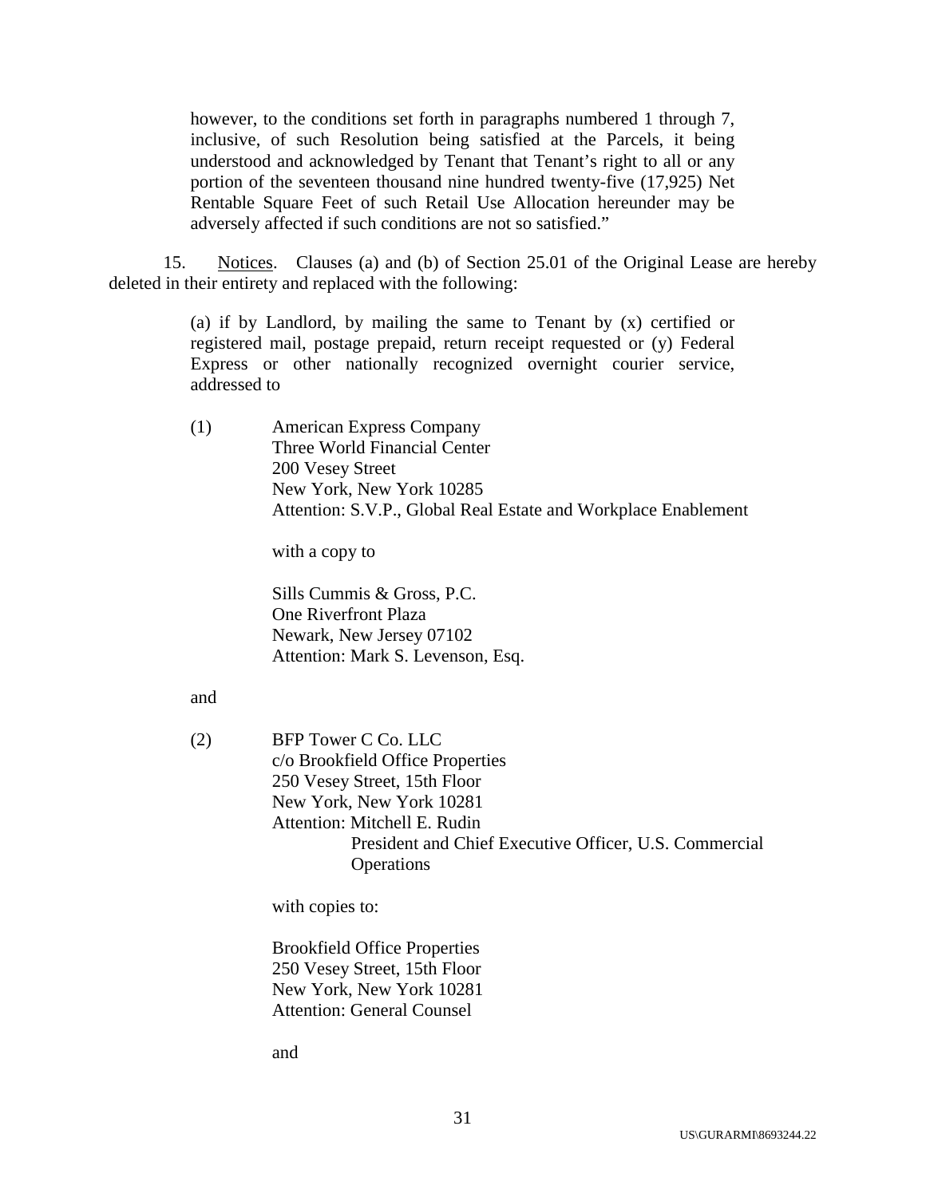however, to the conditions set forth in paragraphs numbered 1 through 7, inclusive, of such Resolution being satisfied at the Parcels, it being understood and acknowledged by Tenant that Tenant's right to all or any portion of the seventeen thousand nine hundred twenty-five (17,925) Net Rentable Square Feet of such Retail Use Allocation hereunder may be adversely affected if such conditions are not so satisfied."

15. Notices. Clauses (a) and (b) of Section 25.01 of the Original Lease are hereby deleted in their entirety and replaced with the following:

(a) if by Landlord, by mailing the same to Tenant by (x) certified or registered mail, postage prepaid, return receipt requested or (y) Federal Express or other nationally recognized overnight courier service, addressed to

(1) American Express Company
Three World Financial Center
200 Vesey Street
New York, New York 10285
Attention: S.V.P., Global Real Estate and Workplace Enablement

with a copy to

Sills Cummis & Gross, P.C.
One Riverfront Plaza
Newark, New Jersey 07102
Attention: Mark S. Levenson, Esq.

and

(2) BFP Tower C Co. LLC
c/o Brookfield Office Properties
250 Vesey Street, 15th Floor
New York, New York 10281
Attention: Mitchell E. Rudin
President and Chief Executive Officer, U.S. Commercial Operations

with copies to:

Brookfield Office Properties
250 Vesey Street, 15th Floor
New York, New York 10281
Attention: General Counsel

and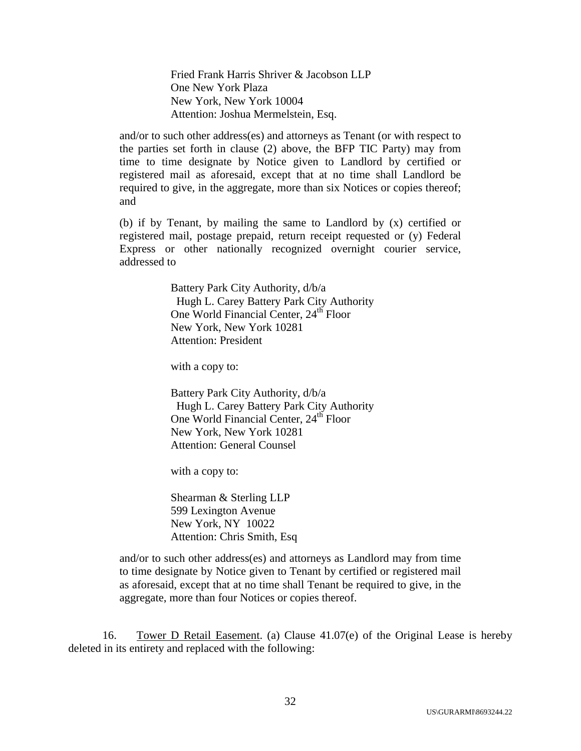Fried Frank Harris Shriver & Jacobson LLP
One New York Plaza
New York, New York 10004
Attention: Joshua Mermelstein, Esq.

and/or to such other address(es) and attorneys as Tenant (or with respect to the parties set forth in clause (2) above, the BFP TIC Party) may from time to time designate by Notice given to Landlord by certified or registered mail as aforesaid, except that at no time shall Landlord be required to give, in the aggregate, more than six Notices or copies thereof; and

(b) if by Tenant, by mailing the same to Landlord by (x) certified or registered mail, postage prepaid, return receipt requested or (y) Federal Express or other nationally recognized overnight courier service, addressed to

Battery Park City Authority, d/b/a
Hugh L. Carey Battery Park City Authority
One World Financial Center, 24th Floor
New York, New York 10281
Attention: President

with a copy to:

Battery Park City Authority, d/b/a
Hugh L. Carey Battery Park City Authority
One World Financial Center, 24th Floor
New York, New York 10281
Attention: General Counsel

with a copy to:

Shearman & Sterling LLP
599 Lexington Avenue
New York, NY 10022
Attention: Chris Smith, Esq

and/or to such other address(es) and attorneys as Landlord may from time to time designate by Notice given to Tenant by certified or registered mail as aforesaid, except that at no time shall Tenant be required to give, in the aggregate, more than four Notices or copies thereof.

16. Tower D Retail Easement. (a) Clause 41.07(e) of the Original Lease is hereby deleted in its entirety and replaced with the following: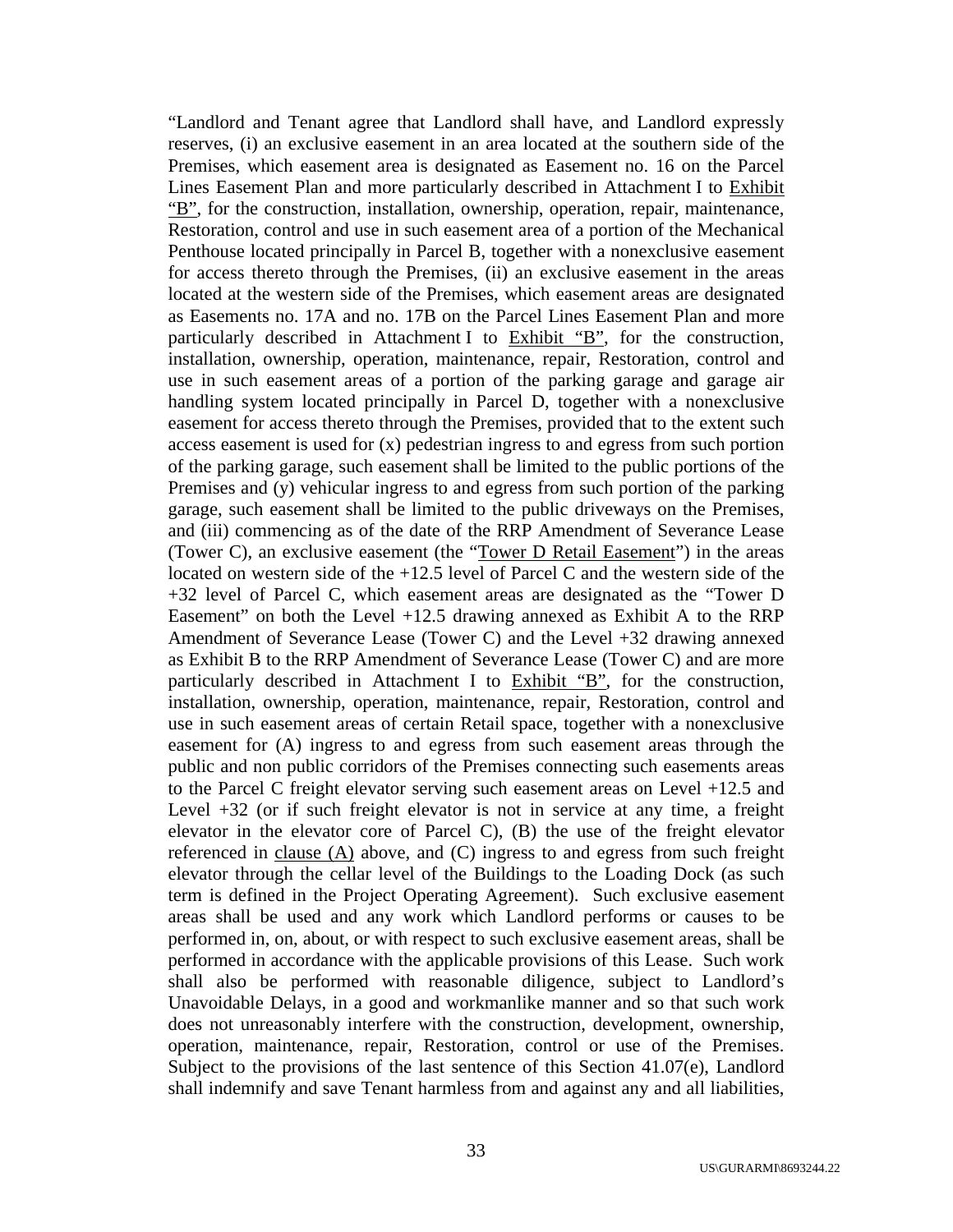"Landlord and Tenant agree that Landlord shall have, and Landlord expressly reserves, (i) an exclusive easement in an area located at the southern side of the Premises, which easement area is designated as Easement no. 16 on the Parcel Lines Easement Plan and more particularly described in Attachment I to Exhibit "B", for the construction, installation, ownership, operation, repair, maintenance, Restoration, control and use in such easement area of a portion of the Mechanical Penthouse located principally in Parcel B, together with a nonexclusive easement for access thereto through the Premises, (ii) an exclusive easement in the areas located at the western side of the Premises, which easement areas are designated as Easements no. 17A and no. 17B on the Parcel Lines Easement Plan and more particularly described in Attachment I to Exhibit "B", for the construction, installation, ownership, operation, maintenance, repair, Restoration, control and use in such easement areas of a portion of the parking garage and garage air handling system located principally in Parcel D, together with a nonexclusive easement for access thereto through the Premises, provided that to the extent such access easement is used for (x) pedestrian ingress to and egress from such portion of the parking garage, such easement shall be limited to the public portions of the Premises and (y) vehicular ingress to and egress from such portion of the parking garage, such easement shall be limited to the public driveways on the Premises, and (iii) commencing as of the date of the RRP Amendment of Severance Lease (Tower C), an exclusive easement (the "Tower D Retail Easement") in the areas located on western side of the +12.5 level of Parcel C and the western side of the +32 level of Parcel C, which easement areas are designated as the "Tower D Easement" on both the Level +12.5 drawing annexed as Exhibit A to the RRP Amendment of Severance Lease (Tower C) and the Level +32 drawing annexed as Exhibit B to the RRP Amendment of Severance Lease (Tower C) and are more particularly described in Attachment I to Exhibit "B", for the construction, installation, ownership, operation, maintenance, repair, Restoration, control and use in such easement areas of certain Retail space, together with a nonexclusive easement for (A) ingress to and egress from such easement areas through the public and non public corridors of the Premises connecting such easements areas to the Parcel C freight elevator serving such easement areas on Level +12.5 and Level +32 (or if such freight elevator is not in service at any time, a freight elevator in the elevator core of Parcel C), (B) the use of the freight elevator referenced in clause (A) above, and (C) ingress to and egress from such freight elevator through the cellar level of the Buildings to the Loading Dock (as such term is defined in the Project Operating Agreement). Such exclusive easement areas shall be used and any work which Landlord performs or causes to be performed in, on, about, or with respect to such exclusive easement areas, shall be performed in accordance with the applicable provisions of this Lease. Such work shall also be performed with reasonable diligence, subject to Landlord's Unavoidable Delays, in a good and workmanlike manner and so that such work does not unreasonably interfere with the construction, development, ownership, operation, maintenance, repair, Restoration, control or use of the Premises. Subject to the provisions of the last sentence of this Section 41.07(e), Landlord shall indemnify and save Tenant harmless from and against any and all liabilities,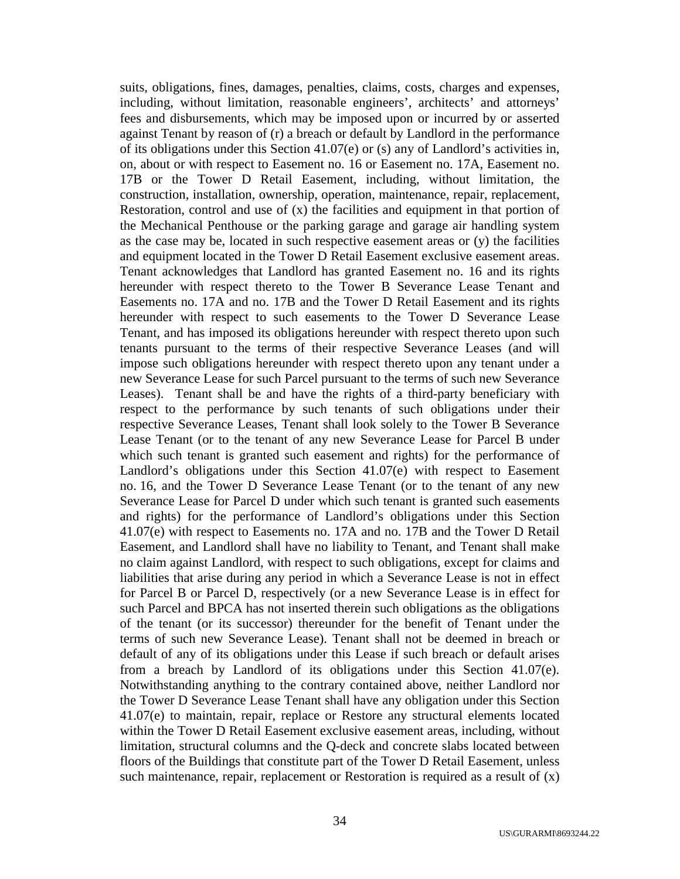suits, obligations, fines, damages, penalties, claims, costs, charges and expenses, including, without limitation, reasonable engineers', architects' and attorneys' fees and disbursements, which may be imposed upon or incurred by or asserted against Tenant by reason of (r) a breach or default by Landlord in the performance of its obligations under this Section 41.07(e) or (s) any of Landlord's activities in, on, about or with respect to Easement no. 16 or Easement no. 17A, Easement no. 17B or the Tower D Retail Easement, including, without limitation, the construction, installation, ownership, operation, maintenance, repair, replacement, Restoration, control and use of (x) the facilities and equipment in that portion of the Mechanical Penthouse or the parking garage and garage air handling system as the case may be, located in such respective easement areas or (y) the facilities and equipment located in the Tower D Retail Easement exclusive easement areas. Tenant acknowledges that Landlord has granted Easement no. 16 and its rights hereunder with respect thereto to the Tower B Severance Lease Tenant and Easements no. 17A and no. 17B and the Tower D Retail Easement and its rights hereunder with respect to such easements to the Tower D Severance Lease Tenant, and has imposed its obligations hereunder with respect thereto upon such tenants pursuant to the terms of their respective Severance Leases (and will impose such obligations hereunder with respect thereto upon any tenant under a new Severance Lease for such Parcel pursuant to the terms of such new Severance Leases). Tenant shall be and have the rights of a third-party beneficiary with respect to the performance by such tenants of such obligations under their respective Severance Leases, Tenant shall look solely to the Tower B Severance Lease Tenant (or to the tenant of any new Severance Lease for Parcel B under which such tenant is granted such easement and rights) for the performance of Landlord's obligations under this Section 41.07(e) with respect to Easement no. 16, and the Tower D Severance Lease Tenant (or to the tenant of any new Severance Lease for Parcel D under which such tenant is granted such easements and rights) for the performance of Landlord's obligations under this Section 41.07(e) with respect to Easements no. 17A and no. 17B and the Tower D Retail Easement, and Landlord shall have no liability to Tenant, and Tenant shall make no claim against Landlord, with respect to such obligations, except for claims and liabilities that arise during any period in which a Severance Lease is not in effect for Parcel B or Parcel D, respectively (or a new Severance Lease is in effect for such Parcel and BPCA has not inserted therein such obligations as the obligations of the tenant (or its successor) thereunder for the benefit of Tenant under the terms of such new Severance Lease). Tenant shall not be deemed in breach or default of any of its obligations under this Lease if such breach or default arises from a breach by Landlord of its obligations under this Section 41.07(e). Notwithstanding anything to the contrary contained above, neither Landlord nor the Tower D Severance Lease Tenant shall have any obligation under this Section 41.07(e) to maintain, repair, replace or Restore any structural elements located within the Tower D Retail Easement exclusive easement areas, including, without limitation, structural columns and the Q-deck and concrete slabs located between floors of the Buildings that constitute part of the Tower D Retail Easement, unless such maintenance, repair, replacement or Restoration is required as a result of (x)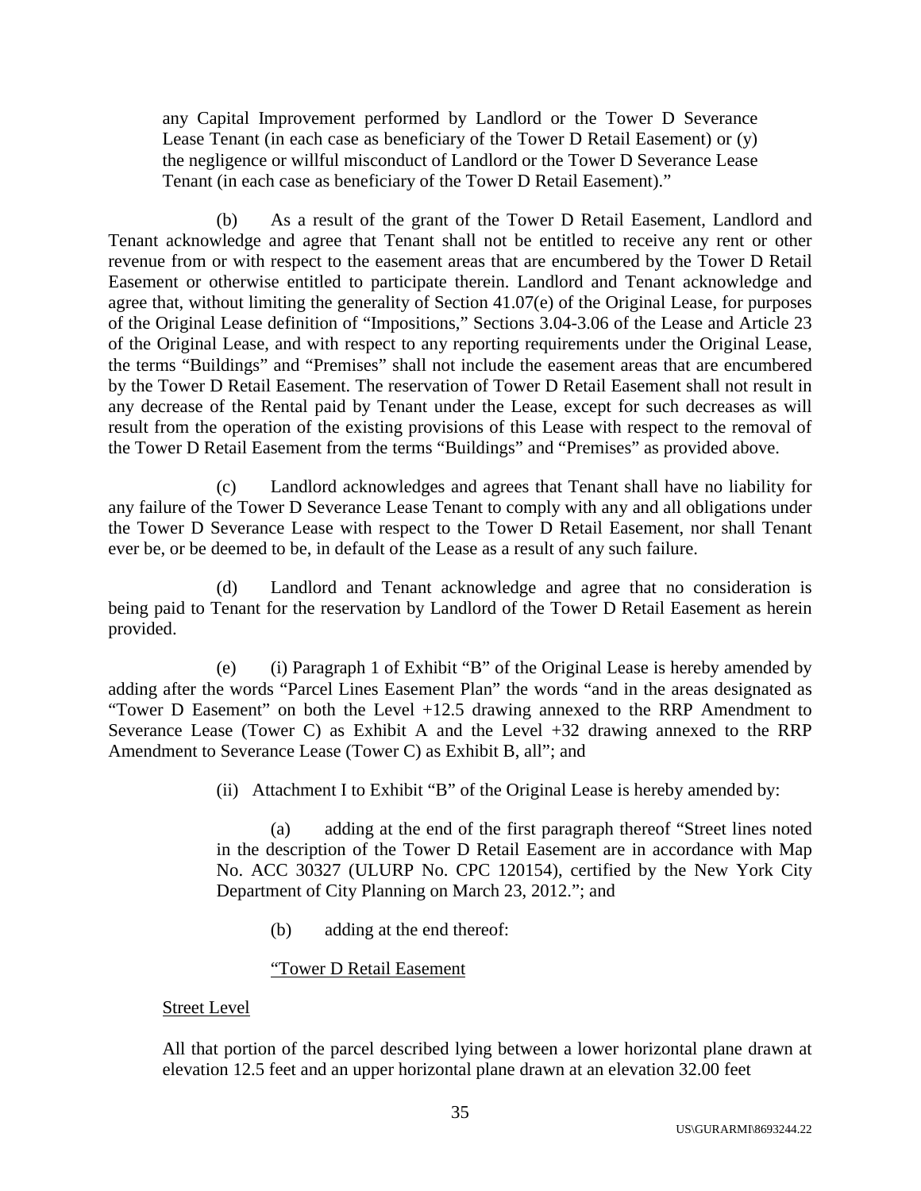any Capital Improvement performed by Landlord or the Tower D Severance Lease Tenant (in each case as beneficiary of the Tower D Retail Easement) or (y) the negligence or willful misconduct of Landlord or the Tower D Severance Lease Tenant (in each case as beneficiary of the Tower D Retail Easement)."

(b) As a result of the grant of the Tower D Retail Easement, Landlord and Tenant acknowledge and agree that Tenant shall not be entitled to receive any rent or other revenue from or with respect to the easement areas that are encumbered by the Tower D Retail Easement or otherwise entitled to participate therein. Landlord and Tenant acknowledge and agree that, without limiting the generality of Section 41.07(e) of the Original Lease, for purposes of the Original Lease definition of "Impositions," Sections 3.04-3.06 of the Lease and Article 23 of the Original Lease, and with respect to any reporting requirements under the Original Lease, the terms "Buildings" and "Premises" shall not include the easement areas that are encumbered by the Tower D Retail Easement. The reservation of Tower D Retail Easement shall not result in any decrease of the Rental paid by Tenant under the Lease, except for such decreases as will result from the operation of the existing provisions of this Lease with respect to the removal of the Tower D Retail Easement from the terms "Buildings" and "Premises" as provided above.

(c) Landlord acknowledges and agrees that Tenant shall have no liability for any failure of the Tower D Severance Lease Tenant to comply with any and all obligations under the Tower D Severance Lease with respect to the Tower D Retail Easement, nor shall Tenant ever be, or be deemed to be, in default of the Lease as a result of any such failure.

(d) Landlord and Tenant acknowledge and agree that no consideration is being paid to Tenant for the reservation by Landlord of the Tower D Retail Easement as herein provided.

(e) (i) Paragraph 1 of Exhibit "B" of the Original Lease is hereby amended by adding after the words "Parcel Lines Easement Plan" the words "and in the areas designated as "Tower D Easement" on both the Level +12.5 drawing annexed to the RRP Amendment to Severance Lease (Tower C) as Exhibit A and the Level +32 drawing annexed to the RRP Amendment to Severance Lease (Tower C) as Exhibit B, all"; and

(ii) Attachment I to Exhibit "B" of the Original Lease is hereby amended by:

(a) adding at the end of the first paragraph thereof "Street lines noted in the description of the Tower D Retail Easement are in accordance with Map No. ACC 30327 (ULURP No. CPC 120154), certified by the New York City Department of City Planning on March 23, 2012."; and

(b) adding at the end thereof:

"<u>Tower D Retail Easement</u>

<u>Street Level</u>

All that portion of the parcel described lying between a lower horizontal plane drawn at elevation 12.5 feet and an upper horizontal plane drawn at an elevation 32.00 feet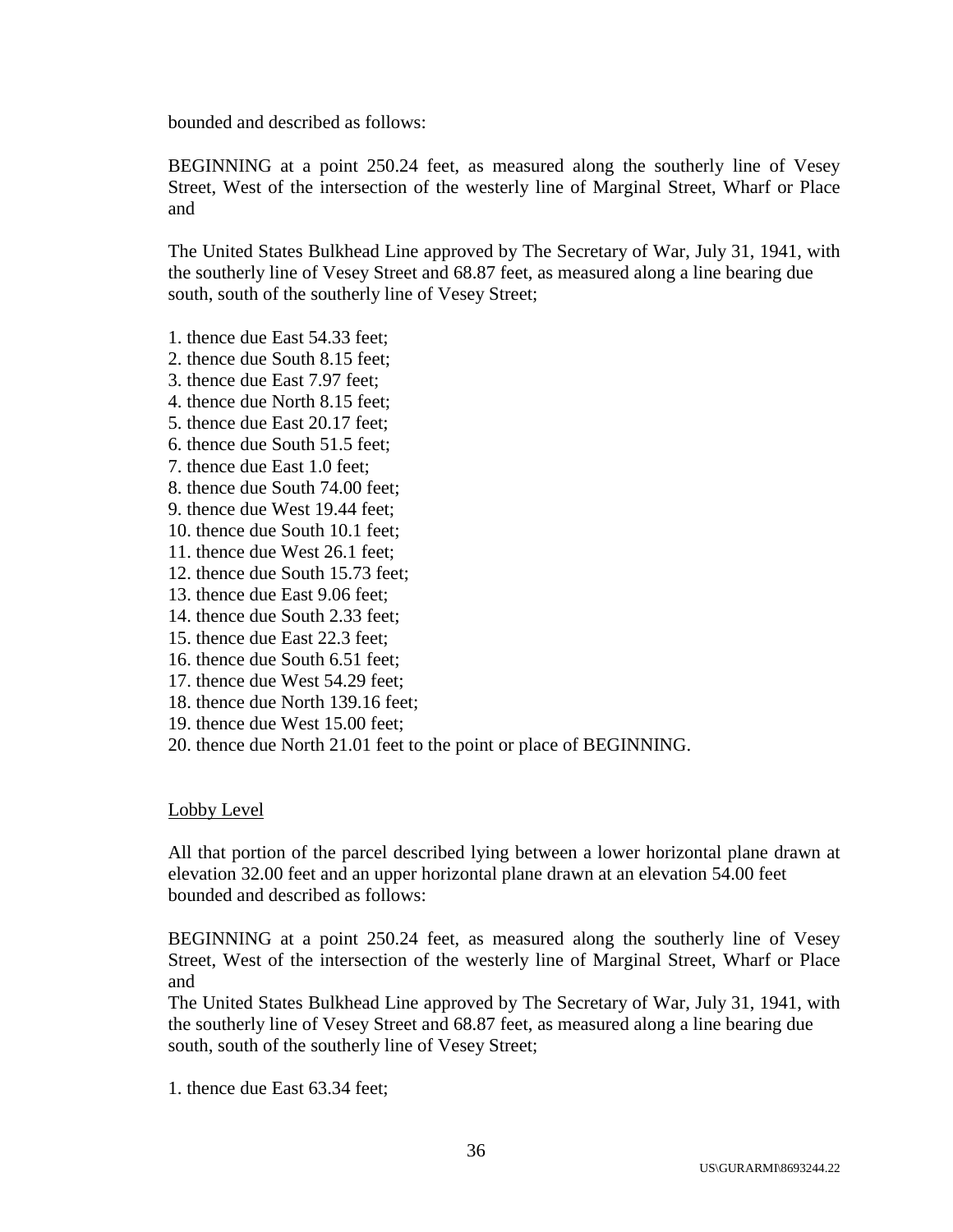bounded and described as follows:

BEGINNING at a point 250.24 feet, as measured along the southerly line of Vesey Street, West of the intersection of the westerly line of Marginal Street, Wharf or Place and

The United States Bulkhead Line approved by The Secretary of War, July 31, 1941, with the southerly line of Vesey Street and 68.87 feet, as measured along a line bearing due south, south of the southerly line of Vesey Street;

1. thence due East 54.33 feet;
2. thence due South 8.15 feet;
3. thence due East 7.97 feet;
4. thence due North 8.15 feet;
5. thence due East 20.17 feet;
6. thence due South 51.5 feet;
7. thence due East 1.0 feet;
8. thence due South 74.00 feet;
9. thence due West 19.44 feet;
10. thence due South 10.1 feet;
11. thence due West 26.1 feet;
12. thence due South 15.73 feet;
13. thence due East 9.06 feet;
14. thence due South 2.33 feet;
15. thence due East 22.3 feet;
16. thence due South 6.51 feet;
17. thence due West 54.29 feet;
18. thence due North 139.16 feet;
19. thence due West 15.00 feet;
20. thence due North 21.01 feet to the point or place of BEGINNING.

<u>Lobby Level</u>

All that portion of the parcel described lying between a lower horizontal plane drawn at elevation 32.00 feet and an upper horizontal plane drawn at an elevation 54.00 feet bounded and described as follows:

BEGINNING at a point 250.24 feet, as measured along the southerly line of Vesey Street, West of the intersection of the westerly line of Marginal Street, Wharf or Place and
The United States Bulkhead Line approved by The Secretary of War, July 31, 1941, with the southerly line of Vesey Street and 68.87 feet, as measured along a line bearing due south, south of the southerly line of Vesey Street;

1. thence due East 63.34 feet;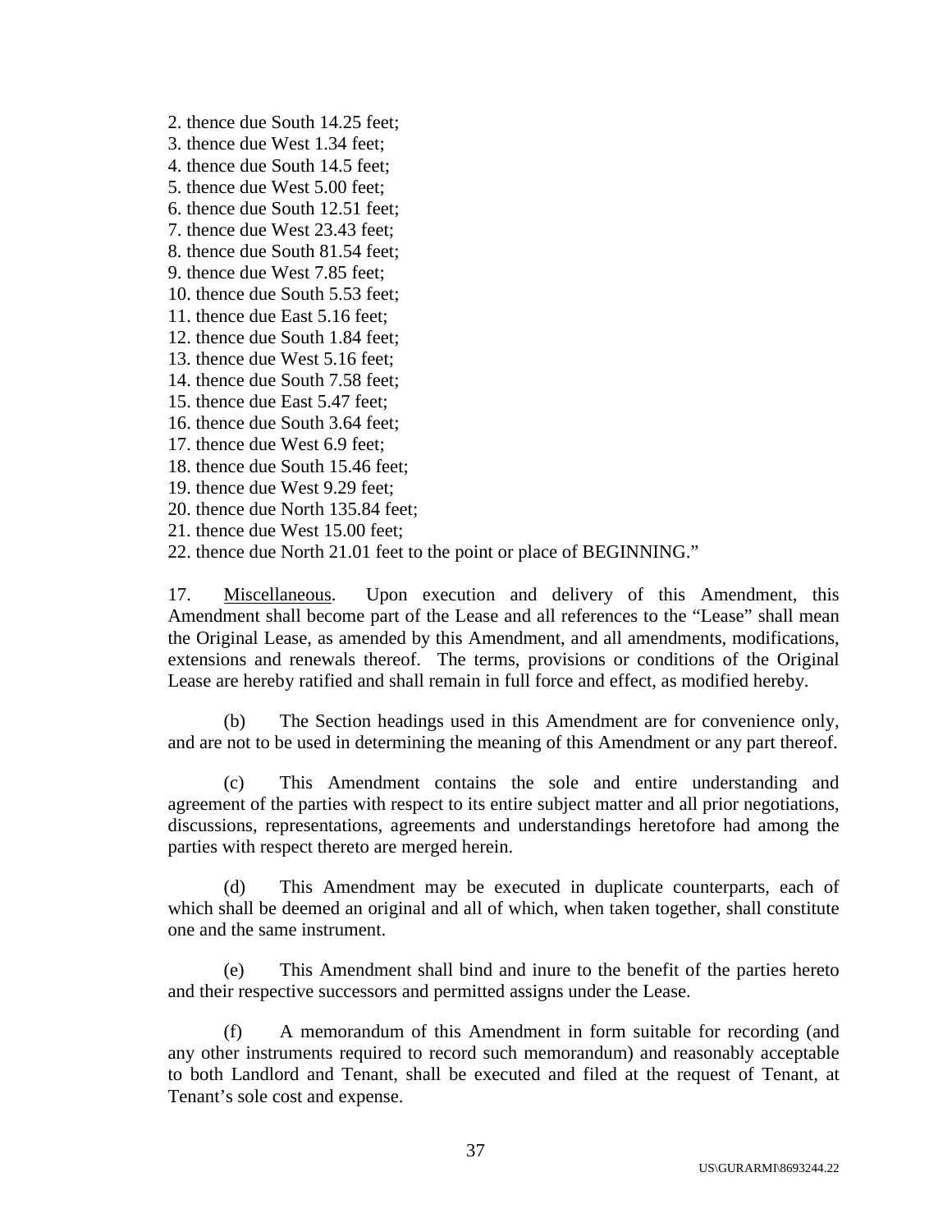2. thence due South 14.25 feet;
3. thence due West 1.34 feet;
4. thence due South 14.5 feet;
5. thence due West 5.00 feet;
6. thence due South 12.51 feet;
7. thence due West 23.43 feet;
8. thence due South 81.54 feet;
9. thence due West 7.85 feet;
10. thence due South 5.53 feet;
11. thence due East 5.16 feet;
12. thence due South 1.84 feet;
13. thence due West 5.16 feet;
14. thence due South 7.58 feet;
15. thence due East 5.47 feet;
16. thence due South 3.64 feet;
17. thence due West 6.9 feet;
18. thence due South 15.46 feet;
19. thence due West 9.29 feet;
20. thence due North 135.84 feet;
21. thence due West 15.00 feet;
22. thence due North 21.01 feet to the point or place of BEGINNING."

17. Miscellaneous. Upon execution and delivery of this Amendment, this Amendment shall become part of the Lease and all references to the "Lease" shall mean the Original Lease, as amended by this Amendment, and all amendments, modifications, extensions and renewals thereof. The terms, provisions or conditions of the Original Lease are hereby ratified and shall remain in full force and effect, as modified hereby.

(b) The Section headings used in this Amendment are for convenience only, and are not to be used in determining the meaning of this Amendment or any part thereof.

(c) This Amendment contains the sole and entire understanding and agreement of the parties with respect to its entire subject matter and all prior negotiations, discussions, representations, agreements and understandings heretofore had among the parties with respect thereto are merged herein.

(d) This Amendment may be executed in duplicate counterparts, each of which shall be deemed an original and all of which, when taken together, shall constitute one and the same instrument.

(e) This Amendment shall bind and inure to the benefit of the parties hereto and their respective successors and permitted assigns under the Lease.

(f) A memorandum of this Amendment in form suitable for recording (and any other instruments required to record such memorandum) and reasonably acceptable to both Landlord and Tenant, shall be executed and filed at the request of Tenant, at Tenant's sole cost and expense.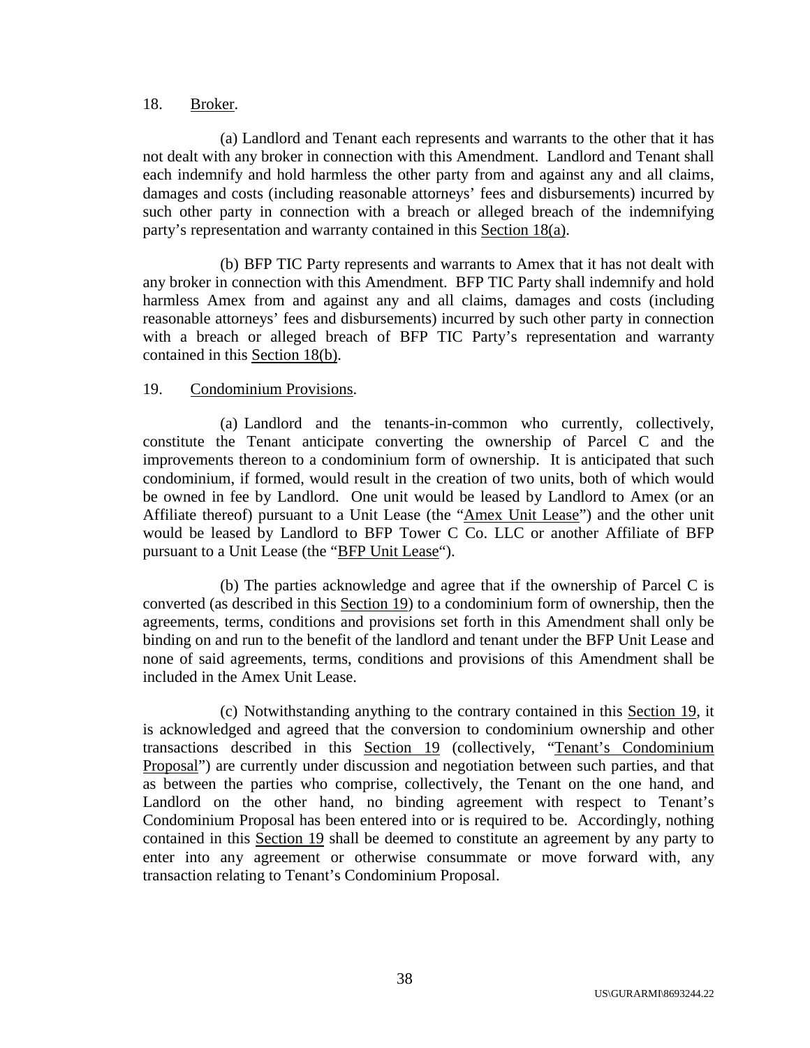18. Broker.

(a) Landlord and Tenant each represents and warrants to the other that it has not dealt with any broker in connection with this Amendment. Landlord and Tenant shall each indemnify and hold harmless the other party from and against any and all claims, damages and costs (including reasonable attorneys' fees and disbursements) incurred by such other party in connection with a breach or alleged breach of the indemnifying party's representation and warranty contained in this Section 18(a).

(b) BFP TIC Party represents and warrants to Amex that it has not dealt with any broker in connection with this Amendment. BFP TIC Party shall indemnify and hold harmless Amex from and against any and all claims, damages and costs (including reasonable attorneys' fees and disbursements) incurred by such other party in connection with a breach or alleged breach of BFP TIC Party's representation and warranty contained in this Section 18(b).

19. Condominium Provisions.

(a) Landlord and the tenants-in-common who currently, collectively, constitute the Tenant anticipate converting the ownership of Parcel C and the improvements thereon to a condominium form of ownership. It is anticipated that such condominium, if formed, would result in the creation of two units, both of which would be owned in fee by Landlord. One unit would be leased by Landlord to Amex (or an Affiliate thereof) pursuant to a Unit Lease (the "Amex Unit Lease") and the other unit would be leased by Landlord to BFP Tower C Co. LLC or another Affiliate of BFP pursuant to a Unit Lease (the "BFP Unit Lease").

(b) The parties acknowledge and agree that if the ownership of Parcel C is converted (as described in this Section 19) to a condominium form of ownership, then the agreements, terms, conditions and provisions set forth in this Amendment shall only be binding on and run to the benefit of the landlord and tenant under the BFP Unit Lease and none of said agreements, terms, conditions and provisions of this Amendment shall be included in the Amex Unit Lease.

(c) Notwithstanding anything to the contrary contained in this Section 19, it is acknowledged and agreed that the conversion to condominium ownership and other transactions described in this Section 19 (collectively, "Tenant's Condominium Proposal") are currently under discussion and negotiation between such parties, and that as between the parties who comprise, collectively, the Tenant on the one hand, and Landlord on the other hand, no binding agreement with respect to Tenant's Condominium Proposal has been entered into or is required to be. Accordingly, nothing contained in this Section 19 shall be deemed to constitute an agreement by any party to enter into any agreement or otherwise consummate or move forward with, any transaction relating to Tenant's Condominium Proposal.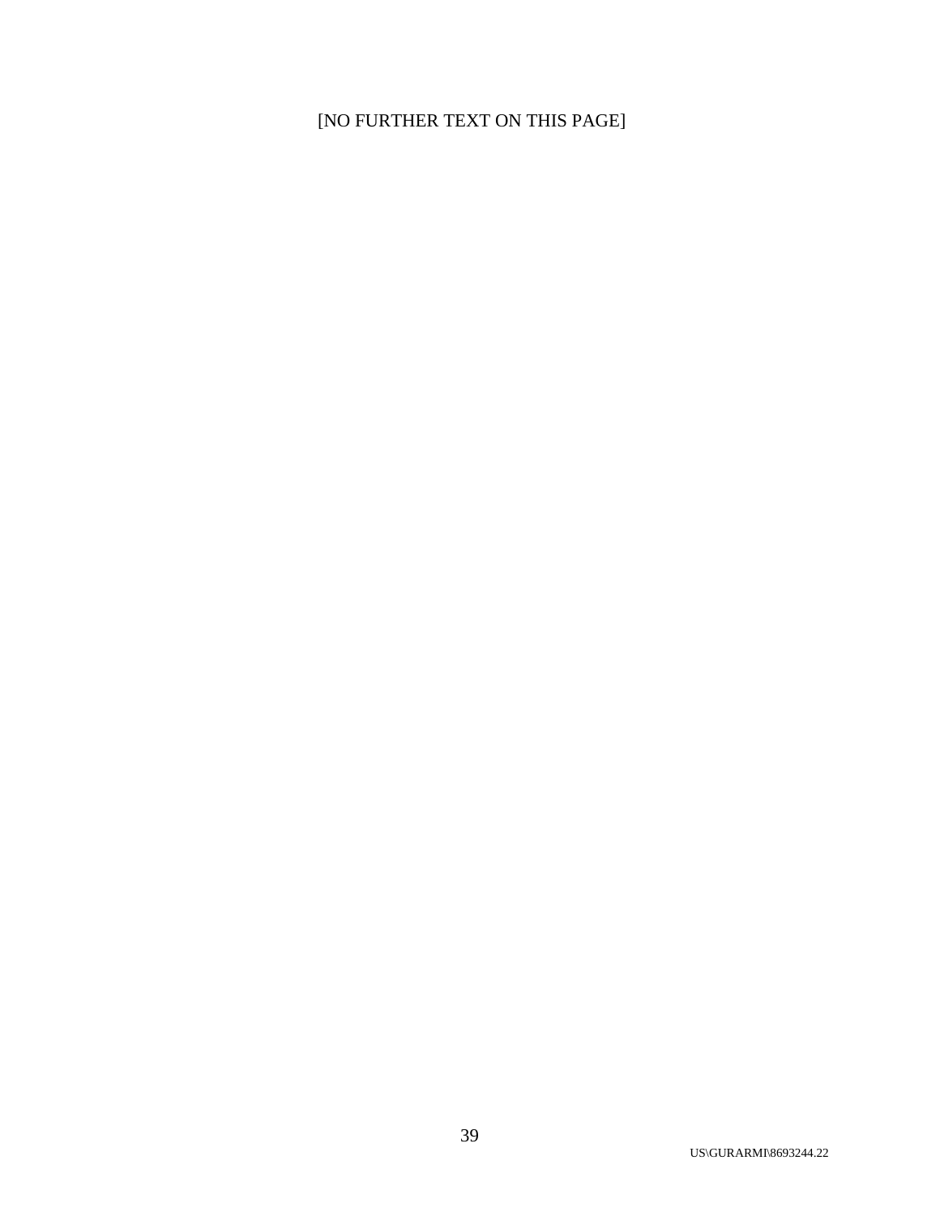[NO FURTHER TEXT ON THIS PAGE]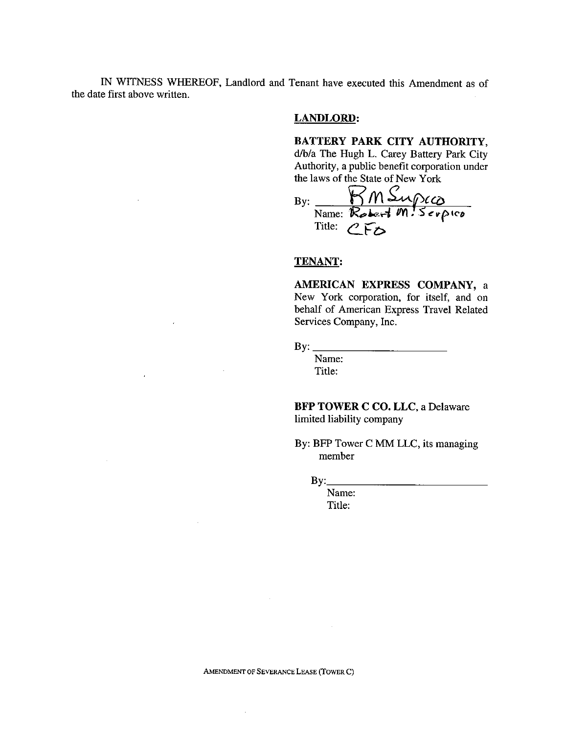IN WITNESS WHEREOF, Landlord and Tenant have executed this Amendment as of the date first above written.

**LANDLORD:**

**BATTERY PARK CITY AUTHORITY,** d/b/a The Hugh L. Carey Battery Park City Authority, a public benefit corporation under the laws of the State of New York

By: RM Serpico
Name: Robert M. Serpico
Title: CFO

**TENANT:**

**AMERICAN EXPRESS COMPANY,** a New York corporation, for itself, and on behalf of American Express Travel Related Services Company, Inc.

By: ________________________
Name:
Title:

**BFP TOWER C CO. LLC**, a Delaware limited liability company

By: BFP Tower C MM LLC, its managing member

By: ________________________
Name:
Title:

AMENDMENT OF SEVERANCE LEASE (TOWER C)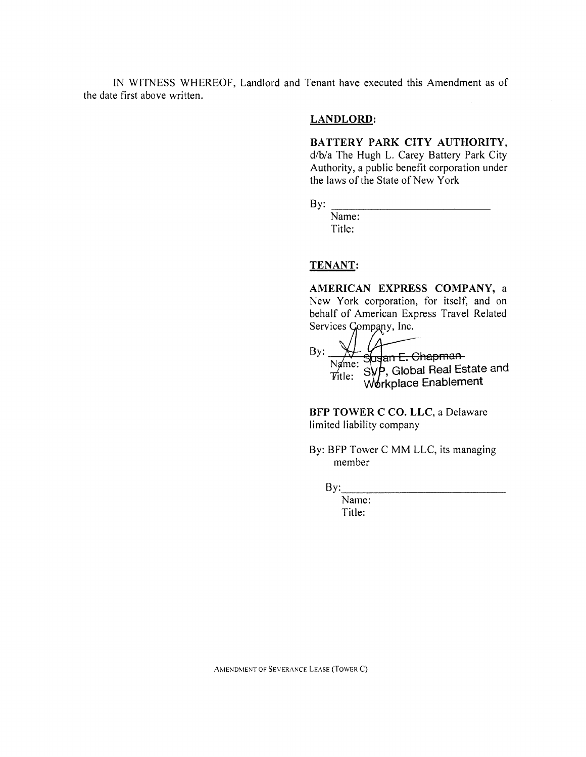IN WITNESS WHEREOF, Landlord and Tenant have executed this Amendment as of the date first above written.

**LANDLORD:**

**BATTERY PARK CITY AUTHORITY,** d/b/a The Hugh L. Carey Battery Park City Authority, a public benefit corporation under the laws of the State of New York

By: ______________________________
Name:
Title:

**TENANT:**

**AMERICAN EXPRESS COMPANY,** a New York corporation, for itself, and on behalf of American Express Travel Related Services Company, Inc.

By: ______________________________
Name: Susan E. Chapman
Title: SVP, Global Real Estate and Workplace Enablement

**BFP TOWER C CO. LLC,** a Delaware limited liability company

By: BFP Tower C MM LLC, its managing member

By: ______________________________
Name:
Title: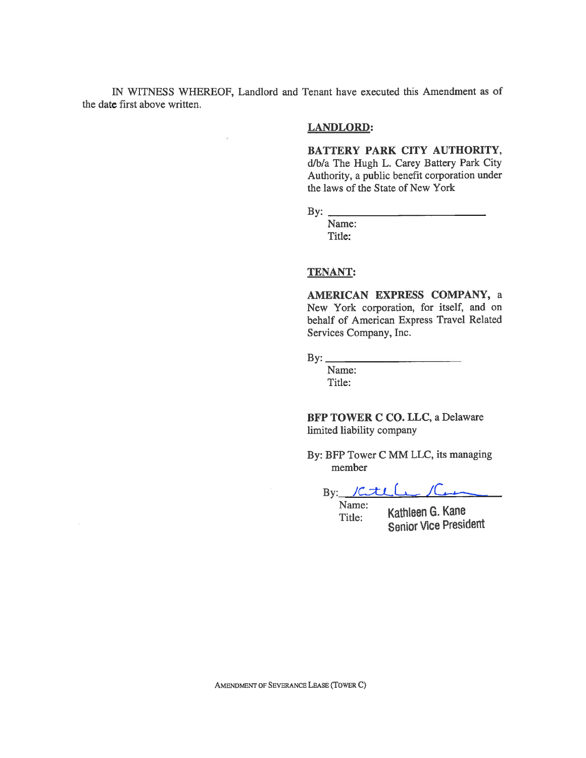IN WITNESS WHEREOF, Landlord and Tenant have executed this Amendment as of the date first above written.

**LANDLORD:**

**BATTERY PARK CITY AUTHORITY,** d/b/a The Hugh L. Carey Battery Park City Authority, a public benefit corporation under the laws of the State of New York

By: ______________________________
Name:
Title:

**TENANT:**

**AMERICAN EXPRESS COMPANY,** a New York corporation, for itself, and on behalf of American Express Travel Related Services Company, Inc.

By: ______________________________
Name:
Title:

**BFP TOWER C CO. LLC,** a Delaware limited liability company

By: BFP Tower C MM LLC, its managing member

By: [signature]
Name: Kathleen G. Kane
Title: Senior Vice President

AMENDMENT OF SEVERANCE LEASE (TOWER C)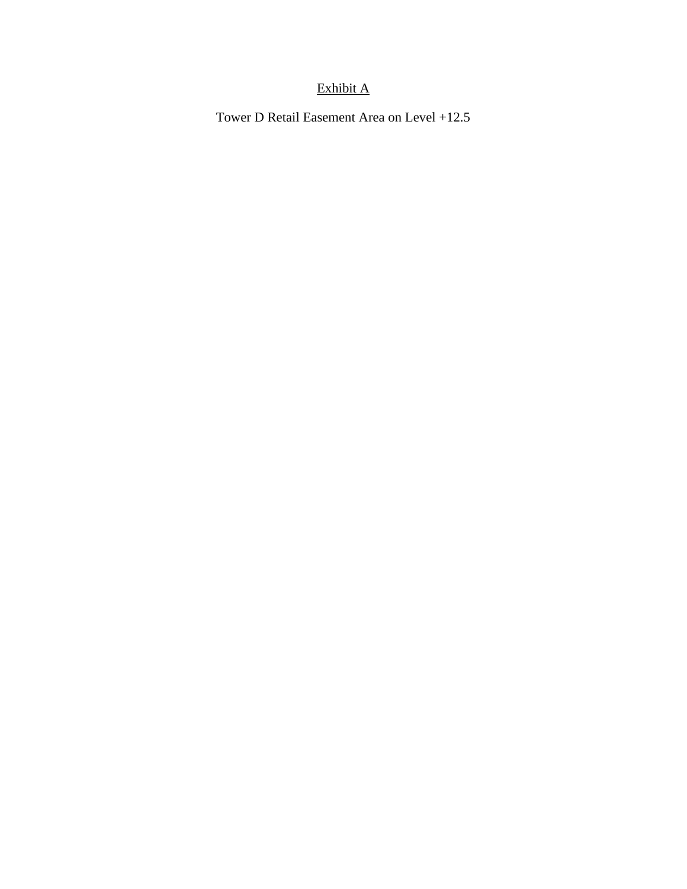<u>Exhibit A</u>

Tower D Retail Easement Area on Level +12.5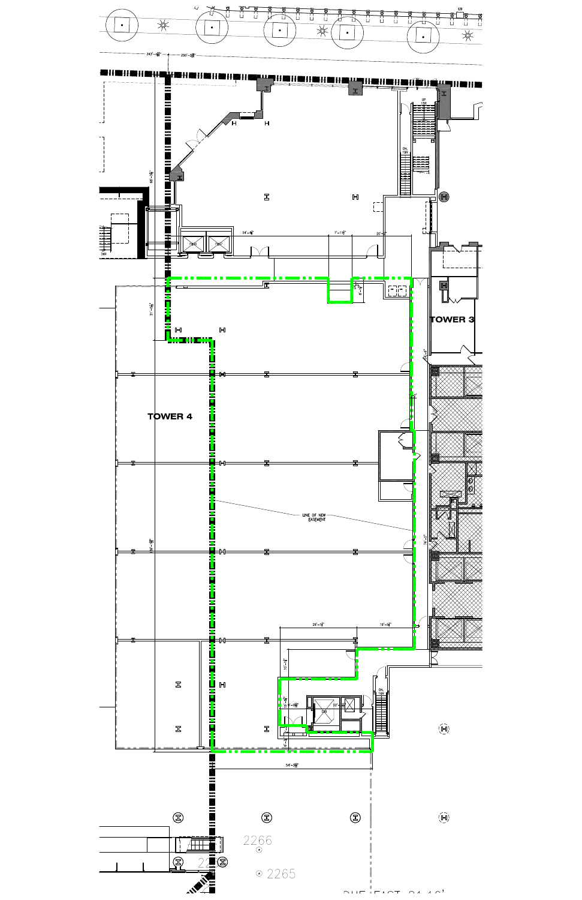TOWER 3

TOWER 4

LINE OF NEW EASEMENT

2266

2265

DUE EAST 31.16'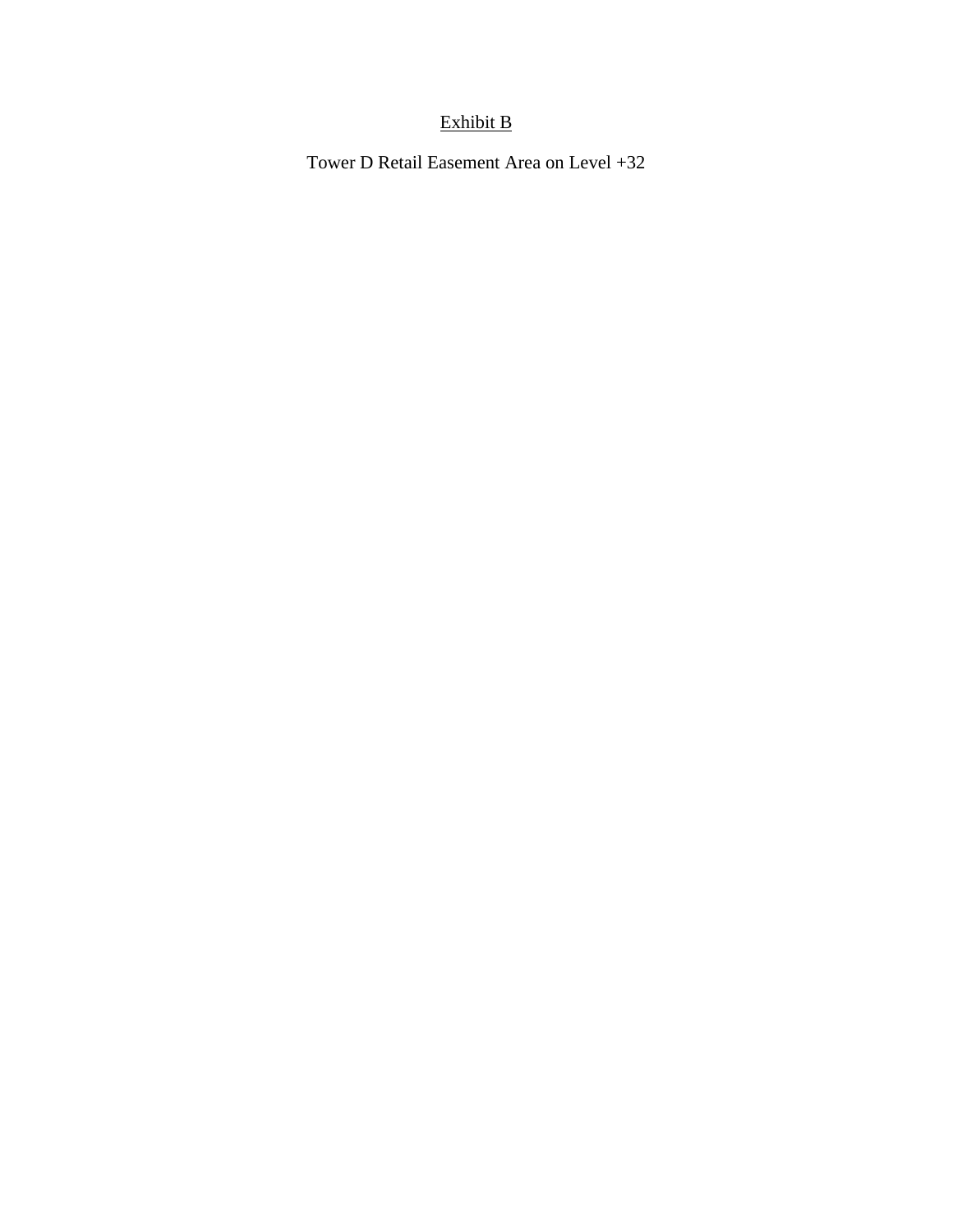<u>Exhibit B</u>

Tower D Retail Easement Area on Level +32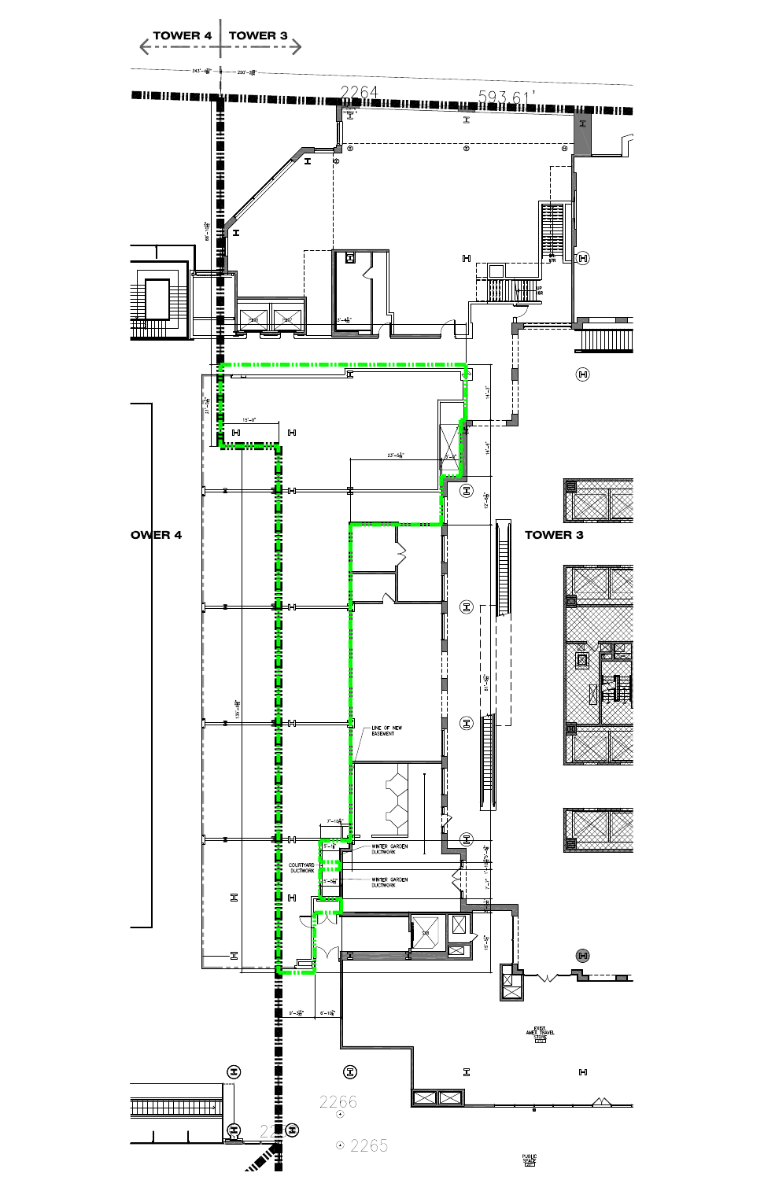TOWER 4

TOWER 3

2264

593.61'

OWER 4

TOWER 3

LINE OF NEW EASEMENT

WINTER GARDEN DUCTWORK

COURTYARD DUCTWORK

WINTER GARDEN DUCTWORK

EXIST. AMEX TRAVEL STORE

2266

2265

PUBLIC SPACE